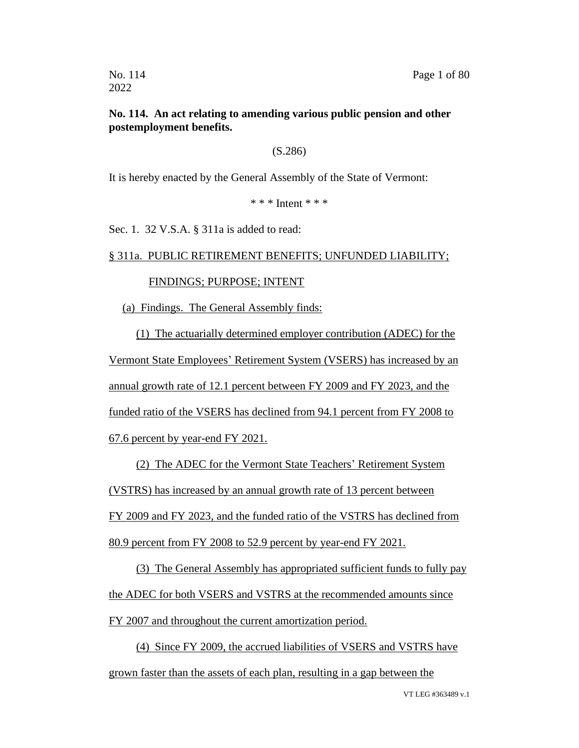**No. 114. An act relating to amending various public pension and other postemployment benefits.**

(S.286)

It is hereby enacted by the General Assembly of the State of Vermont:

\* \* \* Intent \* \* \*

Sec. 1. 32 V.S.A. § 311a is added to read:

§ 311a. PUBLIC RETIREMENT BENEFITS; UNFUNDED LIABILITY; FINDINGS; PURPOSE; INTENT

(a) Findings. The General Assembly finds:

(1) The actuarially determined employer contribution (ADEC) for the Vermont State Employees' Retirement System (VSERS) has increased by an annual growth rate of 12.1 percent between FY 2009 and FY 2023, and the funded ratio of the VSERS has declined from 94.1 percent from FY 2008 to 67.6 percent by year-end FY 2021.

(2) The ADEC for the Vermont State Teachers' Retirement System (VSTRS) has increased by an annual growth rate of 13 percent between FY 2009 and FY 2023, and the funded ratio of the VSTRS has declined from 80.9 percent from FY 2008 to 52.9 percent by year-end FY 2021.

(3) The General Assembly has appropriated sufficient funds to fully pay the ADEC for both VSERS and VSTRS at the recommended amounts since FY 2007 and throughout the current amortization period.

(4) Since FY 2009, the accrued liabilities of VSERS and VSTRS have grown faster than the assets of each plan, resulting in a gap between the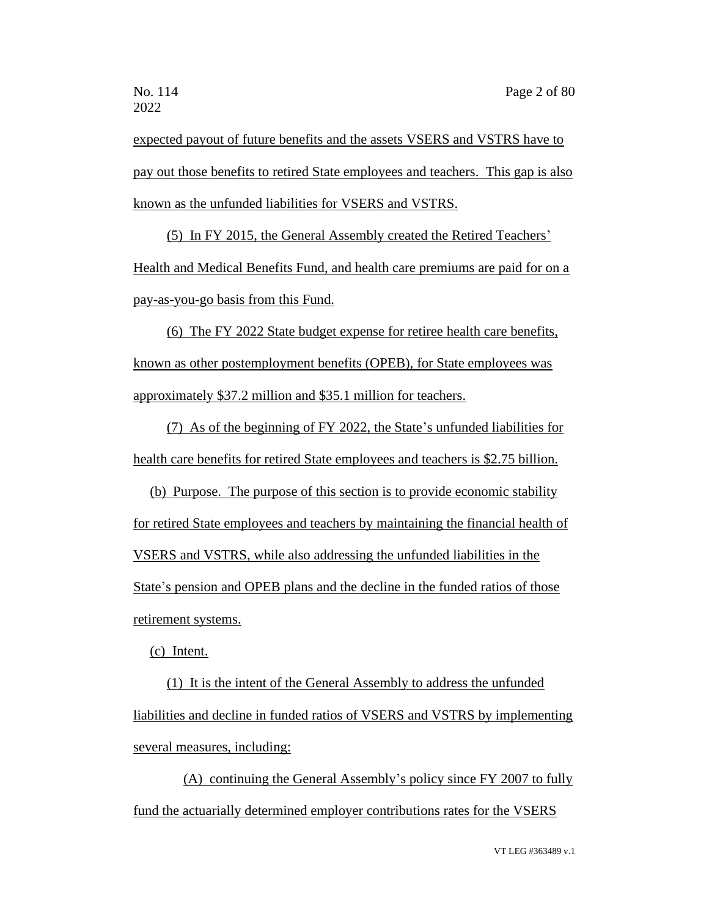expected payout of future benefits and the assets VSERS and VSTRS have to pay out those benefits to retired State employees and teachers. This gap is also known as the unfunded liabilities for VSERS and VSTRS.

(5) In FY 2015, the General Assembly created the Retired Teachers' Health and Medical Benefits Fund, and health care premiums are paid for on a pay-as-you-go basis from this Fund.

(6) The FY 2022 State budget expense for retiree health care benefits, known as other postemployment benefits (OPEB), for State employees was approximately $37.2 million and $35.1 million for teachers.

(7) As of the beginning of FY 2022, the State's unfunded liabilities for health care benefits for retired State employees and teachers is $2.75 billion.

(b) Purpose. The purpose of this section is to provide economic stability for retired State employees and teachers by maintaining the financial health of VSERS and VSTRS, while also addressing the unfunded liabilities in the State's pension and OPEB plans and the decline in the funded ratios of those retirement systems.

(c) Intent.

(1) It is the intent of the General Assembly to address the unfunded liabilities and decline in funded ratios of VSERS and VSTRS by implementing several measures, including:

(A) continuing the General Assembly's policy since FY 2007 to fully fund the actuarially determined employer contributions rates for the VSERS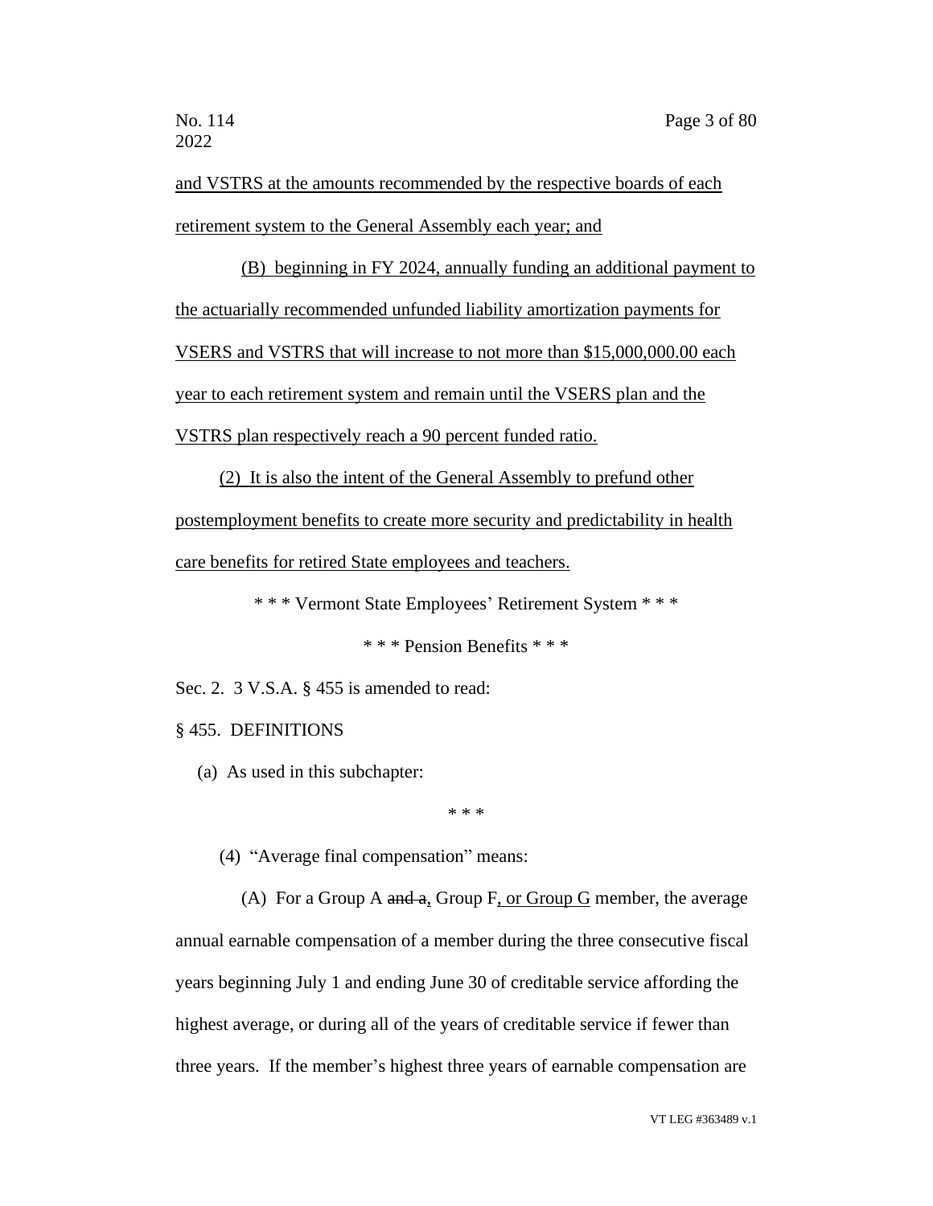and VSTRS at the amounts recommended by the respective boards of each retirement system to the General Assembly each year; and

(B) beginning in FY 2024, annually funding an additional payment to the actuarially recommended unfunded liability amortization payments for VSERS and VSTRS that will increase to not more than $15,000,000.00 each year to each retirement system and remain until the VSERS plan and the VSTRS plan respectively reach a 90 percent funded ratio.

(2) It is also the intent of the General Assembly to prefund other postemployment benefits to create more security and predictability in health care benefits for retired State employees and teachers.

\* \* \* Vermont State Employees' Retirement System \* \* \*

\* \* \* Pension Benefits \* \* \*

Sec. 2. 3 V.S.A. § 455 is amended to read:

§ 455. DEFINITIONS

(a) As used in this subchapter:

\* \* \*

(4) "Average final compensation" means:

(A) For a Group A ~~and a~~, Group F, or Group G member, the average annual earnable compensation of a member during the three consecutive fiscal years beginning July 1 and ending June 30 of creditable service affording the highest average, or during all of the years of creditable service if fewer than three years. If the member's highest three years of earnable compensation are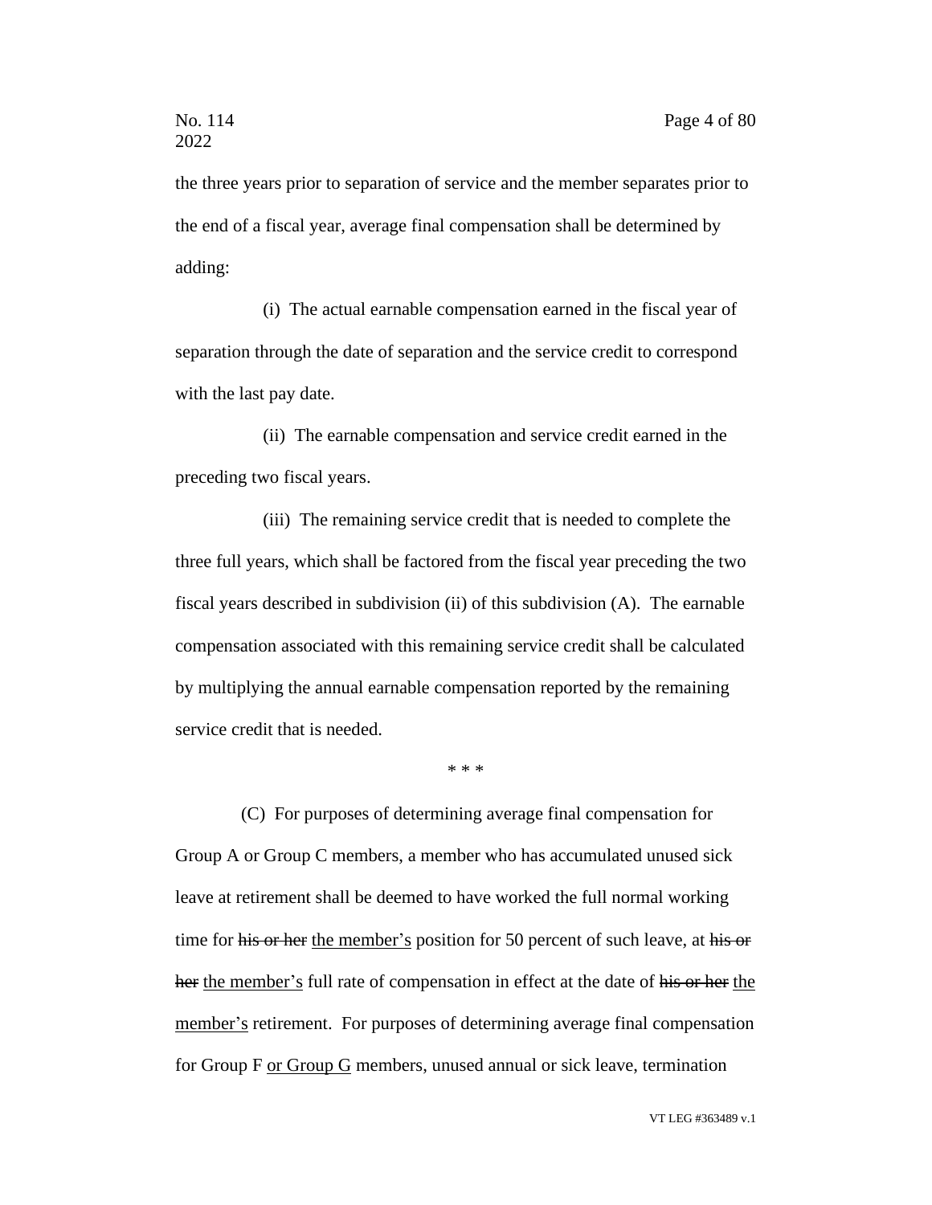the three years prior to separation of service and the member separates prior to the end of a fiscal year, average final compensation shall be determined by adding:

(i) The actual earnable compensation earned in the fiscal year of separation through the date of separation and the service credit to correspond with the last pay date.

(ii) The earnable compensation and service credit earned in the preceding two fiscal years.

(iii) The remaining service credit that is needed to complete the three full years, which shall be factored from the fiscal year preceding the two fiscal years described in subdivision (ii) of this subdivision (A). The earnable compensation associated with this remaining service credit shall be calculated by multiplying the annual earnable compensation reported by the remaining service credit that is needed.

\* \* \*

(C) For purposes of determining average final compensation for Group A or Group C members, a member who has accumulated unused sick leave at retirement shall be deemed to have worked the full normal working time for ~~his or her~~ <u>the member's</u> position for 50 percent of such leave, at ~~his or her~~ <u>the member's</u> full rate of compensation in effect at the date of ~~his or her~~ <u>the member's</u> retirement. For purposes of determining average final compensation for Group F <u>or Group G</u> members, unused annual or sick leave, termination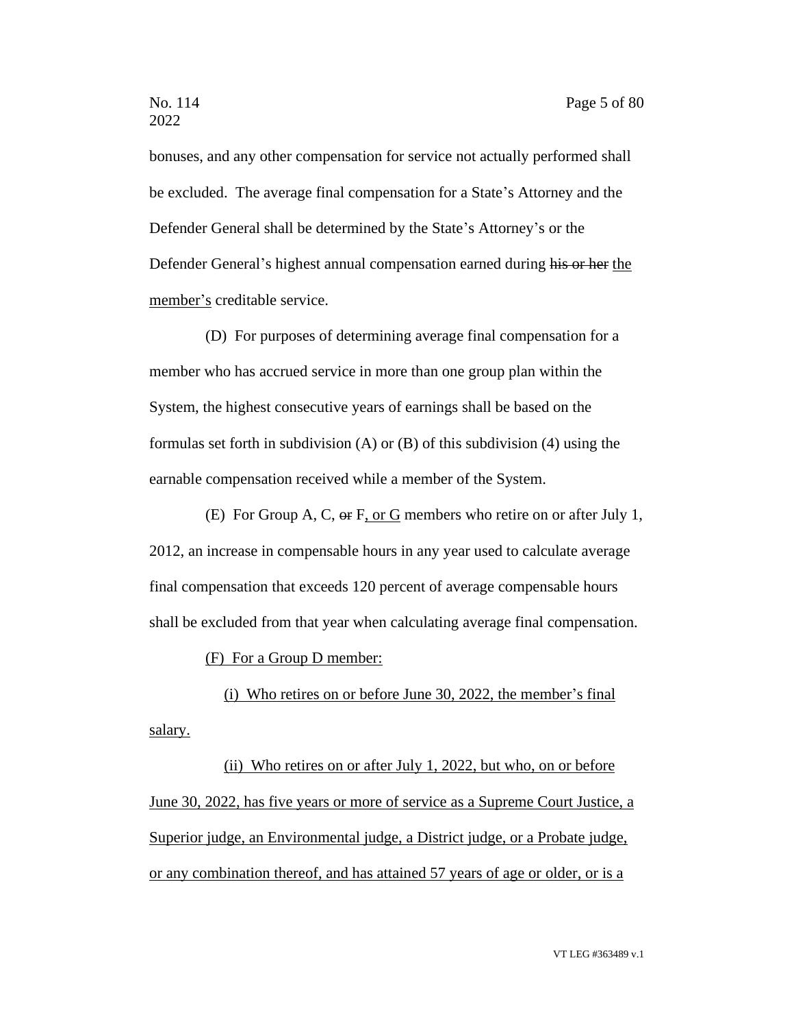bonuses, and any other compensation for service not actually performed shall be excluded. The average final compensation for a State's Attorney and the Defender General shall be determined by the State's Attorney's or the Defender General's highest annual compensation earned during ~~his or her~~ <u>the member's</u> creditable service.

(D) For purposes of determining average final compensation for a member who has accrued service in more than one group plan within the System, the highest consecutive years of earnings shall be based on the formulas set forth in subdivision (A) or (B) of this subdivision (4) using the earnable compensation received while a member of the System.

(E) For Group A, C, ~~or~~ F<u>, or G</u> members who retire on or after July 1, 2012, an increase in compensable hours in any year used to calculate average final compensation that exceeds 120 percent of average compensable hours shall be excluded from that year when calculating average final compensation.

<u>(F) For a Group D member:</u>

<u>(i) Who retires on or before June 30, 2022, the member's final salary.</u>

<u>(ii) Who retires on or after July 1, 2022, but who, on or before June 30, 2022, has five years or more of service as a Supreme Court Justice, a Superior judge, an Environmental judge, a District judge, or a Probate judge, or any combination thereof, and has attained 57 years of age or older, or is a</u>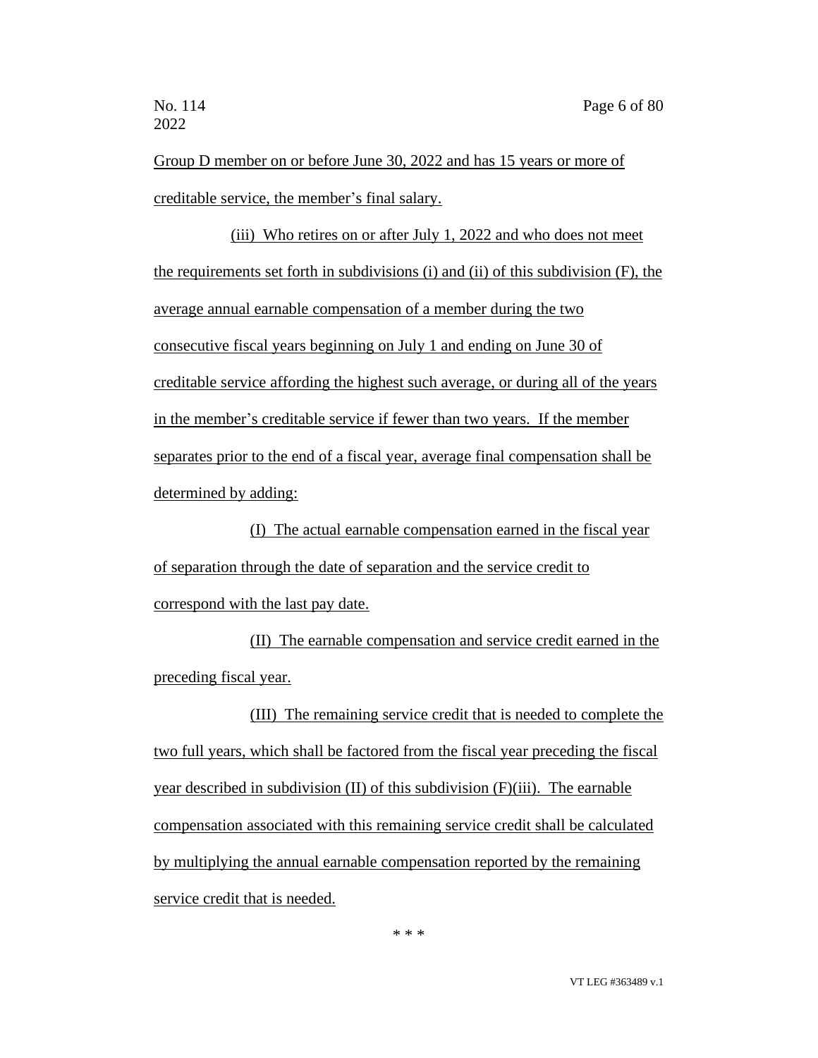Group D member on or before June 30, 2022 and has 15 years or more of creditable service, the member's final salary.

(iii) Who retires on or after July 1, 2022 and who does not meet the requirements set forth in subdivisions (i) and (ii) of this subdivision (F), the average annual earnable compensation of a member during the two consecutive fiscal years beginning on July 1 and ending on June 30 of creditable service affording the highest such average, or during all of the years in the member's creditable service if fewer than two years. If the member separates prior to the end of a fiscal year, average final compensation shall be determined by adding:

(I) The actual earnable compensation earned in the fiscal year of separation through the date of separation and the service credit to correspond with the last pay date.

(II) The earnable compensation and service credit earned in the preceding fiscal year.

(III) The remaining service credit that is needed to complete the two full years, which shall be factored from the fiscal year preceding the fiscal year described in subdivision (II) of this subdivision (F)(iii). The earnable compensation associated with this remaining service credit shall be calculated by multiplying the annual earnable compensation reported by the remaining service credit that is needed.

\* \* \*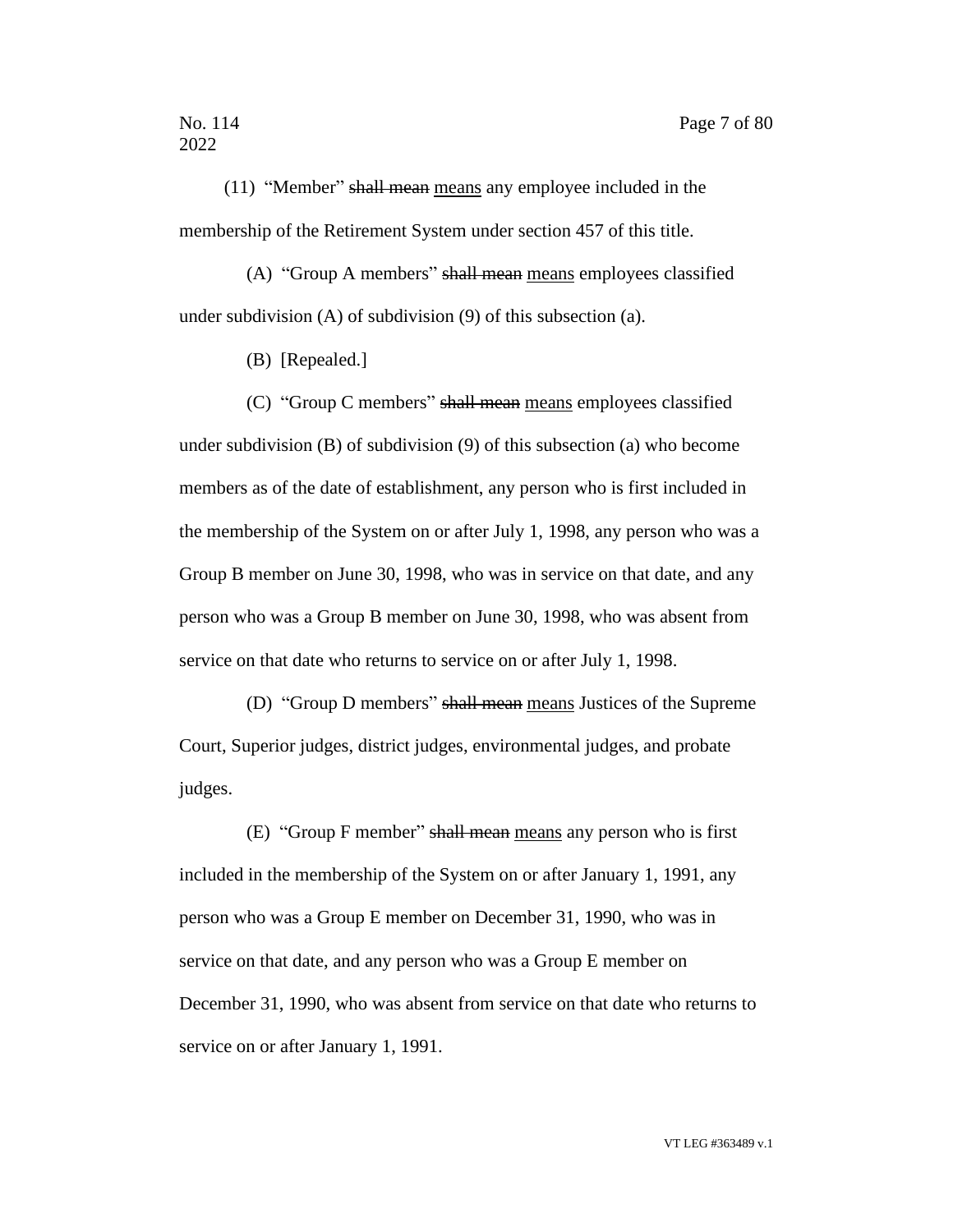(11) "Member" ~~shall mean~~ <u>means</u> any employee included in the membership of the Retirement System under section 457 of this title.

(A) "Group A members" ~~shall mean~~ <u>means</u> employees classified under subdivision (A) of subdivision (9) of this subsection (a).

(B) [Repealed.]

(C) "Group C members" ~~shall mean~~ <u>means</u> employees classified under subdivision (B) of subdivision (9) of this subsection (a) who become members as of the date of establishment, any person who is first included in the membership of the System on or after July 1, 1998, any person who was a Group B member on June 30, 1998, who was in service on that date, and any person who was a Group B member on June 30, 1998, who was absent from service on that date who returns to service on or after July 1, 1998.

(D) "Group D members" ~~shall mean~~ <u>means</u> Justices of the Supreme Court, Superior judges, district judges, environmental judges, and probate judges.

(E) "Group F member" ~~shall mean~~ <u>means</u> any person who is first included in the membership of the System on or after January 1, 1991, any person who was a Group E member on December 31, 1990, who was in service on that date, and any person who was a Group E member on December 31, 1990, who was absent from service on that date who returns to service on or after January 1, 1991.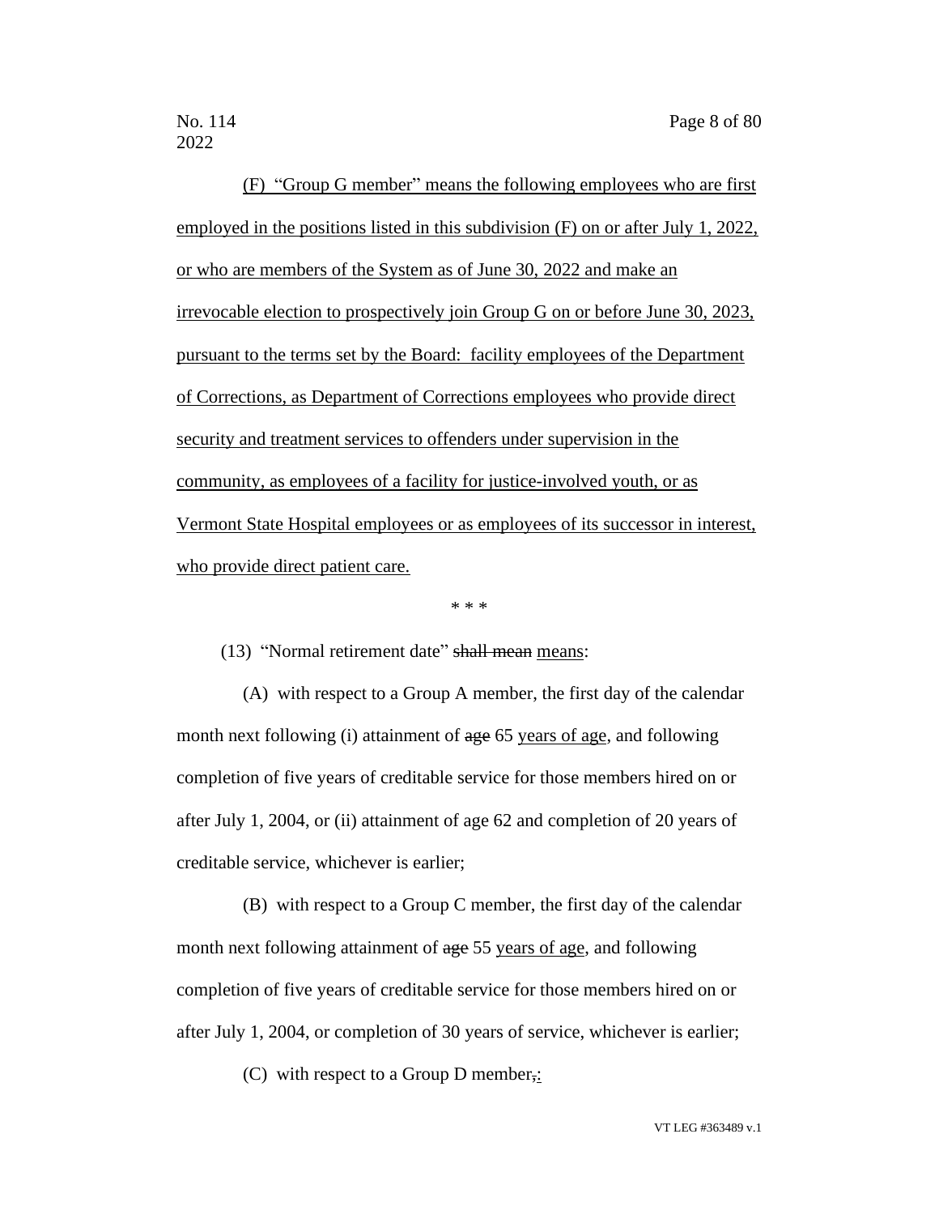(F) "Group G member" means the following employees who are first employed in the positions listed in this subdivision (F) on or after July 1, 2022, or who are members of the System as of June 30, 2022 and make an irrevocable election to prospectively join Group G on or before June 30, 2023, pursuant to the terms set by the Board: facility employees of the Department of Corrections, as Department of Corrections employees who provide direct security and treatment services to offenders under supervision in the community, as employees of a facility for justice-involved youth, or as Vermont State Hospital employees or as employees of its successor in interest, who provide direct patient care.

\* \* \*

(13) "Normal retirement date" ~~shall mean~~ means:

(A) with respect to a Group A member, the first day of the calendar month next following (i) attainment of ~~age~~ 65 years of age, and following completion of five years of creditable service for those members hired on or after July 1, 2004, or (ii) attainment of age 62 and completion of 20 years of creditable service, whichever is earlier;

(B) with respect to a Group C member, the first day of the calendar month next following attainment of ~~age~~ 55 years of age, and following completion of five years of creditable service for those members hired on or after July 1, 2004, or completion of 30 years of service, whichever is earlier;

(C) with respect to a Group D member~~,~~: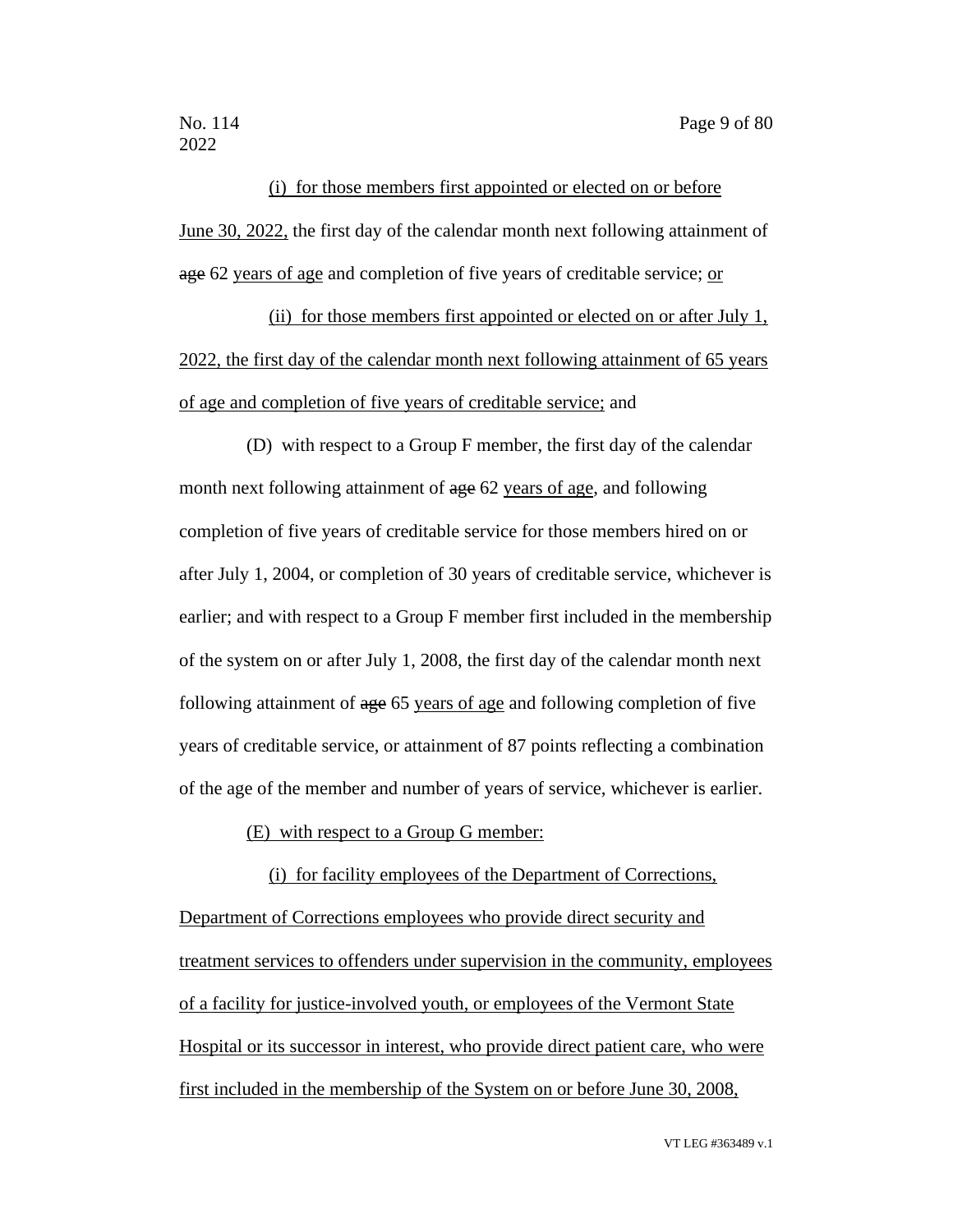(i) for those members first appointed or elected on or before June 30, 2022, the first day of the calendar month next following attainment of ~~age~~ 62 years of age and completion of five years of creditable service; or

(ii) for those members first appointed or elected on or after July 1, 2022, the first day of the calendar month next following attainment of 65 years of age and completion of five years of creditable service; and

(D) with respect to a Group F member, the first day of the calendar month next following attainment of ~~age~~ 62 years of age, and following completion of five years of creditable service for those members hired on or after July 1, 2004, or completion of 30 years of creditable service, whichever is earlier; and with respect to a Group F member first included in the membership of the system on or after July 1, 2008, the first day of the calendar month next following attainment of ~~age~~ 65 years of age and following completion of five years of creditable service, or attainment of 87 points reflecting a combination of the age of the member and number of years of service, whichever is earlier.

(E) with respect to a Group G member:

(i) for facility employees of the Department of Corrections, Department of Corrections employees who provide direct security and treatment services to offenders under supervision in the community, employees of a facility for justice-involved youth, or employees of the Vermont State Hospital or its successor in interest, who provide direct patient care, who were first included in the membership of the System on or before June 30, 2008,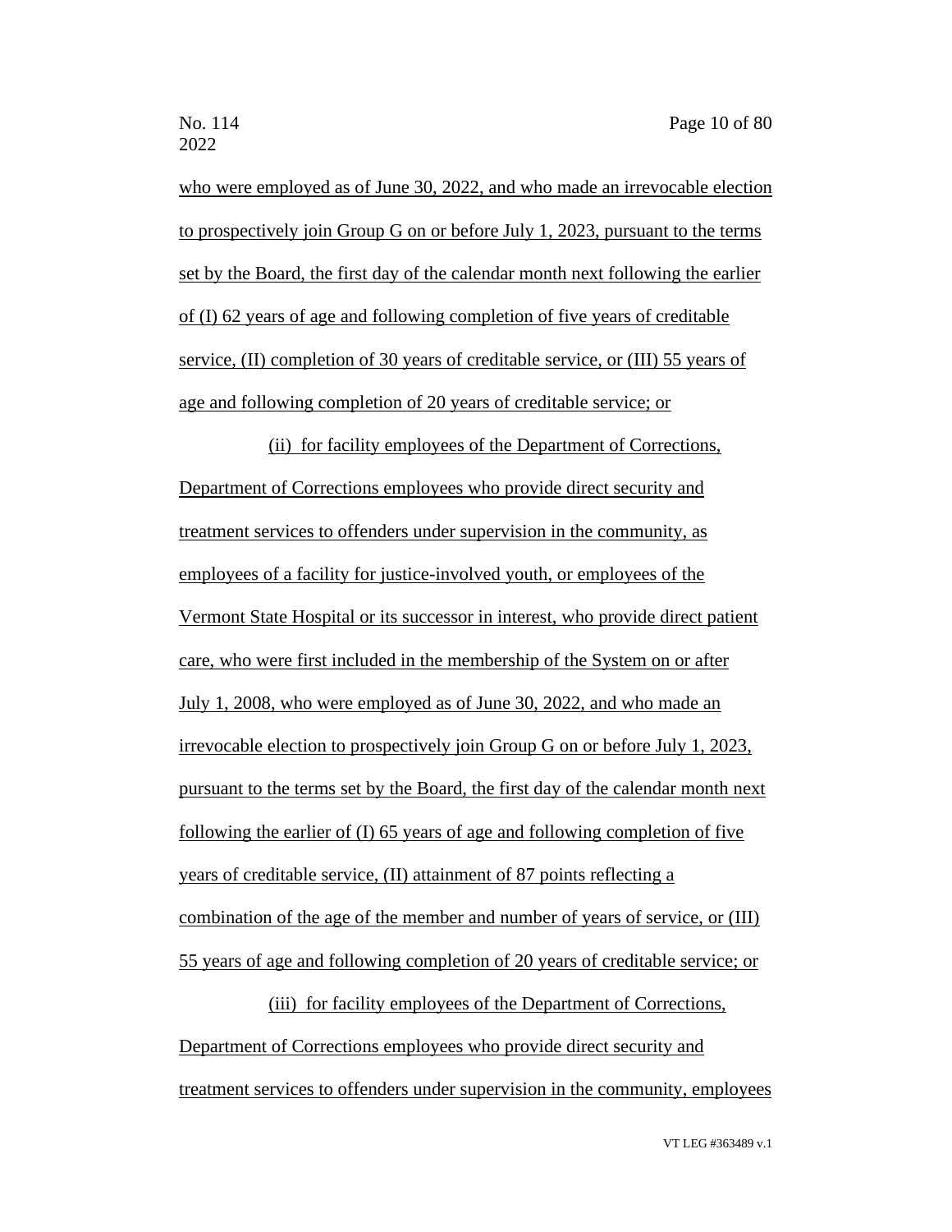who were employed as of June 30, 2022, and who made an irrevocable election to prospectively join Group G on or before July 1, 2023, pursuant to the terms set by the Board, the first day of the calendar month next following the earlier of (I) 62 years of age and following completion of five years of creditable service, (II) completion of 30 years of creditable service, or (III) 55 years of age and following completion of 20 years of creditable service; or

(ii) for facility employees of the Department of Corrections, Department of Corrections employees who provide direct security and treatment services to offenders under supervision in the community, as employees of a facility for justice-involved youth, or employees of the Vermont State Hospital or its successor in interest, who provide direct patient care, who were first included in the membership of the System on or after July 1, 2008, who were employed as of June 30, 2022, and who made an irrevocable election to prospectively join Group G on or before July 1, 2023, pursuant to the terms set by the Board, the first day of the calendar month next following the earlier of (I) 65 years of age and following completion of five years of creditable service, (II) attainment of 87 points reflecting a combination of the age of the member and number of years of service, or (III) 55 years of age and following completion of 20 years of creditable service; or

(iii) for facility employees of the Department of Corrections, Department of Corrections employees who provide direct security and treatment services to offenders under supervision in the community, employees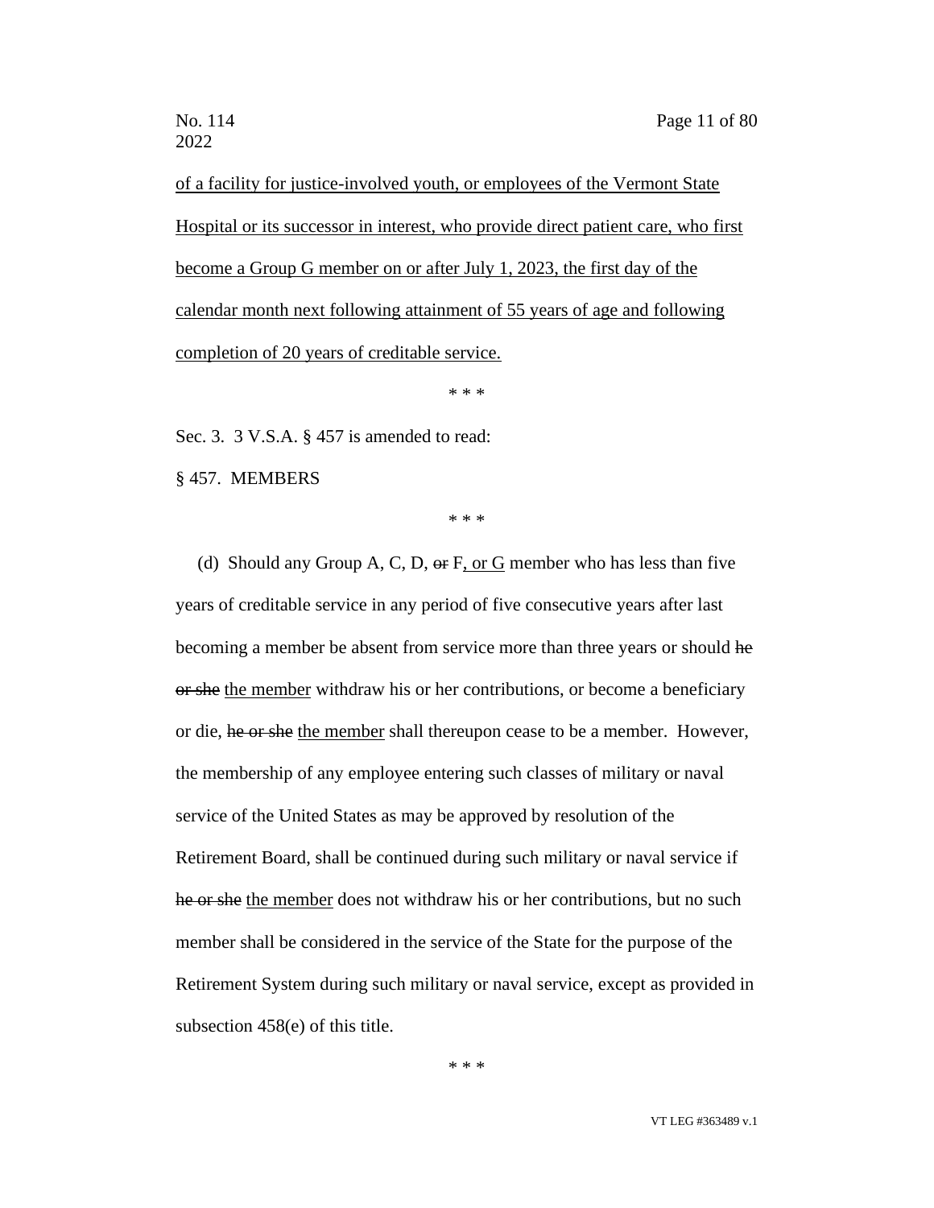<u>of a facility for justice-involved youth, or employees of the Vermont State Hospital or its successor in interest, who provide direct patient care, who first become a Group G member on or after July 1, 2023, the first day of the calendar month next following attainment of 55 years of age and following completion of 20 years of creditable service.</u>

\* \* \*

Sec. 3. 3 V.S.A. § 457 is amended to read:

§ 457. MEMBERS

\* \* \*

(d) Should any Group A, C, D, ~~or~~ F<u>, or G</u> member who has less than five years of creditable service in any period of five consecutive years after last becoming a member be absent from service more than three years or should ~~he or she~~ <u>the member</u> withdraw his or her contributions, or become a beneficiary or die, ~~he or she~~ <u>the member</u> shall thereupon cease to be a member. However, the membership of any employee entering such classes of military or naval service of the United States as may be approved by resolution of the Retirement Board, shall be continued during such military or naval service if ~~he or she~~ <u>the member</u> does not withdraw his or her contributions, but no such member shall be considered in the service of the State for the purpose of the Retirement System during such military or naval service, except as provided in subsection 458(e) of this title.

\* \* \*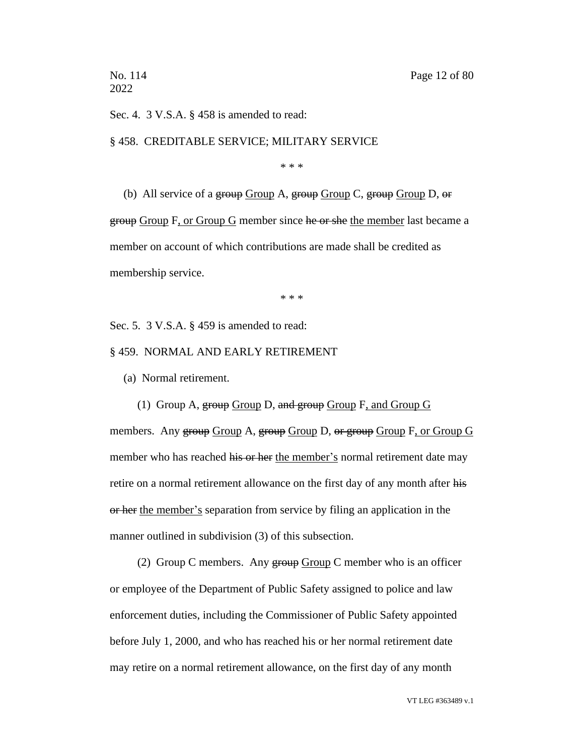Sec. 4. 3 V.S.A. § 458 is amended to read:

§ 458. CREDITABLE SERVICE; MILITARY SERVICE

\* \* \*

(b) All service of a ~~group~~ <u>Group</u> A, ~~group~~ <u>Group</u> C, ~~group~~ <u>Group</u> D, ~~or~~ ~~group~~ <u>Group</u> F<u>, or Group G</u> member since ~~he or she~~ <u>the member</u> last became a member on account of which contributions are made shall be credited as membership service.

\* \* \*

Sec. 5. 3 V.S.A. § 459 is amended to read:

§ 459. NORMAL AND EARLY RETIREMENT

(a) Normal retirement.

(1) Group A, ~~group~~ <u>Group</u> D, ~~and group~~ <u>Group</u> F<u>, and Group G</u> members. Any ~~group~~ <u>Group</u> A, ~~group~~ <u>Group</u> D, ~~or group~~ <u>Group</u> F<u>, or Group G</u> member who has reached ~~his or her~~ <u>the member's</u> normal retirement date may retire on a normal retirement allowance on the first day of any month after ~~his or her~~ <u>the member's</u> separation from service by filing an application in the manner outlined in subdivision (3) of this subsection.

(2) Group C members. Any ~~group~~ <u>Group</u> C member who is an officer or employee of the Department of Public Safety assigned to police and law enforcement duties, including the Commissioner of Public Safety appointed before July 1, 2000, and who has reached his or her normal retirement date may retire on a normal retirement allowance, on the first day of any month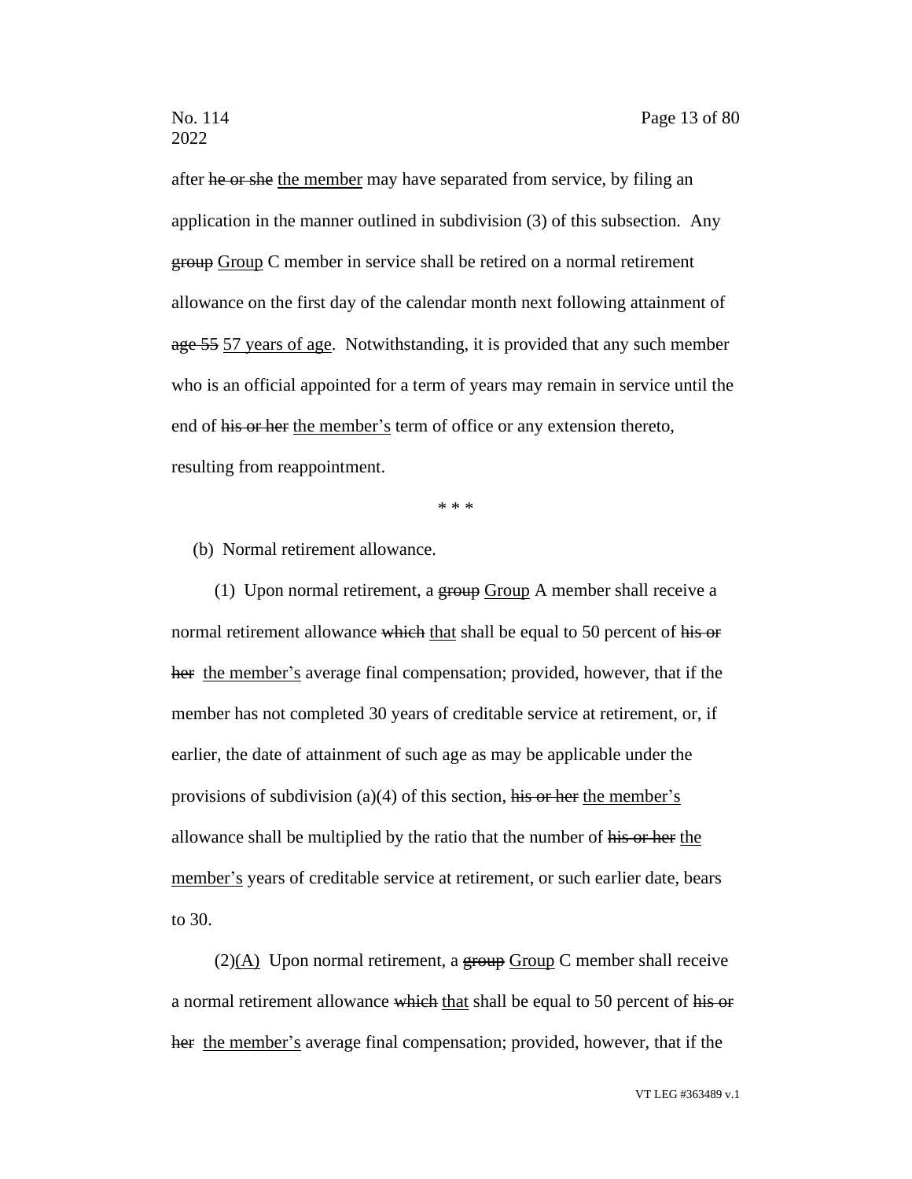after ~~he or she~~ <u>the member</u> may have separated from service, by filing an application in the manner outlined in subdivision (3) of this subsection. Any ~~group~~ <u>Group</u> C member in service shall be retired on a normal retirement allowance on the first day of the calendar month next following attainment of ~~age 55~~ <u>57 years of age</u>. Notwithstanding, it is provided that any such member who is an official appointed for a term of years may remain in service until the end of ~~his or her~~ <u>the member's</u> term of office or any extension thereto, resulting from reappointment.

\* \* \*

(b) Normal retirement allowance.

(1) Upon normal retirement, a ~~group~~ <u>Group</u> A member shall receive a normal retirement allowance ~~which~~ <u>that</u> shall be equal to 50 percent of ~~his or her~~ <u>the member's</u> average final compensation; provided, however, that if the member has not completed 30 years of creditable service at retirement, or, if earlier, the date of attainment of such age as may be applicable under the provisions of subdivision (a)(4) of this section, ~~his or her~~ <u>the member's</u> allowance shall be multiplied by the ratio that the number of ~~his or her~~ <u>the member's</u> years of creditable service at retirement, or such earlier date, bears to 30.

(2)<u>(A)</u> Upon normal retirement, a ~~group~~ <u>Group</u> C member shall receive a normal retirement allowance ~~which~~ <u>that</u> shall be equal to 50 percent of ~~his or her~~ <u>the member's</u> average final compensation; provided, however, that if the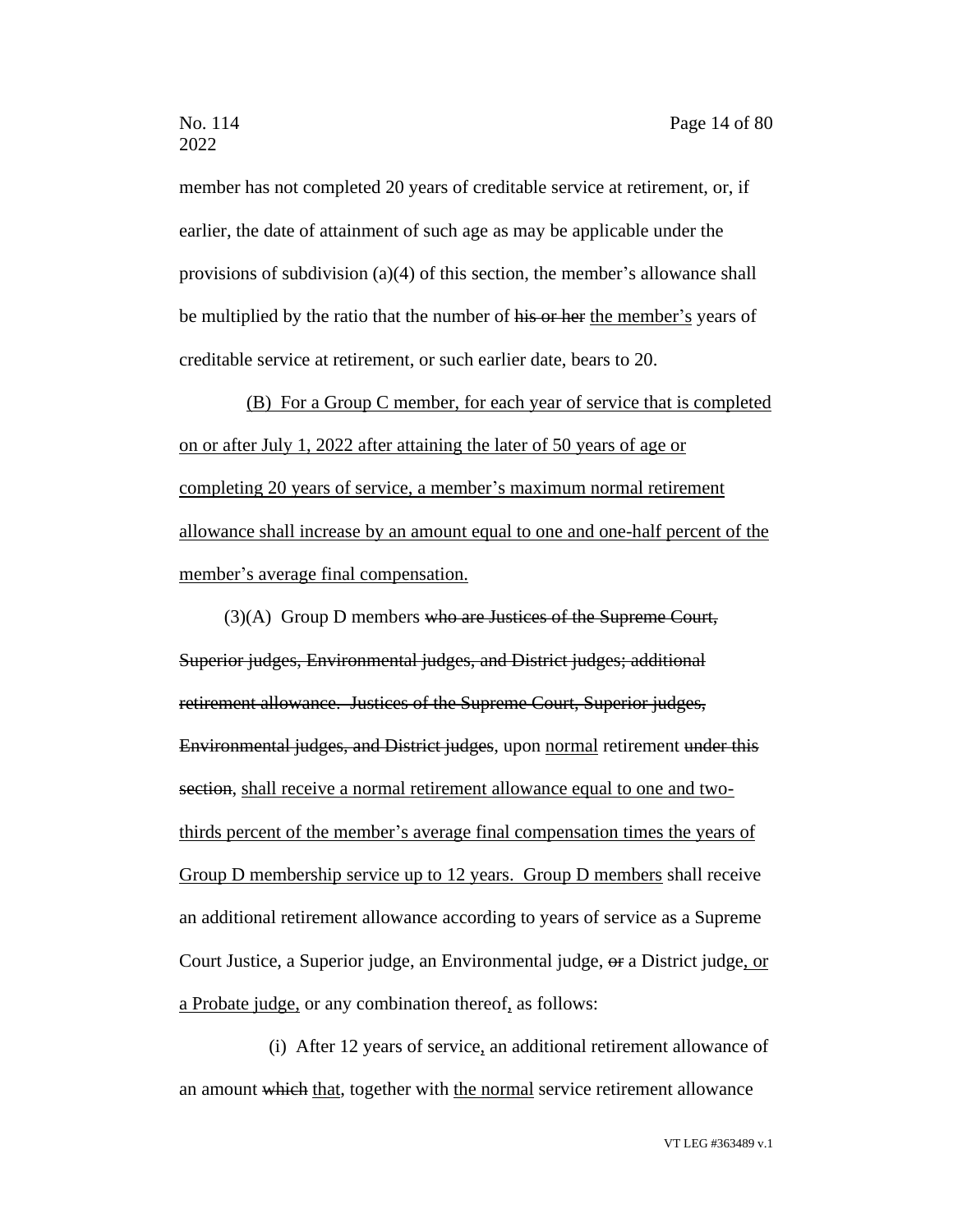member has not completed 20 years of creditable service at retirement, or, if earlier, the date of attainment of such age as may be applicable under the provisions of subdivision (a)(4) of this section, the member's allowance shall be multiplied by the ratio that the number of ~~his or her~~ <u>the member's</u> years of creditable service at retirement, or such earlier date, bears to 20.

<u>(B) For a Group C member, for each year of service that is completed on or after July 1, 2022 after attaining the later of 50 years of age or completing 20 years of service, a member's maximum normal retirement allowance shall increase by an amount equal to one and one-half percent of the member's average final compensation.</u>

(3)(A) Group D members ~~who are Justices of the Supreme Court, Superior judges, Environmental judges, and District judges; additional retirement allowance. Justices of the Supreme Court, Superior judges, Environmental judges, and District judges~~, upon <u>normal</u> retirement ~~under this section~~, <u>shall receive a normal retirement allowance equal to one and two-thirds percent of the member's average final compensation times the years of Group D membership service up to 12 years. Group D members</u> shall receive an additional retirement allowance according to years of service as a Supreme Court Justice, a Superior judge, an Environmental judge, ~~or~~ a District judge<u>, or a Probate judge,</u> or any combination thereof<u>,</u> as follows:

(i) After 12 years of service<u>,</u> an additional retirement allowance of an amount ~~which~~ <u>that</u>, together with <u>the normal</u> service retirement allowance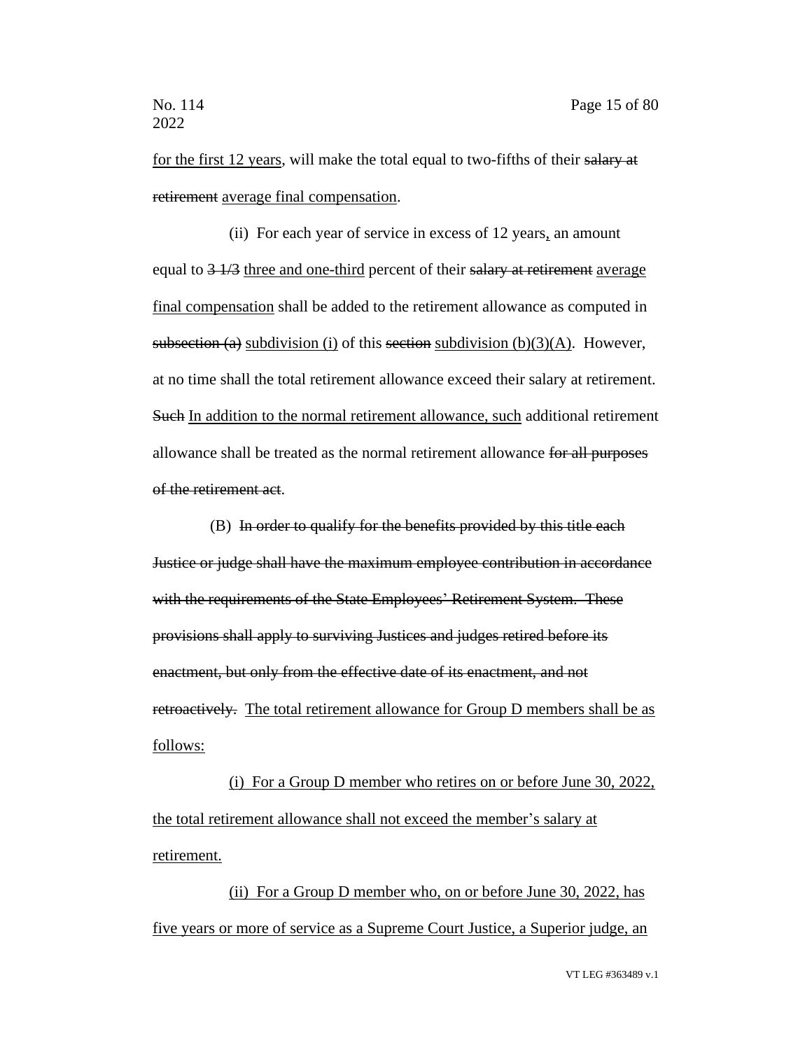<u>for the first 12 years</u>, will make the total equal to two-fifths of their ~~salary at retirement~~ <u>average final compensation</u>.

(ii) For each year of service in excess of 12 years<u>,</u> an amount equal to ~~3 1/3~~ <u>three and one-third</u> percent of their ~~salary at retirement~~ <u>average final compensation</u> shall be added to the retirement allowance as computed in ~~subsection (a)~~ <u>subdivision (i)</u> of this ~~section~~ <u>subdivision (b)(3)(A)</u>. However, at no time shall the total retirement allowance exceed their salary at retirement. ~~Such~~ <u>In addition to the normal retirement allowance, such</u> additional retirement allowance shall be treated as the normal retirement allowance ~~for all purposes of the retirement act~~.

(B) ~~In order to qualify for the benefits provided by this title each Justice or judge shall have the maximum employee contribution in accordance with the requirements of the State Employees' Retirement System. These provisions shall apply to surviving Justices and judges retired before its enactment, but only from the effective date of its enactment, and not retroactively.~~ <u>The total retirement allowance for Group D members shall be as follows:</u>

<u>(i) For a Group D member who retires on or before June 30, 2022, the total retirement allowance shall not exceed the member's salary at retirement.</u>

<u>(ii) For a Group D member who, on or before June 30, 2022, has five years or more of service as a Supreme Court Justice, a Superior judge, an</u>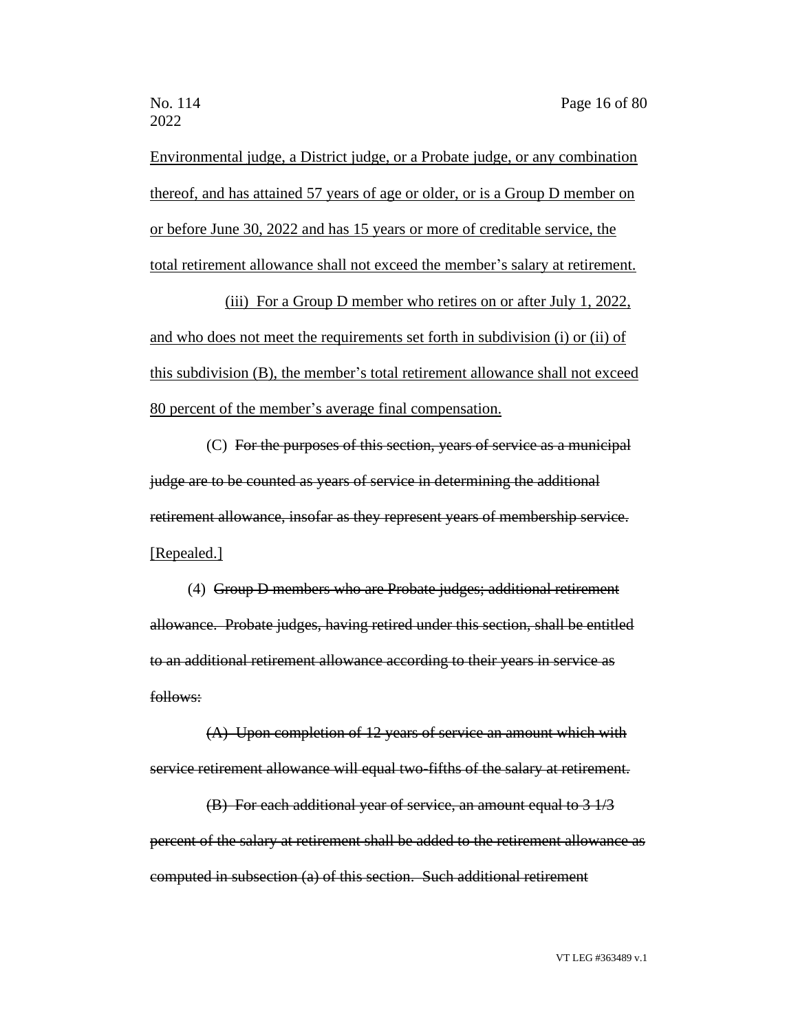Environmental judge, a District judge, or a Probate judge, or any combination thereof, and has attained 57 years of age or older, or is a Group D member on or before June 30, 2022 and has 15 years or more of creditable service, the total retirement allowance shall not exceed the member's salary at retirement.

(iii) For a Group D member who retires on or after July 1, 2022, and who does not meet the requirements set forth in subdivision (i) or (ii) of this subdivision (B), the member's total retirement allowance shall not exceed 80 percent of the member's average final compensation.

(C) ~~For the purposes of this section, years of service as a municipal judge are to be counted as years of service in determining the additional retirement allowance, insofar as they represent years of membership service.~~ [Repealed.]

(4) ~~Group D members who are Probate judges; additional retirement allowance. Probate judges, having retired under this section, shall be entitled to an additional retirement allowance according to their years in service as follows:~~

~~(A) Upon completion of 12 years of service an amount which with service retirement allowance will equal two-fifths of the salary at retirement.~~

~~(B) For each additional year of service, an amount equal to 3 1/3 percent of the salary at retirement shall be added to the retirement allowance as computed in subsection (a) of this section. Such additional retirement~~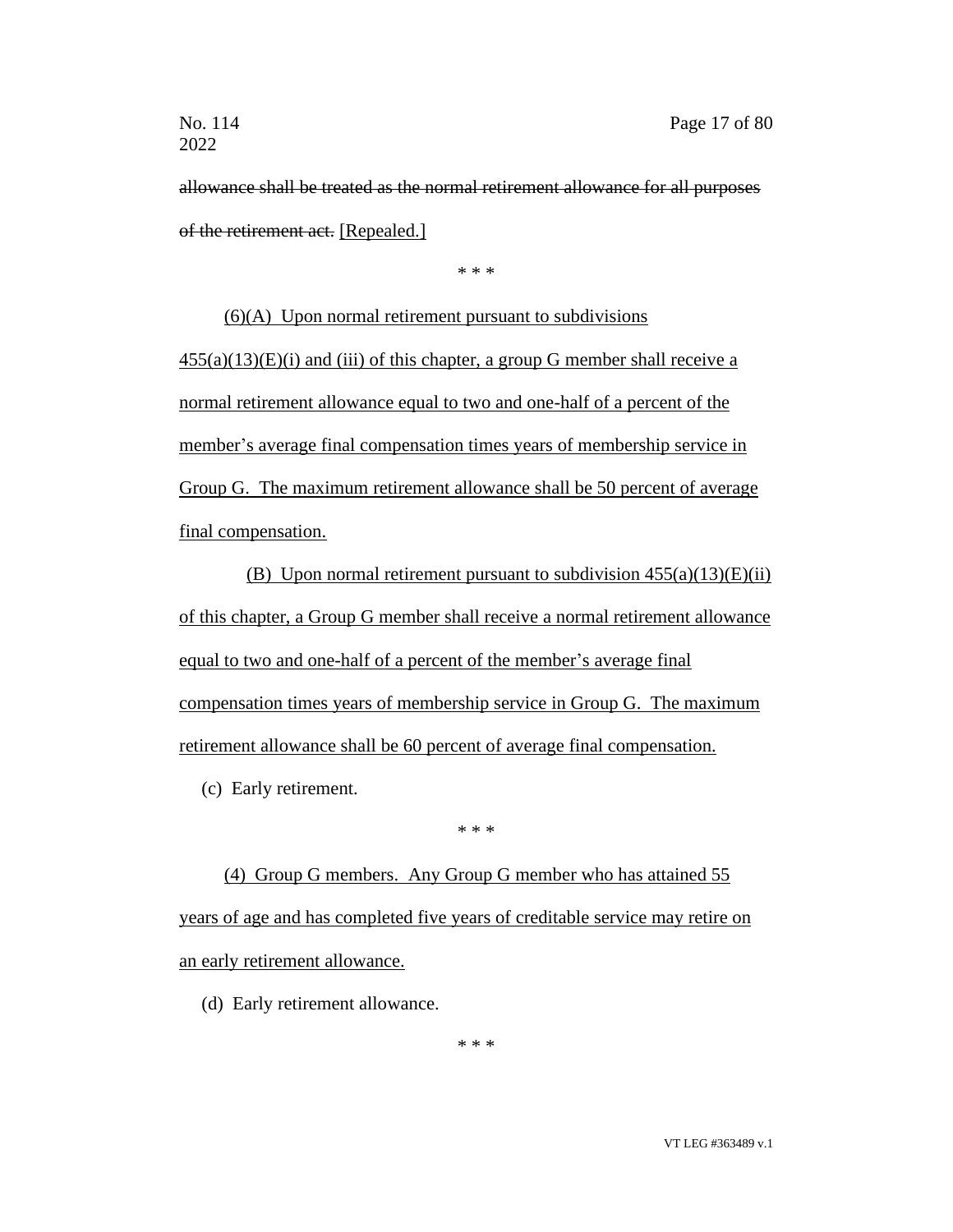~~allowance shall be treated as the normal retirement allowance for all purposes of the retirement act.~~ <u>[Repealed.]</u>

\* \* \*

<u>(6)(A) Upon normal retirement pursuant to subdivisions 455(a)(13)(E)(i) and (iii) of this chapter, a group G member shall receive a normal retirement allowance equal to two and one-half of a percent of the member's average final compensation times years of membership service in Group G. The maximum retirement allowance shall be 50 percent of average final compensation.</u>

<u>(B) Upon normal retirement pursuant to subdivision 455(a)(13)(E)(ii) of this chapter, a Group G member shall receive a normal retirement allowance equal to two and one-half of a percent of the member's average final compensation times years of membership service in Group G. The maximum retirement allowance shall be 60 percent of average final compensation.</u>

(c) Early retirement.

\* \* \*

<u>(4) Group G members. Any Group G member who has attained 55 years of age and has completed five years of creditable service may retire on an early retirement allowance.</u>

(d) Early retirement allowance.

\* \* \*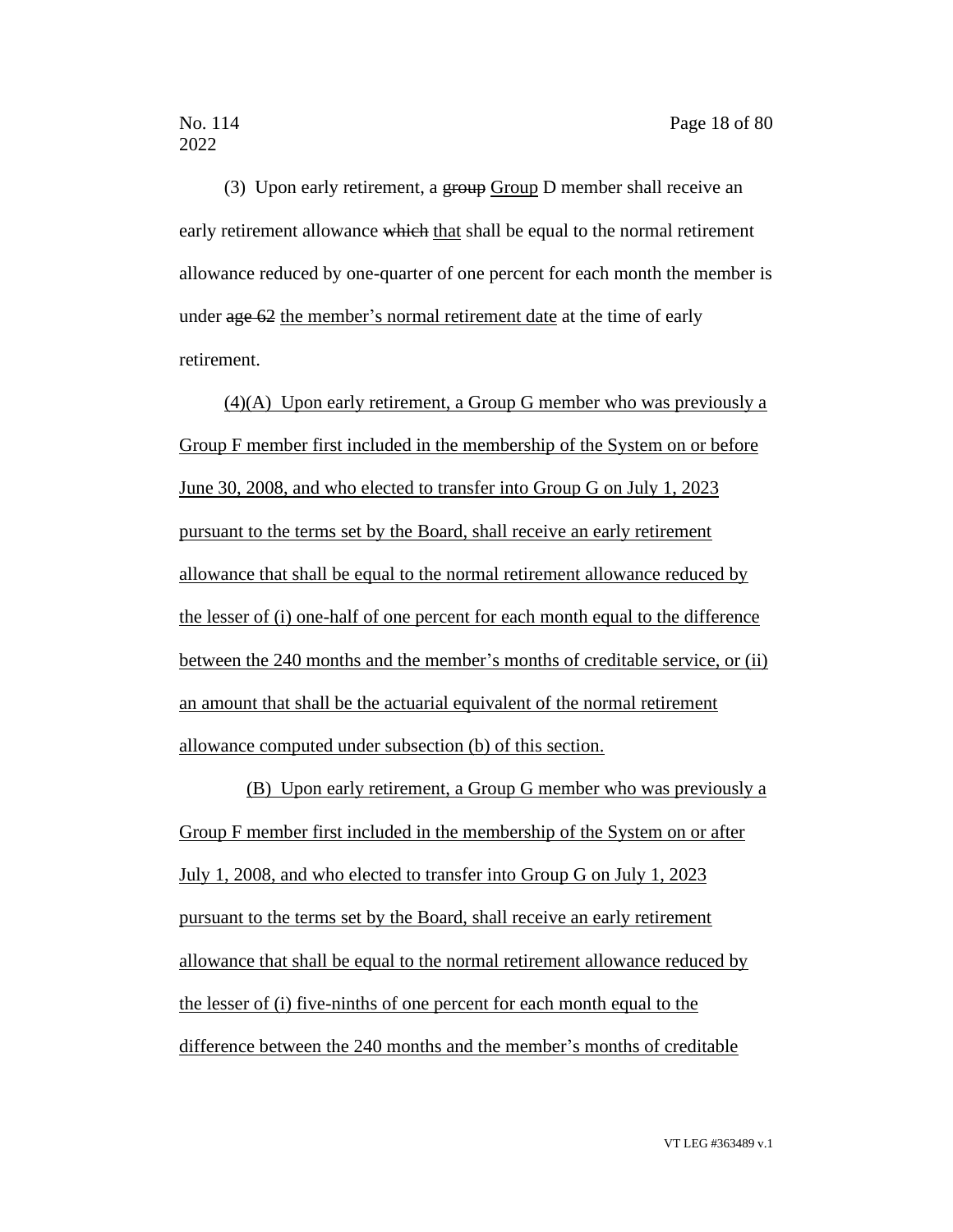(3) Upon early retirement, a ~~group~~ Group D member shall receive an early retirement allowance ~~which~~ that shall be equal to the normal retirement allowance reduced by one-quarter of one percent for each month the member is under ~~age 62~~ the member's normal retirement date at the time of early retirement.

(4)(A) Upon early retirement, a Group G member who was previously a Group F member first included in the membership of the System on or before June 30, 2008, and who elected to transfer into Group G on July 1, 2023 pursuant to the terms set by the Board, shall receive an early retirement allowance that shall be equal to the normal retirement allowance reduced by the lesser of (i) one-half of one percent for each month equal to the difference between the 240 months and the member's months of creditable service, or (ii) an amount that shall be the actuarial equivalent of the normal retirement allowance computed under subsection (b) of this section.

(B) Upon early retirement, a Group G member who was previously a Group F member first included in the membership of the System on or after July 1, 2008, and who elected to transfer into Group G on July 1, 2023 pursuant to the terms set by the Board, shall receive an early retirement allowance that shall be equal to the normal retirement allowance reduced by the lesser of (i) five-ninths of one percent for each month equal to the difference between the 240 months and the member's months of creditable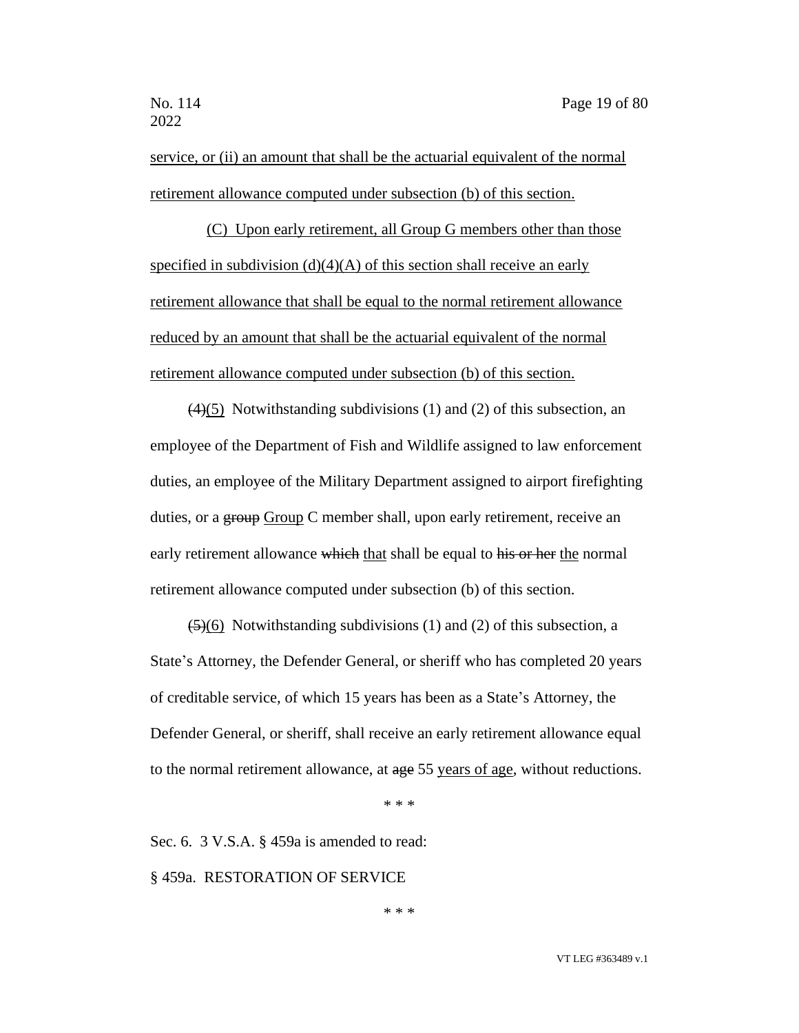service, or (ii) an amount that shall be the actuarial equivalent of the normal retirement allowance computed under subsection (b) of this section.

(C) Upon early retirement, all Group G members other than those specified in subdivision (d)(4)(A) of this section shall receive an early retirement allowance that shall be equal to the normal retirement allowance reduced by an amount that shall be the actuarial equivalent of the normal retirement allowance computed under subsection (b) of this section.

~~(4)~~(5) Notwithstanding subdivisions (1) and (2) of this subsection, an employee of the Department of Fish and Wildlife assigned to law enforcement duties, an employee of the Military Department assigned to airport firefighting duties, or a ~~group~~ Group C member shall, upon early retirement, receive an early retirement allowance ~~which~~ that shall be equal to ~~his or her~~ the normal retirement allowance computed under subsection (b) of this section.

~~(5)~~(6) Notwithstanding subdivisions (1) and (2) of this subsection, a State's Attorney, the Defender General, or sheriff who has completed 20 years of creditable service, of which 15 years has been as a State's Attorney, the Defender General, or sheriff, shall receive an early retirement allowance equal to the normal retirement allowance, at ~~age~~ 55 years of age, without reductions.

\* \* \*

Sec. 6. 3 V.S.A. § 459a is amended to read:

§ 459a. RESTORATION OF SERVICE

\* \* \*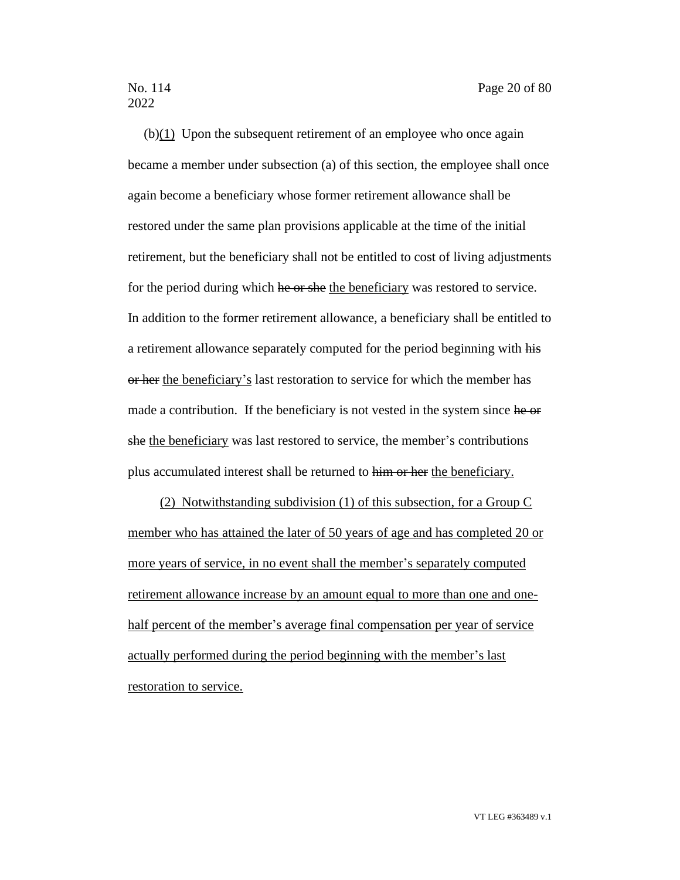(b)(1) Upon the subsequent retirement of an employee who once again became a member under subsection (a) of this section, the employee shall once again become a beneficiary whose former retirement allowance shall be restored under the same plan provisions applicable at the time of the initial retirement, but the beneficiary shall not be entitled to cost of living adjustments for the period during which ~~he or she~~ the beneficiary was restored to service. In addition to the former retirement allowance, a beneficiary shall be entitled to a retirement allowance separately computed for the period beginning with ~~his or her~~ the beneficiary's last restoration to service for which the member has made a contribution. If the beneficiary is not vested in the system since ~~he or she~~ the beneficiary was last restored to service, the member's contributions plus accumulated interest shall be returned to ~~him or her~~ the beneficiary.

(2) Notwithstanding subdivision (1) of this subsection, for a Group C member who has attained the later of 50 years of age and has completed 20 or more years of service, in no event shall the member's separately computed retirement allowance increase by an amount equal to more than one and one-half percent of the member's average final compensation per year of service actually performed during the period beginning with the member's last restoration to service.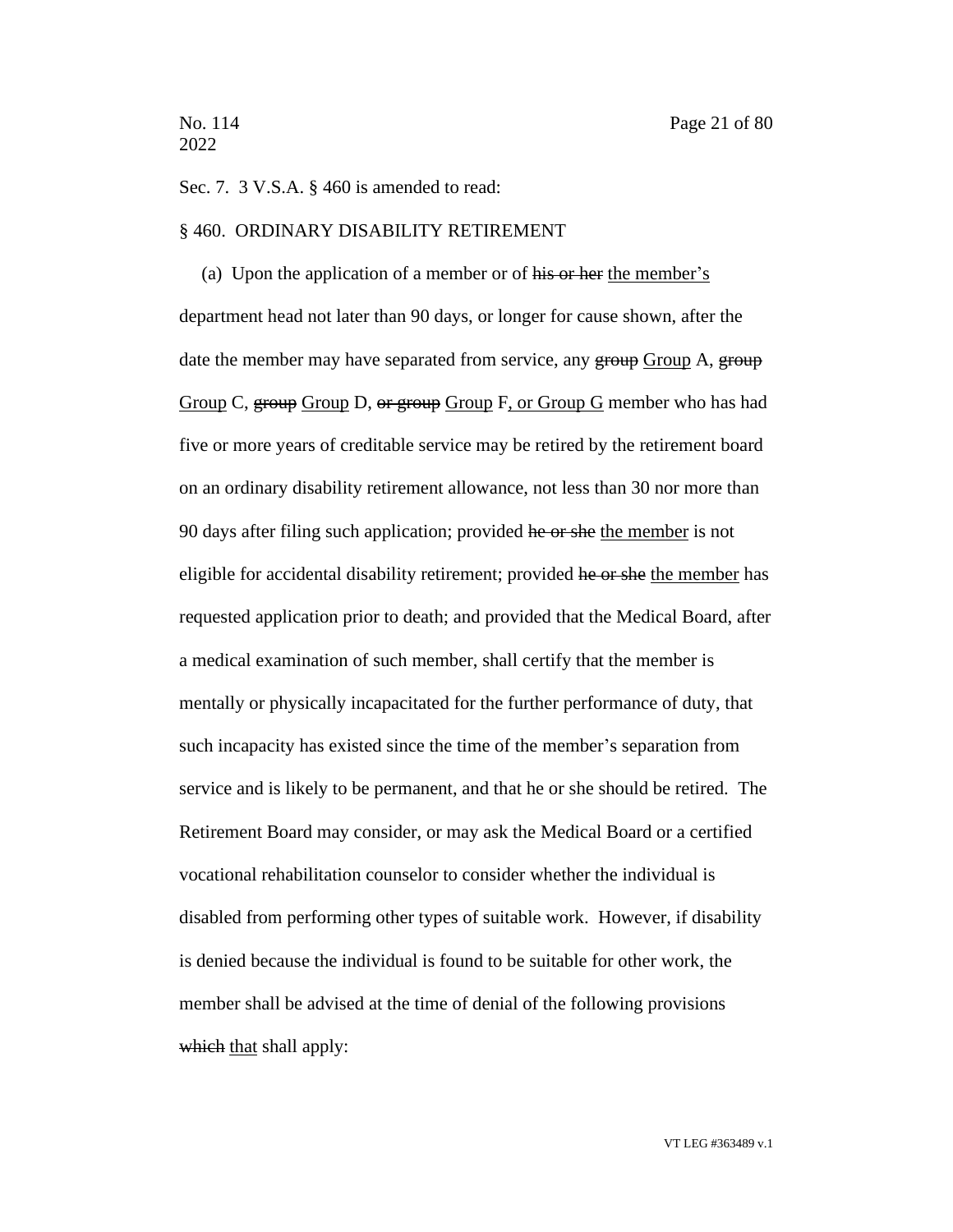Sec. 7. 3 V.S.A. § 460 is amended to read:

§ 460. ORDINARY DISABILITY RETIREMENT

(a) Upon the application of a member or of ~~his or her~~ <u>the member's</u> department head not later than 90 days, or longer for cause shown, after the date the member may have separated from service, any ~~group~~ <u>Group</u> A, ~~group~~ <u>Group</u> C, ~~group~~ <u>Group</u> D, ~~or group~~ <u>Group</u> F<u>, or Group G</u> member who has had five or more years of creditable service may be retired by the retirement board on an ordinary disability retirement allowance, not less than 30 nor more than 90 days after filing such application; provided ~~he or she~~ <u>the member</u> is not eligible for accidental disability retirement; provided ~~he or she~~ <u>the member</u> has requested application prior to death; and provided that the Medical Board, after a medical examination of such member, shall certify that the member is mentally or physically incapacitated for the further performance of duty, that such incapacity has existed since the time of the member's separation from service and is likely to be permanent, and that he or she should be retired. The Retirement Board may consider, or may ask the Medical Board or a certified vocational rehabilitation counselor to consider whether the individual is disabled from performing other types of suitable work. However, if disability is denied because the individual is found to be suitable for other work, the member shall be advised at the time of denial of the following provisions ~~which~~ <u>that</u> shall apply: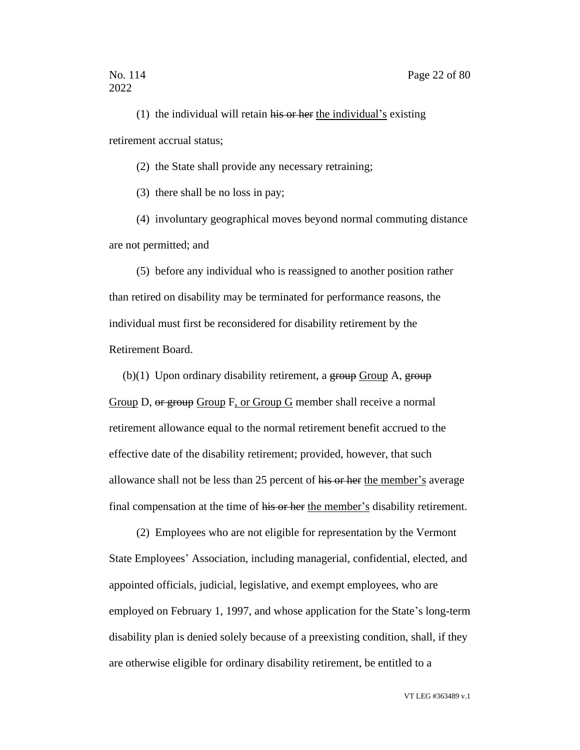(1) the individual will retain ~~his or her~~ <u>the individual's</u> existing retirement accrual status;

(2) the State shall provide any necessary retraining;

(3) there shall be no loss in pay;

(4) involuntary geographical moves beyond normal commuting distance are not permitted; and

(5) before any individual who is reassigned to another position rather than retired on disability may be terminated for performance reasons, the individual must first be reconsidered for disability retirement by the Retirement Board.

(b)(1) Upon ordinary disability retirement, a ~~group~~ <u>Group</u> A, ~~group~~ <u>Group</u> D, ~~or group~~ <u>Group</u> F<u>, or Group G</u> member shall receive a normal retirement allowance equal to the normal retirement benefit accrued to the effective date of the disability retirement; provided, however, that such allowance shall not be less than 25 percent of ~~his or her~~ <u>the member's</u> average final compensation at the time of ~~his or her~~ <u>the member's</u> disability retirement.

(2) Employees who are not eligible for representation by the Vermont State Employees' Association, including managerial, confidential, elected, and appointed officials, judicial, legislative, and exempt employees, who are employed on February 1, 1997, and whose application for the State's long-term disability plan is denied solely because of a preexisting condition, shall, if they are otherwise eligible for ordinary disability retirement, be entitled to a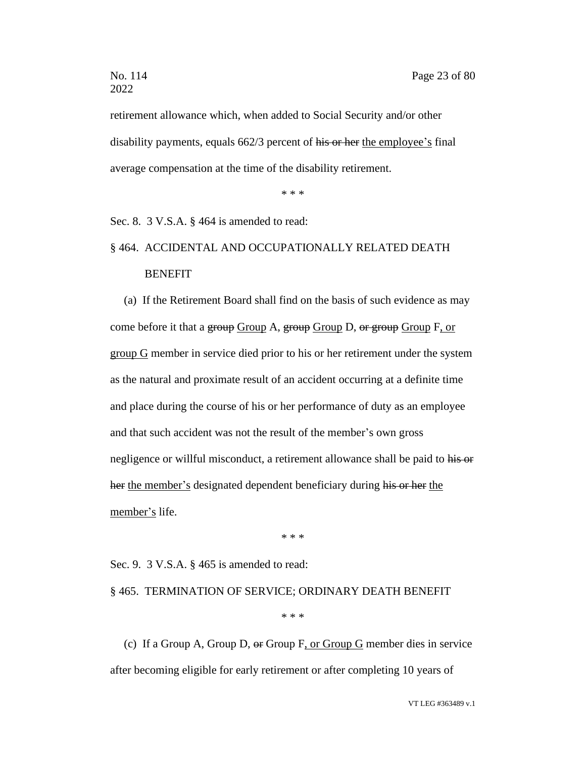retirement allowance which, when added to Social Security and/or other disability payments, equals 662/3 percent of ~~his or her~~ <u>the employee's</u> final average compensation at the time of the disability retirement.

\* \* \*

Sec. 8. 3 V.S.A. § 464 is amended to read:

§ 464. ACCIDENTAL AND OCCUPATIONALLY RELATED DEATH BENEFIT

(a) If the Retirement Board shall find on the basis of such evidence as may come before it that a ~~group~~ <u>Group</u> A, ~~group~~ <u>Group</u> D, ~~or group~~ <u>Group</u> F<u>, or group G</u> member in service died prior to his or her retirement under the system as the natural and proximate result of an accident occurring at a definite time and place during the course of his or her performance of duty as an employee and that such accident was not the result of the member's own gross negligence or willful misconduct, a retirement allowance shall be paid to ~~his or her~~ <u>the member's</u> designated dependent beneficiary during ~~his or her~~ <u>the member's</u> life.

\* \* \*

Sec. 9. 3 V.S.A. § 465 is amended to read:

§ 465. TERMINATION OF SERVICE; ORDINARY DEATH BENEFIT

\* \* \*

(c) If a Group A, Group D, ~~or~~ Group F<u>, or Group G</u> member dies in service after becoming eligible for early retirement or after completing 10 years of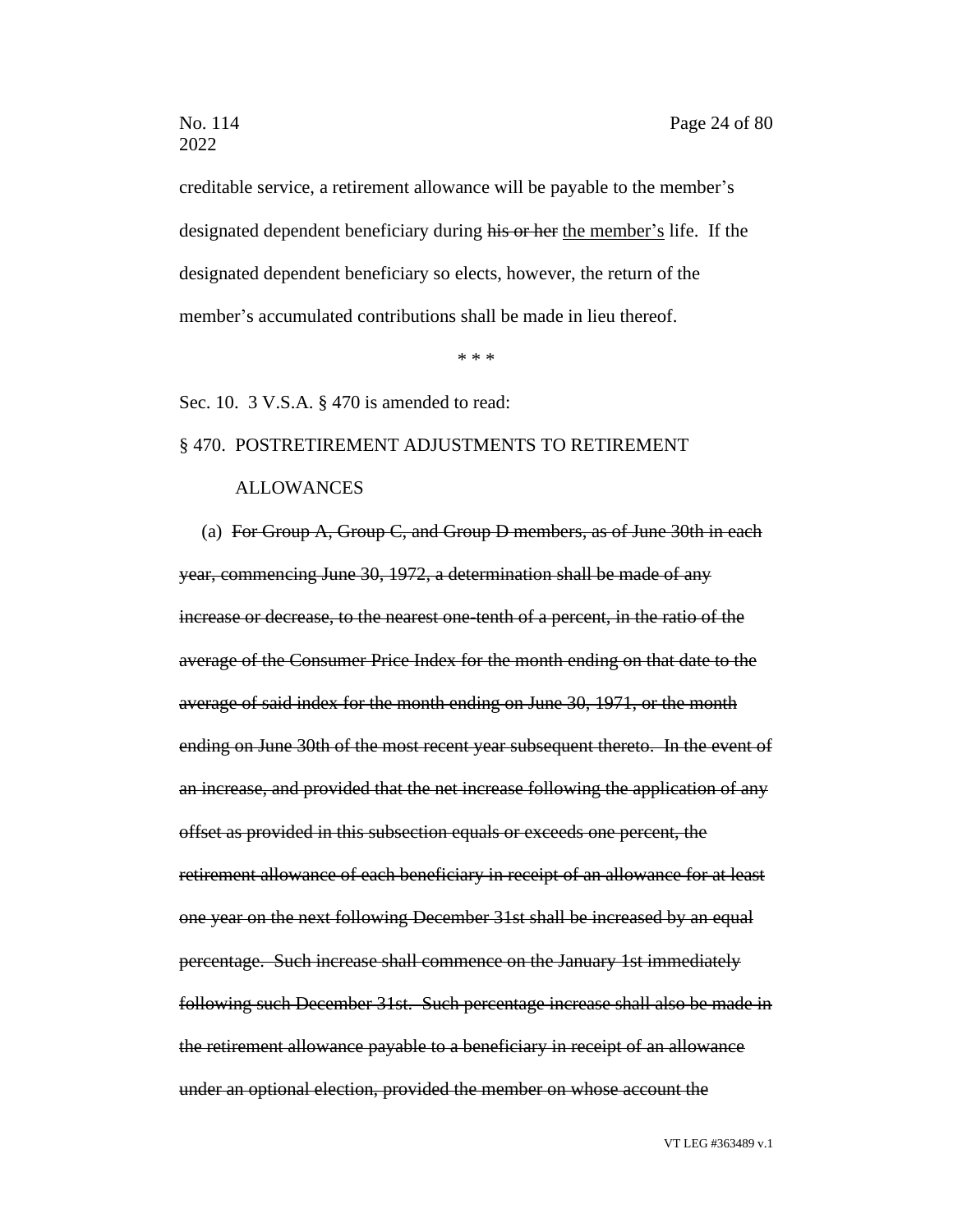creditable service, a retirement allowance will be payable to the member's designated dependent beneficiary during ~~his or her~~ <u>the member's</u> life. If the designated dependent beneficiary so elects, however, the return of the member's accumulated contributions shall be made in lieu thereof.

\* \* \*

Sec. 10. 3 V.S.A. § 470 is amended to read:

§ 470. POSTRETIREMENT ADJUSTMENTS TO RETIREMENT ALLOWANCES

(a) ~~For Group A, Group C, and Group D members, as of June 30th in each year, commencing June 30, 1972, a determination shall be made of any increase or decrease, to the nearest one-tenth of a percent, in the ratio of the average of the Consumer Price Index for the month ending on that date to the average of said index for the month ending on June 30, 1971, or the month ending on June 30th of the most recent year subsequent thereto. In the event of an increase, and provided that the net increase following the application of any offset as provided in this subsection equals or exceeds one percent, the retirement allowance of each beneficiary in receipt of an allowance for at least one year on the next following December 31st shall be increased by an equal percentage. Such increase shall commence on the January 1st immediately following such December 31st. Such percentage increase shall also be made in the retirement allowance payable to a beneficiary in receipt of an allowance under an optional election, provided the member on whose account the~~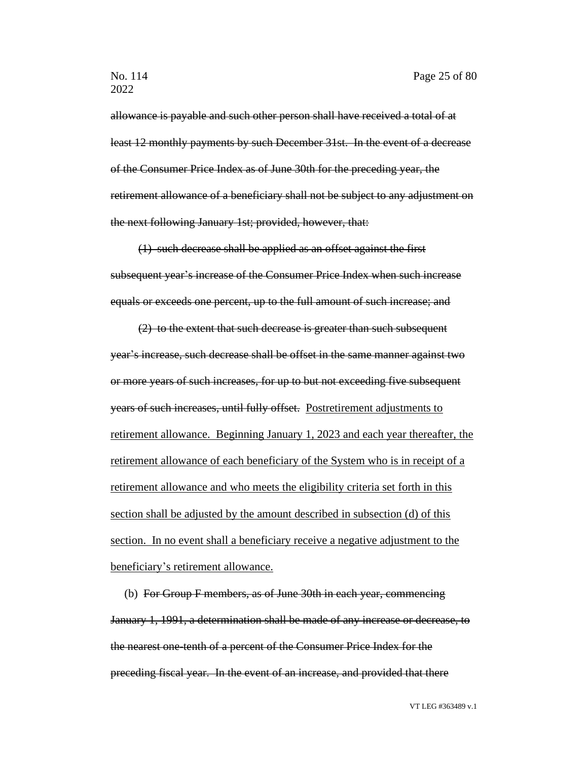~~allowance is payable and such other person shall have received a total of at least 12 monthly payments by such December 31st. In the event of a decrease of the Consumer Price Index as of June 30th for the preceding year, the retirement allowance of a beneficiary shall not be subject to any adjustment on the next following January 1st; provided, however, that:~~

~~(1) such decrease shall be applied as an offset against the first subsequent year's increase of the Consumer Price Index when such increase equals or exceeds one percent, up to the full amount of such increase; and~~

~~(2) to the extent that such decrease is greater than such subsequent year's increase, such decrease shall be offset in the same manner against two or more years of such increases, for up to but not exceeding five subsequent years of such increases, until fully offset.~~ <u>Postretirement adjustments to retirement allowance. Beginning January 1, 2023 and each year thereafter, the retirement allowance of each beneficiary of the System who is in receipt of a retirement allowance and who meets the eligibility criteria set forth in this section shall be adjusted by the amount described in subsection (d) of this section. In no event shall a beneficiary receive a negative adjustment to the beneficiary's retirement allowance.</u>

(b) ~~For Group F members, as of June 30th in each year, commencing January 1, 1991, a determination shall be made of any increase or decrease, to the nearest one-tenth of a percent of the Consumer Price Index for the preceding fiscal year. In the event of an increase, and provided that there~~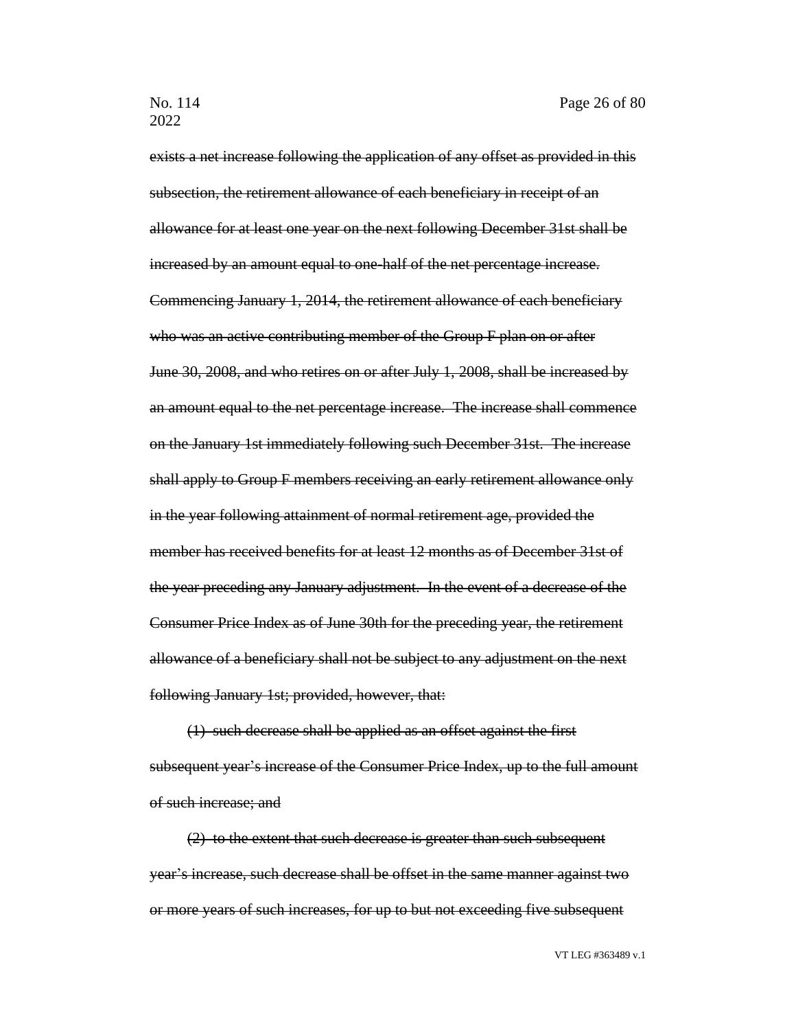~~exists a net increase following the application of any offset as provided in this subsection, the retirement allowance of each beneficiary in receipt of an allowance for at least one year on the next following December 31st shall be increased by an amount equal to one-half of the net percentage increase. Commencing January 1, 2014, the retirement allowance of each beneficiary who was an active contributing member of the Group F plan on or after June 30, 2008, and who retires on or after July 1, 2008, shall be increased by an amount equal to the net percentage increase. The increase shall commence on the January 1st immediately following such December 31st. The increase shall apply to Group F members receiving an early retirement allowance only in the year following attainment of normal retirement age, provided the member has received benefits for at least 12 months as of December 31st of the year preceding any January adjustment. In the event of a decrease of the Consumer Price Index as of June 30th for the preceding year, the retirement allowance of a beneficiary shall not be subject to any adjustment on the next following January 1st; provided, however, that:~~

~~(1) such decrease shall be applied as an offset against the first subsequent year's increase of the Consumer Price Index, up to the full amount of such increase; and~~

~~(2) to the extent that such decrease is greater than such subsequent year's increase, such decrease shall be offset in the same manner against two or more years of such increases, for up to but not exceeding five subsequent~~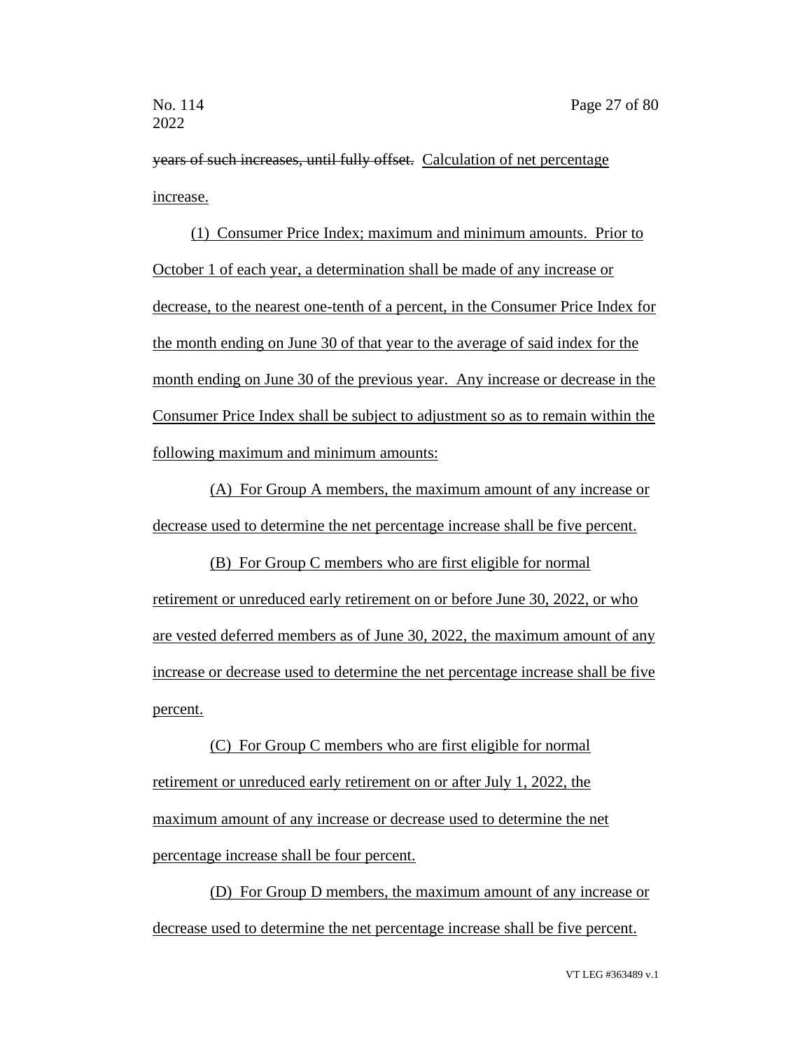~~years of such increases, until fully offset.~~ Calculation of net percentage increase.

(1) Consumer Price Index; maximum and minimum amounts. Prior to October 1 of each year, a determination shall be made of any increase or decrease, to the nearest one-tenth of a percent, in the Consumer Price Index for the month ending on June 30 of that year to the average of said index for the month ending on June 30 of the previous year. Any increase or decrease in the Consumer Price Index shall be subject to adjustment so as to remain within the following maximum and minimum amounts:

(A) For Group A members, the maximum amount of any increase or decrease used to determine the net percentage increase shall be five percent.

(B) For Group C members who are first eligible for normal retirement or unreduced early retirement on or before June 30, 2022, or who are vested deferred members as of June 30, 2022, the maximum amount of any increase or decrease used to determine the net percentage increase shall be five percent.

(C) For Group C members who are first eligible for normal retirement or unreduced early retirement on or after July 1, 2022, the maximum amount of any increase or decrease used to determine the net percentage increase shall be four percent.

(D) For Group D members, the maximum amount of any increase or decrease used to determine the net percentage increase shall be five percent.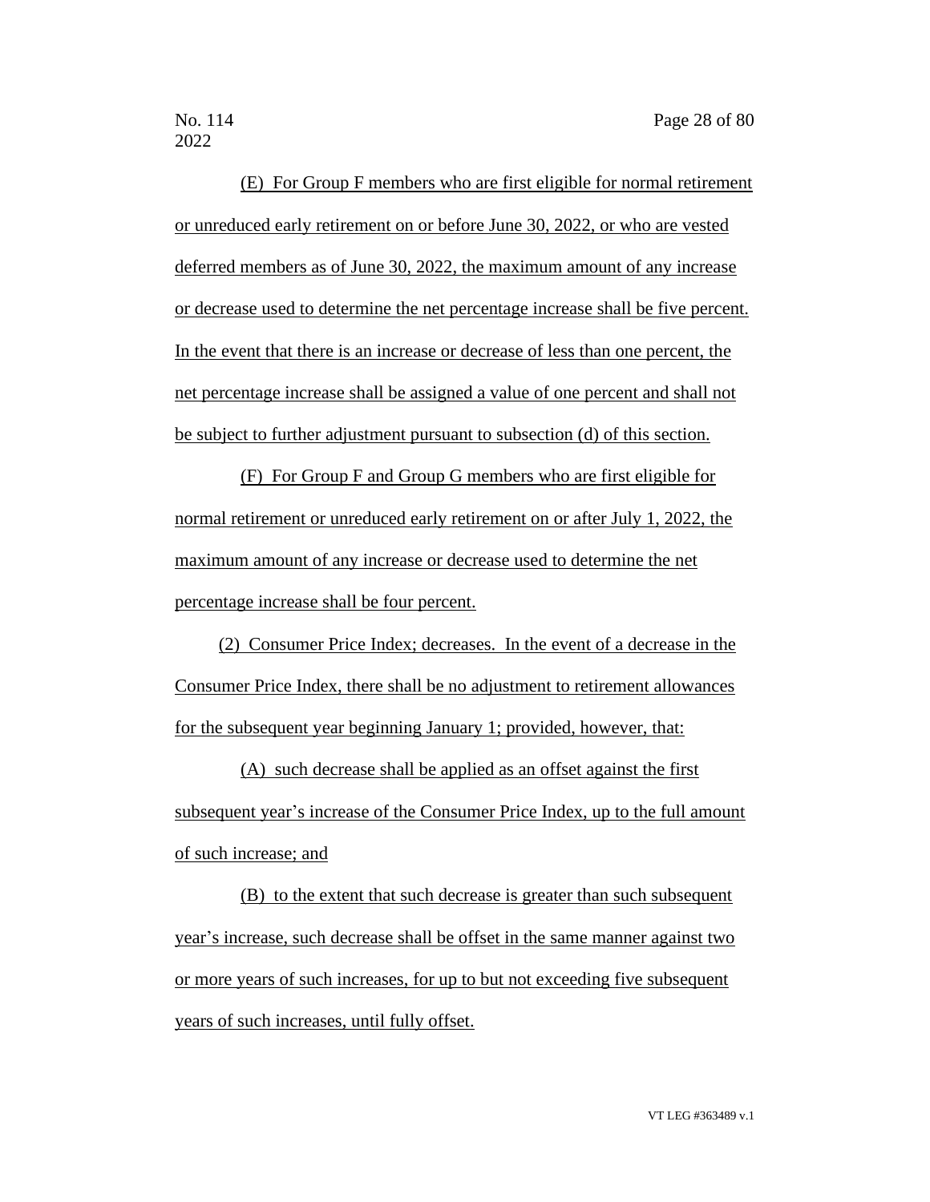(E) For Group F members who are first eligible for normal retirement or unreduced early retirement on or before June 30, 2022, or who are vested deferred members as of June 30, 2022, the maximum amount of any increase or decrease used to determine the net percentage increase shall be five percent. In the event that there is an increase or decrease of less than one percent, the net percentage increase shall be assigned a value of one percent and shall not be subject to further adjustment pursuant to subsection (d) of this section.

(F) For Group F and Group G members who are first eligible for normal retirement or unreduced early retirement on or after July 1, 2022, the maximum amount of any increase or decrease used to determine the net percentage increase shall be four percent.

(2) Consumer Price Index; decreases. In the event of a decrease in the Consumer Price Index, there shall be no adjustment to retirement allowances for the subsequent year beginning January 1; provided, however, that:

(A) such decrease shall be applied as an offset against the first subsequent year's increase of the Consumer Price Index, up to the full amount of such increase; and

(B) to the extent that such decrease is greater than such subsequent year's increase, such decrease shall be offset in the same manner against two or more years of such increases, for up to but not exceeding five subsequent years of such increases, until fully offset.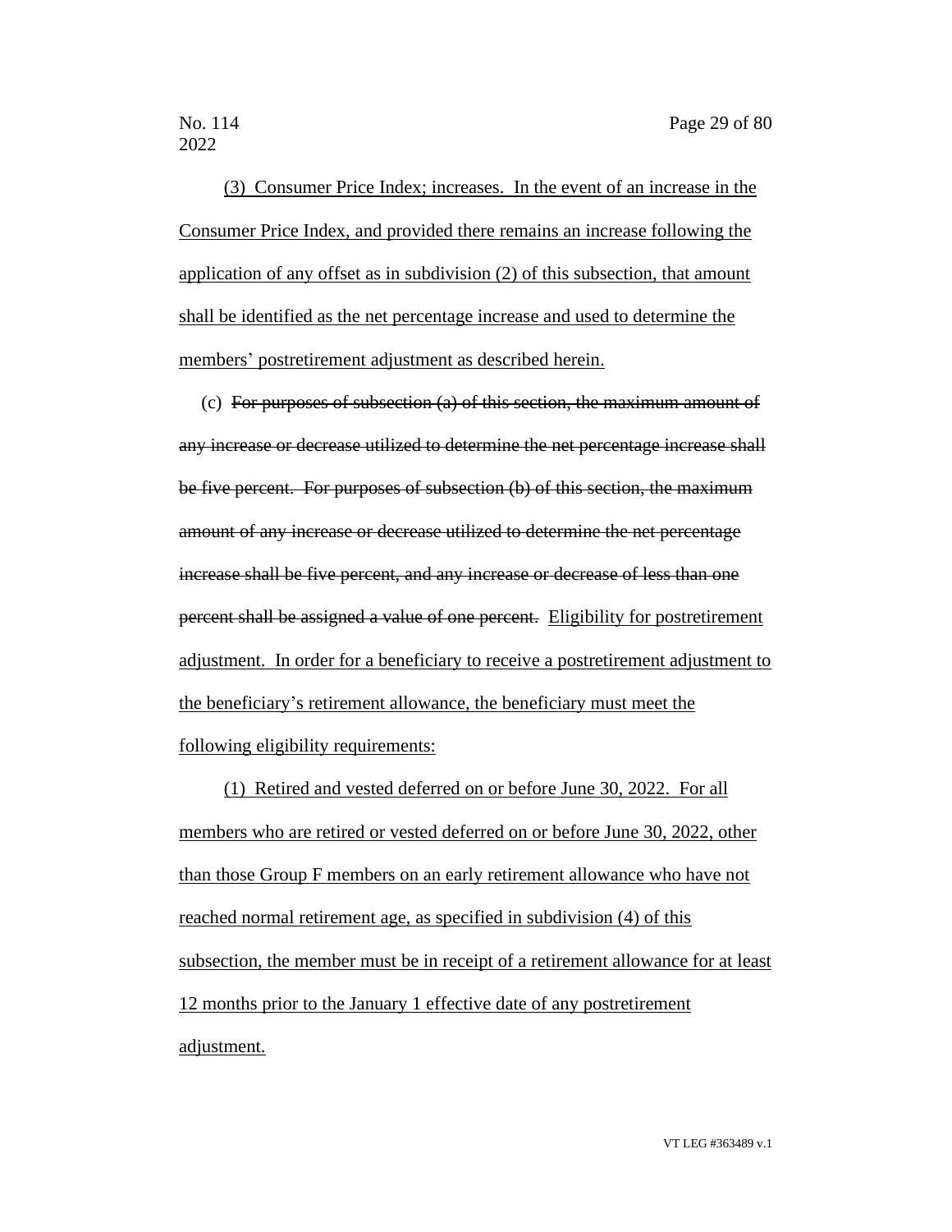(3) Consumer Price Index; increases. In the event of an increase in the Consumer Price Index, and provided there remains an increase following the application of any offset as in subdivision (2) of this subsection, that amount shall be identified as the net percentage increase and used to determine the members' postretirement adjustment as described herein.

(c) ~~For purposes of subsection (a) of this section, the maximum amount of any increase or decrease utilized to determine the net percentage increase shall be five percent. For purposes of subsection (b) of this section, the maximum amount of any increase or decrease utilized to determine the net percentage increase shall be five percent, and any increase or decrease of less than one percent shall be assigned a value of one percent.~~ Eligibility for postretirement adjustment. In order for a beneficiary to receive a postretirement adjustment to the beneficiary's retirement allowance, the beneficiary must meet the following eligibility requirements:

(1) Retired and vested deferred on or before June 30, 2022. For all members who are retired or vested deferred on or before June 30, 2022, other than those Group F members on an early retirement allowance who have not reached normal retirement age, as specified in subdivision (4) of this subsection, the member must be in receipt of a retirement allowance for at least 12 months prior to the January 1 effective date of any postretirement adjustment.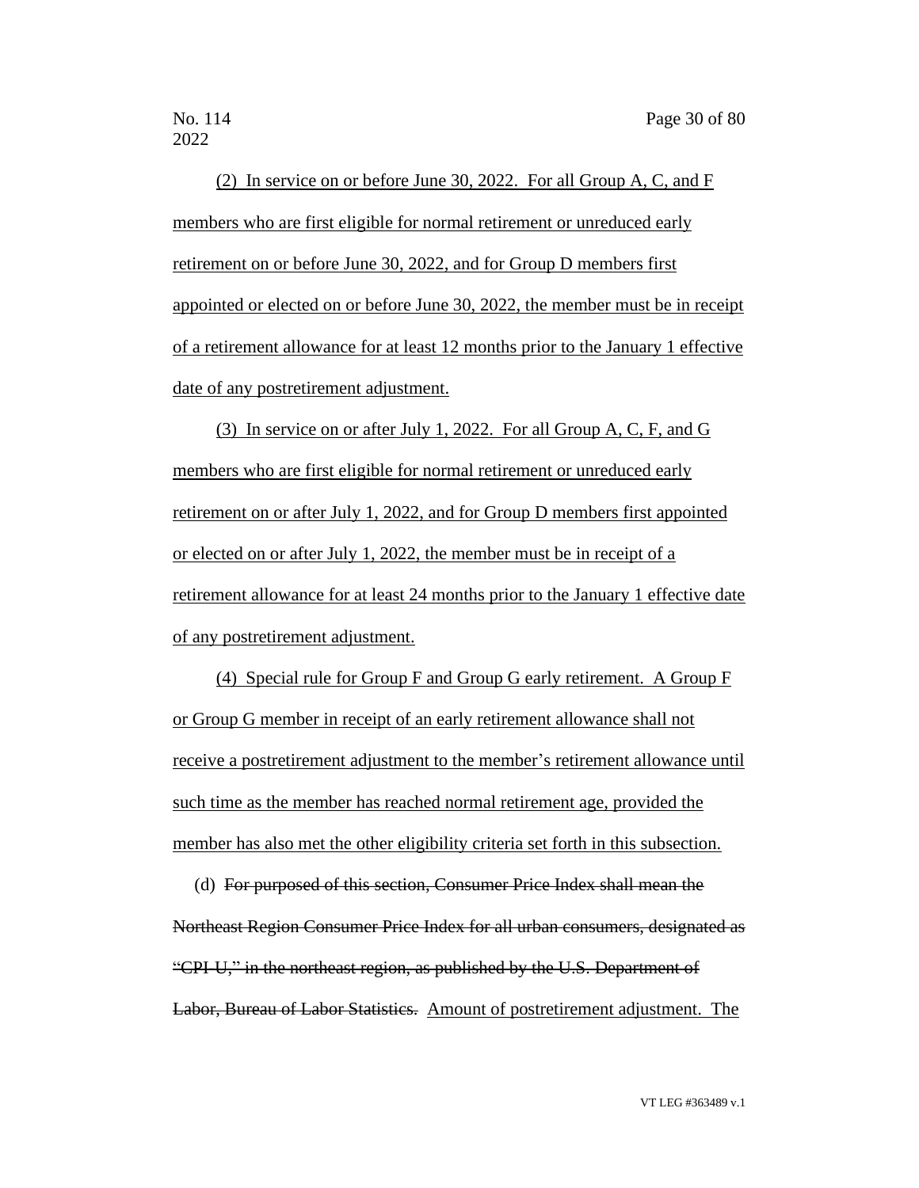(2) In service on or before June 30, 2022. For all Group A, C, and F members who are first eligible for normal retirement or unreduced early retirement on or before June 30, 2022, and for Group D members first appointed or elected on or before June 30, 2022, the member must be in receipt of a retirement allowance for at least 12 months prior to the January 1 effective date of any postretirement adjustment.

(3) In service on or after July 1, 2022. For all Group A, C, F, and G members who are first eligible for normal retirement or unreduced early retirement on or after July 1, 2022, and for Group D members first appointed or elected on or after July 1, 2022, the member must be in receipt of a retirement allowance for at least 24 months prior to the January 1 effective date of any postretirement adjustment.

(4) Special rule for Group F and Group G early retirement. A Group F or Group G member in receipt of an early retirement allowance shall not receive a postretirement adjustment to the member's retirement allowance until such time as the member has reached normal retirement age, provided the member has also met the other eligibility criteria set forth in this subsection.

(d) ~~For purposed of this section, Consumer Price Index shall mean the Northeast Region Consumer Price Index for all urban consumers, designated as "CPI-U," in the northeast region, as published by the U.S. Department of Labor, Bureau of Labor Statistics.~~ Amount of postretirement adjustment. The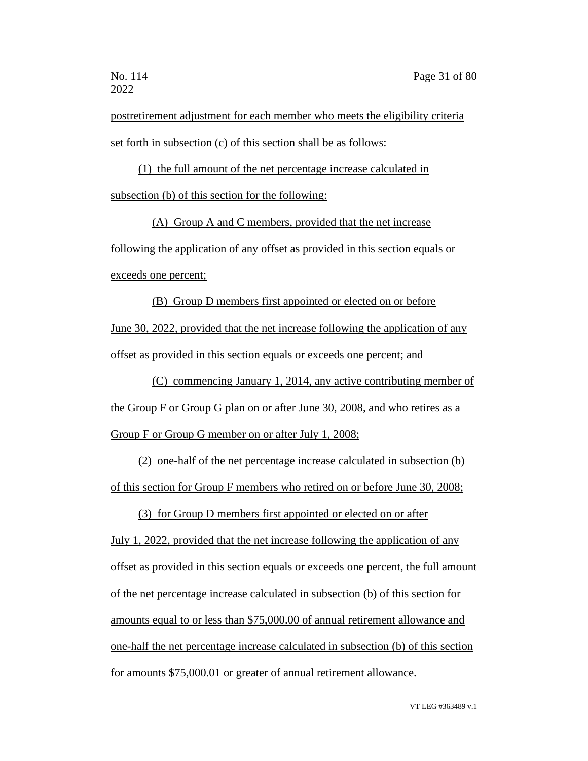postretirement adjustment for each member who meets the eligibility criteria set forth in subsection (c) of this section shall be as follows:

(1) the full amount of the net percentage increase calculated in subsection (b) of this section for the following:

(A) Group A and C members, provided that the net increase following the application of any offset as provided in this section equals or exceeds one percent;

(B) Group D members first appointed or elected on or before June 30, 2022, provided that the net increase following the application of any offset as provided in this section equals or exceeds one percent; and

(C) commencing January 1, 2014, any active contributing member of the Group F or Group G plan on or after June 30, 2008, and who retires as a Group F or Group G member on or after July 1, 2008;

(2) one-half of the net percentage increase calculated in subsection (b) of this section for Group F members who retired on or before June 30, 2008;

(3) for Group D members first appointed or elected on or after July 1, 2022, provided that the net increase following the application of any offset as provided in this section equals or exceeds one percent, the full amount of the net percentage increase calculated in subsection (b) of this section for amounts equal to or less than $75,000.00 of annual retirement allowance and one-half the net percentage increase calculated in subsection (b) of this section for amounts $75,000.01 or greater of annual retirement allowance.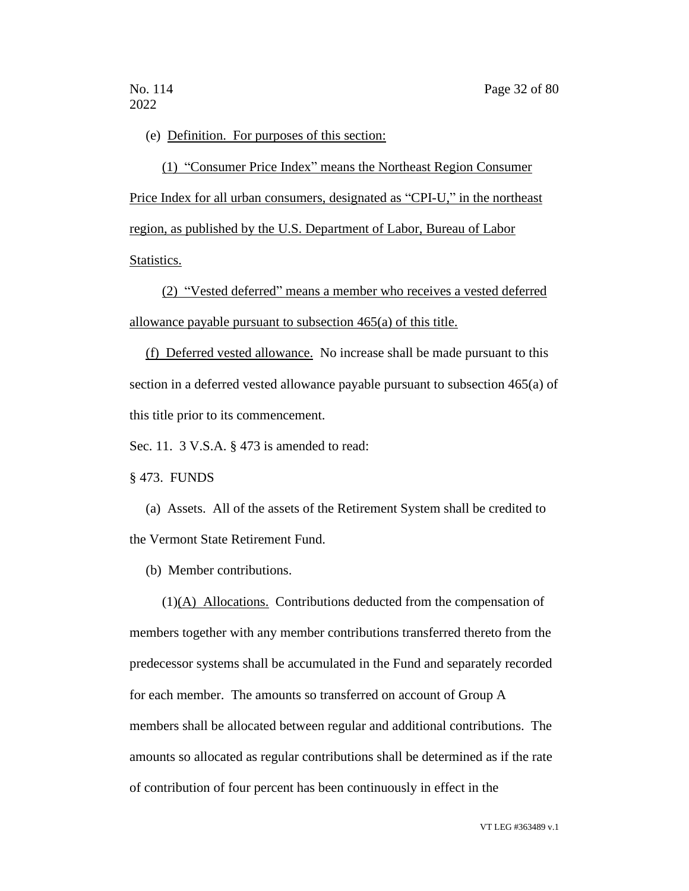(e) Definition. For purposes of this section:

(1) "Consumer Price Index" means the Northeast Region Consumer Price Index for all urban consumers, designated as "CPI-U," in the northeast region, as published by the U.S. Department of Labor, Bureau of Labor Statistics.

(2) "Vested deferred" means a member who receives a vested deferred allowance payable pursuant to subsection 465(a) of this title.

(f) Deferred vested allowance. No increase shall be made pursuant to this section in a deferred vested allowance payable pursuant to subsection 465(a) of this title prior to its commencement.

Sec. 11. 3 V.S.A. § 473 is amended to read:

§ 473. FUNDS

(a) Assets. All of the assets of the Retirement System shall be credited to the Vermont State Retirement Fund.

(b) Member contributions.

(1)(A) Allocations. Contributions deducted from the compensation of members together with any member contributions transferred thereto from the predecessor systems shall be accumulated in the Fund and separately recorded for each member. The amounts so transferred on account of Group A members shall be allocated between regular and additional contributions. The amounts so allocated as regular contributions shall be determined as if the rate of contribution of four percent has been continuously in effect in the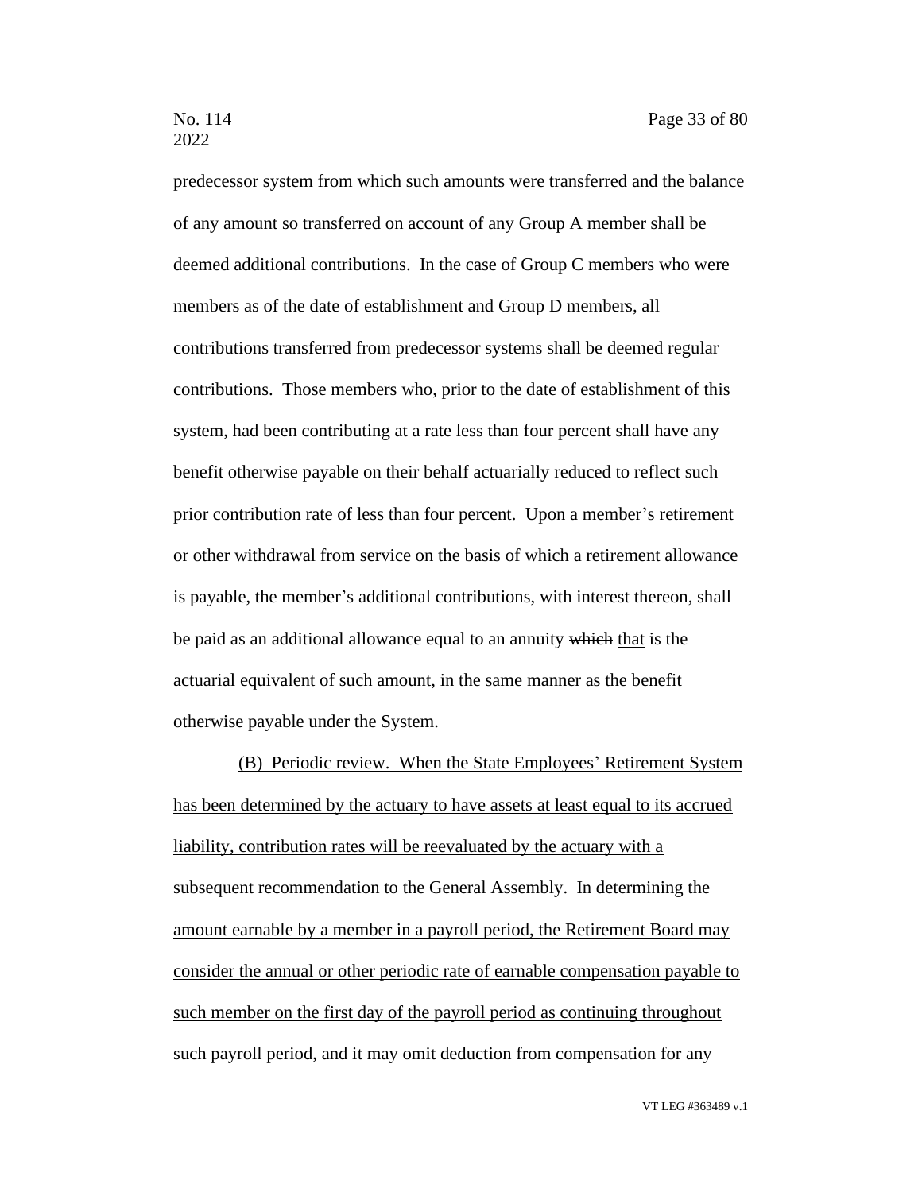predecessor system from which such amounts were transferred and the balance of any amount so transferred on account of any Group A member shall be deemed additional contributions. In the case of Group C members who were members as of the date of establishment and Group D members, all contributions transferred from predecessor systems shall be deemed regular contributions. Those members who, prior to the date of establishment of this system, had been contributing at a rate less than four percent shall have any benefit otherwise payable on their behalf actuarially reduced to reflect such prior contribution rate of less than four percent. Upon a member's retirement or other withdrawal from service on the basis of which a retirement allowance is payable, the member's additional contributions, with interest thereon, shall be paid as an additional allowance equal to an annuity ~~which~~ <u>that</u> is the actuarial equivalent of such amount, in the same manner as the benefit otherwise payable under the System.

<u>(B) Periodic review. When the State Employees' Retirement System has been determined by the actuary to have assets at least equal to its accrued liability, contribution rates will be reevaluated by the actuary with a subsequent recommendation to the General Assembly. In determining the amount earnable by a member in a payroll period, the Retirement Board may consider the annual or other periodic rate of earnable compensation payable to such member on the first day of the payroll period as continuing throughout such payroll period, and it may omit deduction from compensation for any</u>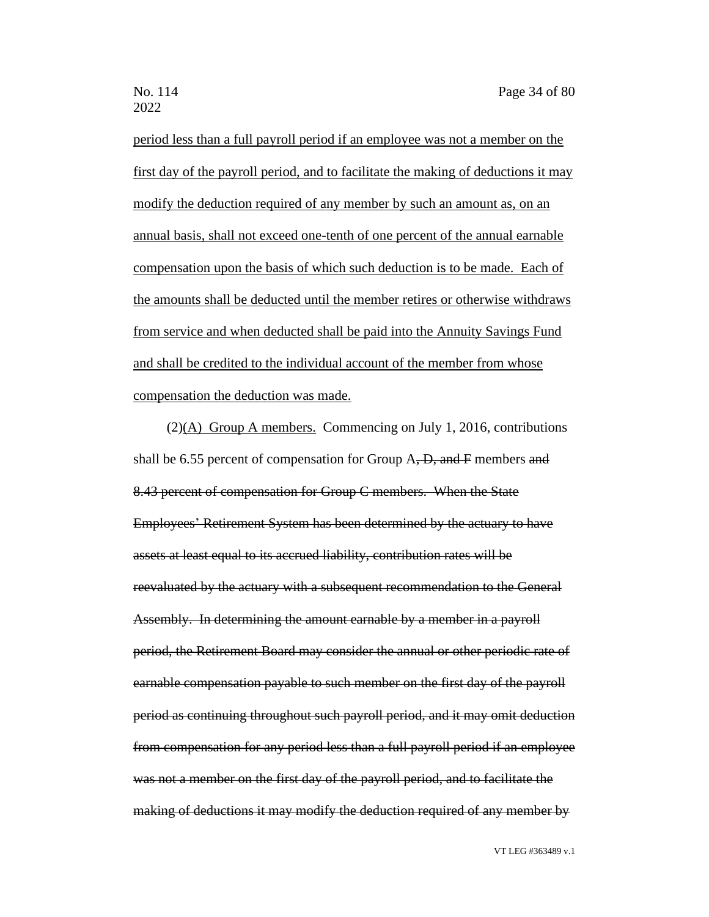period less than a full payroll period if an employee was not a member on the first day of the payroll period, and to facilitate the making of deductions it may modify the deduction required of any member by such an amount as, on an annual basis, shall not exceed one-tenth of one percent of the annual earnable compensation upon the basis of which such deduction is to be made. Each of the amounts shall be deducted until the member retires or otherwise withdraws from service and when deducted shall be paid into the Annuity Savings Fund and shall be credited to the individual account of the member from whose compensation the deduction was made.

(2)(A) Group A members. Commencing on July 1, 2016, contributions shall be 6.55 percent of compensation for Group A~~, D, and F~~ members ~~and 8.43 percent of compensation for Group C members. When the State Employees' Retirement System has been determined by the actuary to have assets at least equal to its accrued liability, contribution rates will be reevaluated by the actuary with a subsequent recommendation to the General Assembly. In determining the amount earnable by a member in a payroll period, the Retirement Board may consider the annual or other periodic rate of earnable compensation payable to such member on the first day of the payroll period as continuing throughout such payroll period, and it may omit deduction from compensation for any period less than a full payroll period if an employee was not a member on the first day of the payroll period, and to facilitate the making of deductions it may modify the deduction required of any member by~~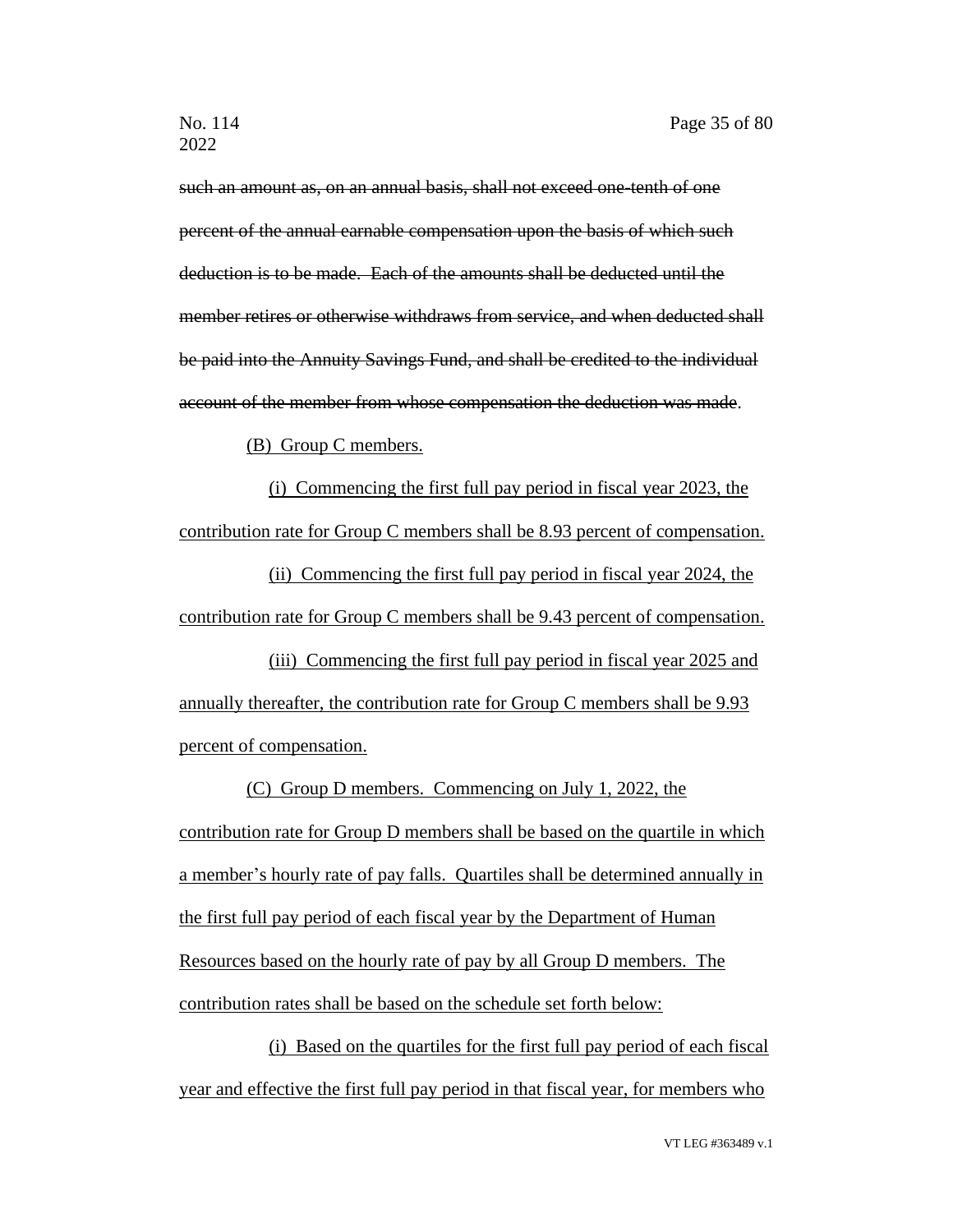~~such an amount as, on an annual basis, shall not exceed one-tenth of one percent of the annual earnable compensation upon the basis of which such deduction is to be made. Each of the amounts shall be deducted until the member retires or otherwise withdraws from service, and when deducted shall be paid into the Annuity Savings Fund, and shall be credited to the individual account of the member from whose compensation the deduction was made~~.

<u>(B) Group C members.</u>

<u>(i) Commencing the first full pay period in fiscal year 2023, the contribution rate for Group C members shall be 8.93 percent of compensation.</u>

<u>(ii) Commencing the first full pay period in fiscal year 2024, the contribution rate for Group C members shall be 9.43 percent of compensation.</u>

<u>(iii) Commencing the first full pay period in fiscal year 2025 and annually thereafter, the contribution rate for Group C members shall be 9.93 percent of compensation.</u>

<u>(C) Group D members. Commencing on July 1, 2022, the contribution rate for Group D members shall be based on the quartile in which a member's hourly rate of pay falls. Quartiles shall be determined annually in the first full pay period of each fiscal year by the Department of Human Resources based on the hourly rate of pay by all Group D members. The contribution rates shall be based on the schedule set forth below:</u>

<u>(i) Based on the quartiles for the first full pay period of each fiscal year and effective the first full pay period in that fiscal year, for members who</u>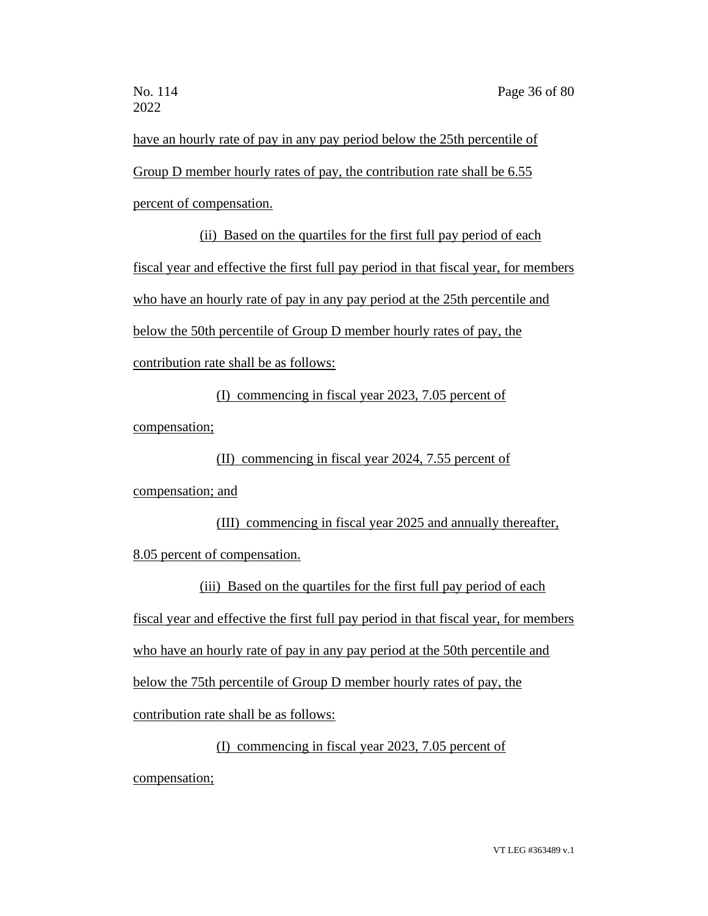have an hourly rate of pay in any pay period below the 25th percentile of Group D member hourly rates of pay, the contribution rate shall be 6.55 percent of compensation.

(ii) Based on the quartiles for the first full pay period of each fiscal year and effective the first full pay period in that fiscal year, for members who have an hourly rate of pay in any pay period at the 25th percentile and below the 50th percentile of Group D member hourly rates of pay, the contribution rate shall be as follows:

(I) commencing in fiscal year 2023, 7.05 percent of compensation;

(II) commencing in fiscal year 2024, 7.55 percent of compensation; and

(III) commencing in fiscal year 2025 and annually thereafter, 8.05 percent of compensation.

(iii) Based on the quartiles for the first full pay period of each fiscal year and effective the first full pay period in that fiscal year, for members who have an hourly rate of pay in any pay period at the 50th percentile and below the 75th percentile of Group D member hourly rates of pay, the contribution rate shall be as follows:

(I) commencing in fiscal year 2023, 7.05 percent of compensation;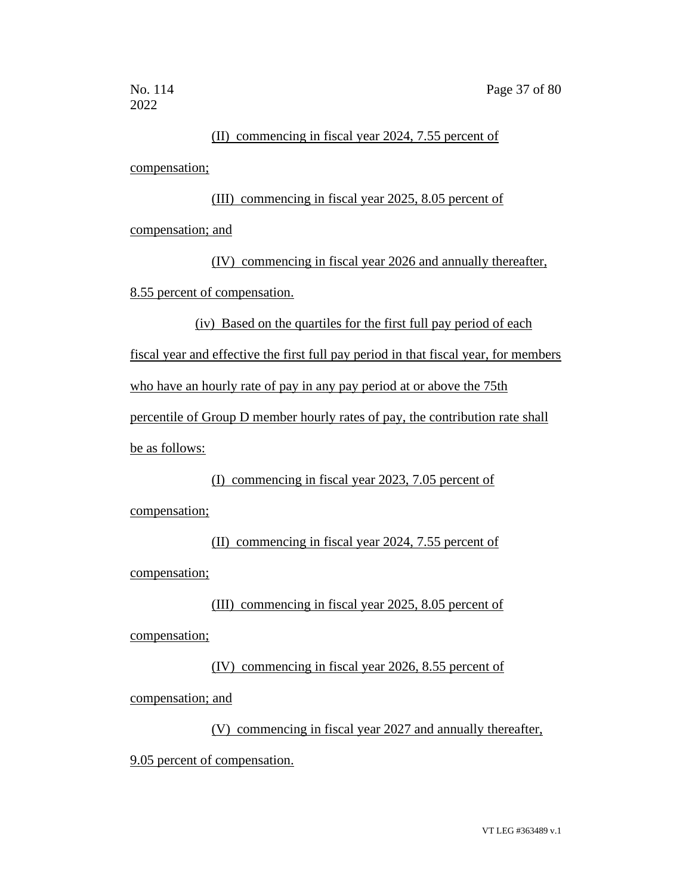(II) commencing in fiscal year 2024, 7.55 percent of compensation;

(III) commencing in fiscal year 2025, 8.05 percent of compensation; and

(IV) commencing in fiscal year 2026 and annually thereafter, 8.55 percent of compensation.

(iv) Based on the quartiles for the first full pay period of each fiscal year and effective the first full pay period in that fiscal year, for members who have an hourly rate of pay in any pay period at or above the 75th percentile of Group D member hourly rates of pay, the contribution rate shall be as follows:

(I) commencing in fiscal year 2023, 7.05 percent of compensation;

(II) commencing in fiscal year 2024, 7.55 percent of compensation;

(III) commencing in fiscal year 2025, 8.05 percent of compensation;

(IV) commencing in fiscal year 2026, 8.55 percent of compensation; and

(V) commencing in fiscal year 2027 and annually thereafter, 9.05 percent of compensation.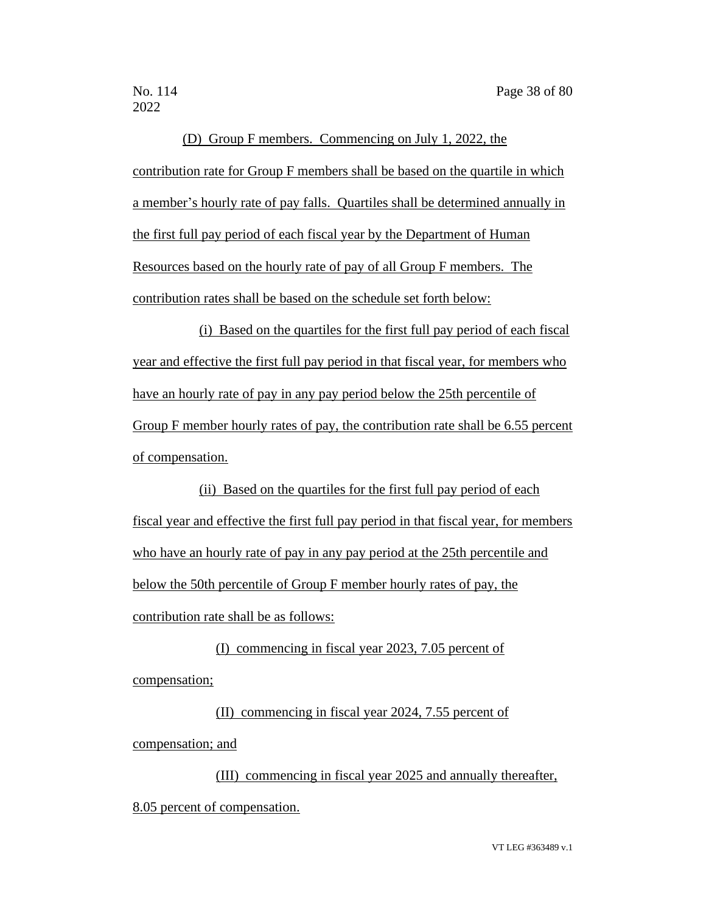(D) Group F members. Commencing on July 1, 2022, the contribution rate for Group F members shall be based on the quartile in which a member's hourly rate of pay falls. Quartiles shall be determined annually in the first full pay period of each fiscal year by the Department of Human Resources based on the hourly rate of pay of all Group F members. The contribution rates shall be based on the schedule set forth below:

(i) Based on the quartiles for the first full pay period of each fiscal year and effective the first full pay period in that fiscal year, for members who have an hourly rate of pay in any pay period below the 25th percentile of Group F member hourly rates of pay, the contribution rate shall be 6.55 percent of compensation.

(ii) Based on the quartiles for the first full pay period of each fiscal year and effective the first full pay period in that fiscal year, for members who have an hourly rate of pay in any pay period at the 25th percentile and below the 50th percentile of Group F member hourly rates of pay, the contribution rate shall be as follows:

(I) commencing in fiscal year 2023, 7.05 percent of compensation;

(II) commencing in fiscal year 2024, 7.55 percent of compensation; and

(III) commencing in fiscal year 2025 and annually thereafter, 8.05 percent of compensation.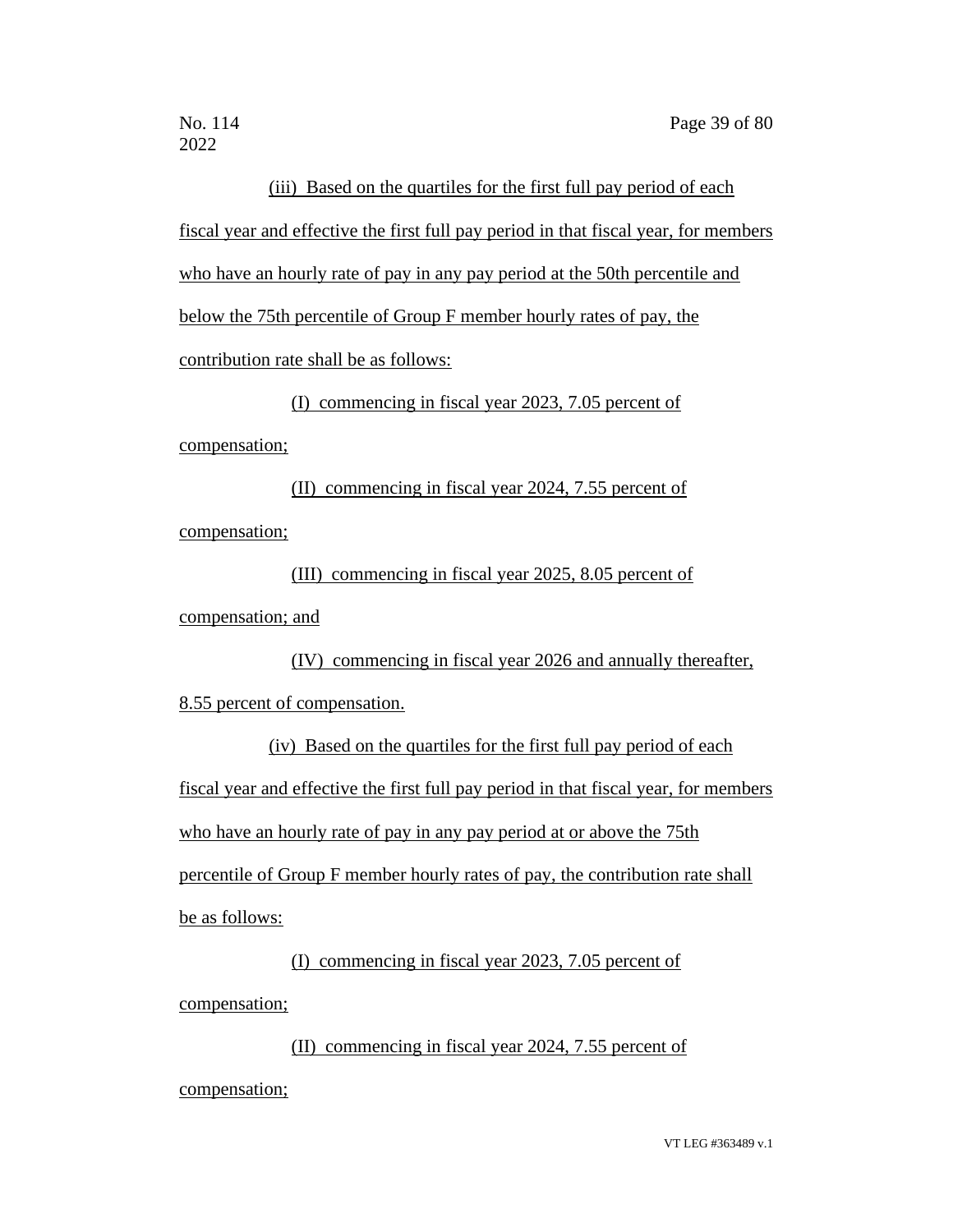(iii) Based on the quartiles for the first full pay period of each fiscal year and effective the first full pay period in that fiscal year, for members who have an hourly rate of pay in any pay period at the 50th percentile and below the 75th percentile of Group F member hourly rates of pay, the contribution rate shall be as follows:

(I) commencing in fiscal year 2023, 7.05 percent of compensation;

(II) commencing in fiscal year 2024, 7.55 percent of compensation;

(III) commencing in fiscal year 2025, 8.05 percent of compensation; and

(IV) commencing in fiscal year 2026 and annually thereafter, 8.55 percent of compensation.

(iv) Based on the quartiles for the first full pay period of each fiscal year and effective the first full pay period in that fiscal year, for members who have an hourly rate of pay in any pay period at or above the 75th percentile of Group F member hourly rates of pay, the contribution rate shall be as follows:

(I) commencing in fiscal year 2023, 7.05 percent of compensation;

(II) commencing in fiscal year 2024, 7.55 percent of compensation;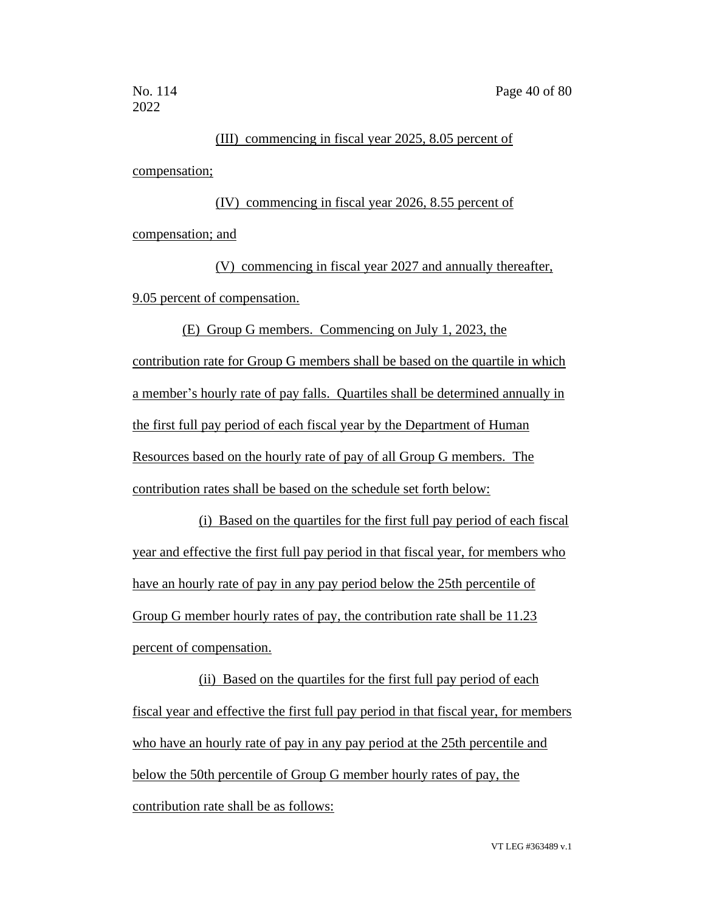(III) commencing in fiscal year 2025, 8.05 percent of compensation;

(IV) commencing in fiscal year 2026, 8.55 percent of compensation; and

(V) commencing in fiscal year 2027 and annually thereafter, 9.05 percent of compensation.

(E) Group G members. Commencing on July 1, 2023, the contribution rate for Group G members shall be based on the quartile in which a member's hourly rate of pay falls. Quartiles shall be determined annually in the first full pay period of each fiscal year by the Department of Human Resources based on the hourly rate of pay of all Group G members. The contribution rates shall be based on the schedule set forth below:

(i) Based on the quartiles for the first full pay period of each fiscal year and effective the first full pay period in that fiscal year, for members who have an hourly rate of pay in any pay period below the 25th percentile of Group G member hourly rates of pay, the contribution rate shall be 11.23 percent of compensation.

(ii) Based on the quartiles for the first full pay period of each fiscal year and effective the first full pay period in that fiscal year, for members who have an hourly rate of pay in any pay period at the 25th percentile and below the 50th percentile of Group G member hourly rates of pay, the contribution rate shall be as follows: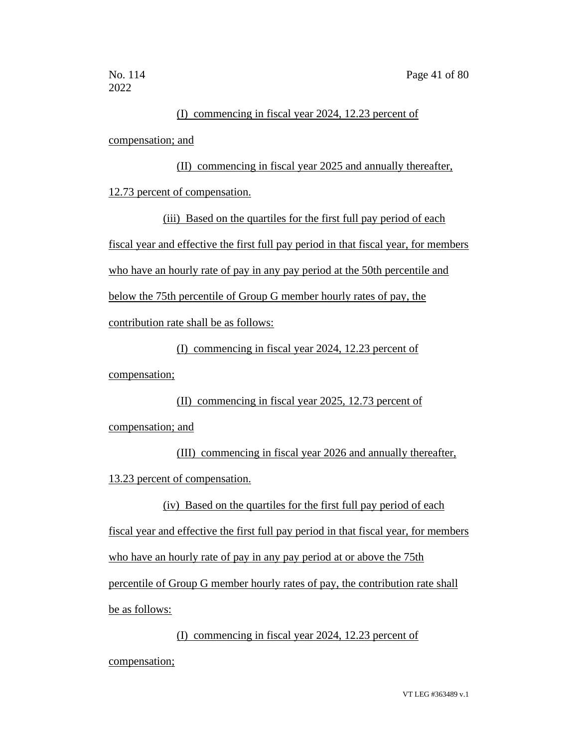(I) commencing in fiscal year 2024, 12.23 percent of compensation; and

(II) commencing in fiscal year 2025 and annually thereafter, 12.73 percent of compensation.

(iii) Based on the quartiles for the first full pay period of each fiscal year and effective the first full pay period in that fiscal year, for members who have an hourly rate of pay in any pay period at the 50th percentile and below the 75th percentile of Group G member hourly rates of pay, the contribution rate shall be as follows:

(I) commencing in fiscal year 2024, 12.23 percent of compensation;

(II) commencing in fiscal year 2025, 12.73 percent of compensation; and

(III) commencing in fiscal year 2026 and annually thereafter, 13.23 percent of compensation.

(iv) Based on the quartiles for the first full pay period of each fiscal year and effective the first full pay period in that fiscal year, for members who have an hourly rate of pay in any pay period at or above the 75th percentile of Group G member hourly rates of pay, the contribution rate shall be as follows:

(I) commencing in fiscal year 2024, 12.23 percent of compensation;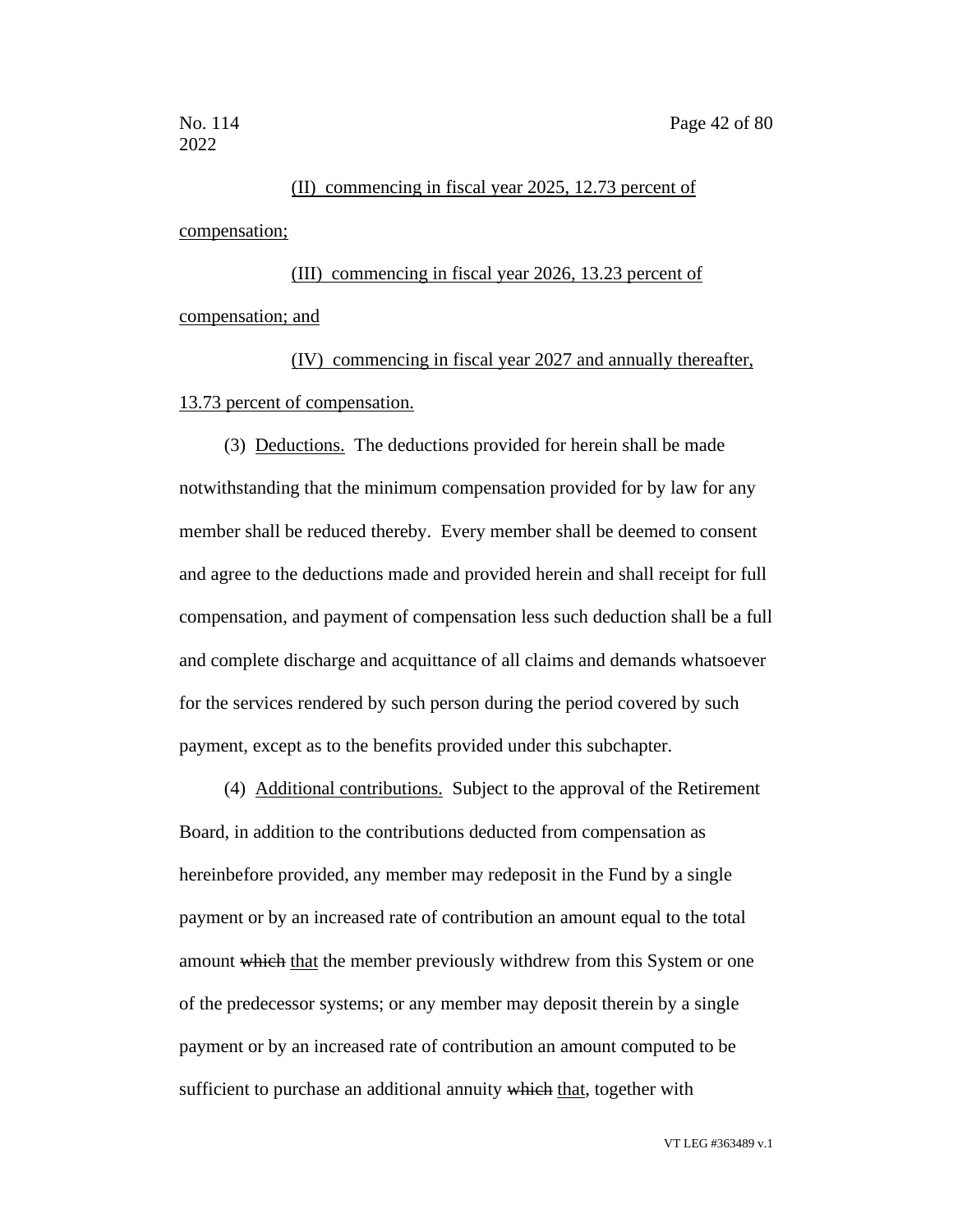(II) commencing in fiscal year 2025, 12.73 percent of compensation;

(III) commencing in fiscal year 2026, 13.23 percent of compensation; and

(IV) commencing in fiscal year 2027 and annually thereafter, 13.73 percent of compensation.

(3) Deductions. The deductions provided for herein shall be made notwithstanding that the minimum compensation provided for by law for any member shall be reduced thereby. Every member shall be deemed to consent and agree to the deductions made and provided herein and shall receipt for full compensation, and payment of compensation less such deduction shall be a full and complete discharge and acquittance of all claims and demands whatsoever for the services rendered by such person during the period covered by such payment, except as to the benefits provided under this subchapter.

(4) Additional contributions. Subject to the approval of the Retirement Board, in addition to the contributions deducted from compensation as hereinbefore provided, any member may redeposit in the Fund by a single payment or by an increased rate of contribution an amount equal to the total amount ~~which~~ that the member previously withdrew from this System or one of the predecessor systems; or any member may deposit therein by a single payment or by an increased rate of contribution an amount computed to be sufficient to purchase an additional annuity ~~which~~ that, together with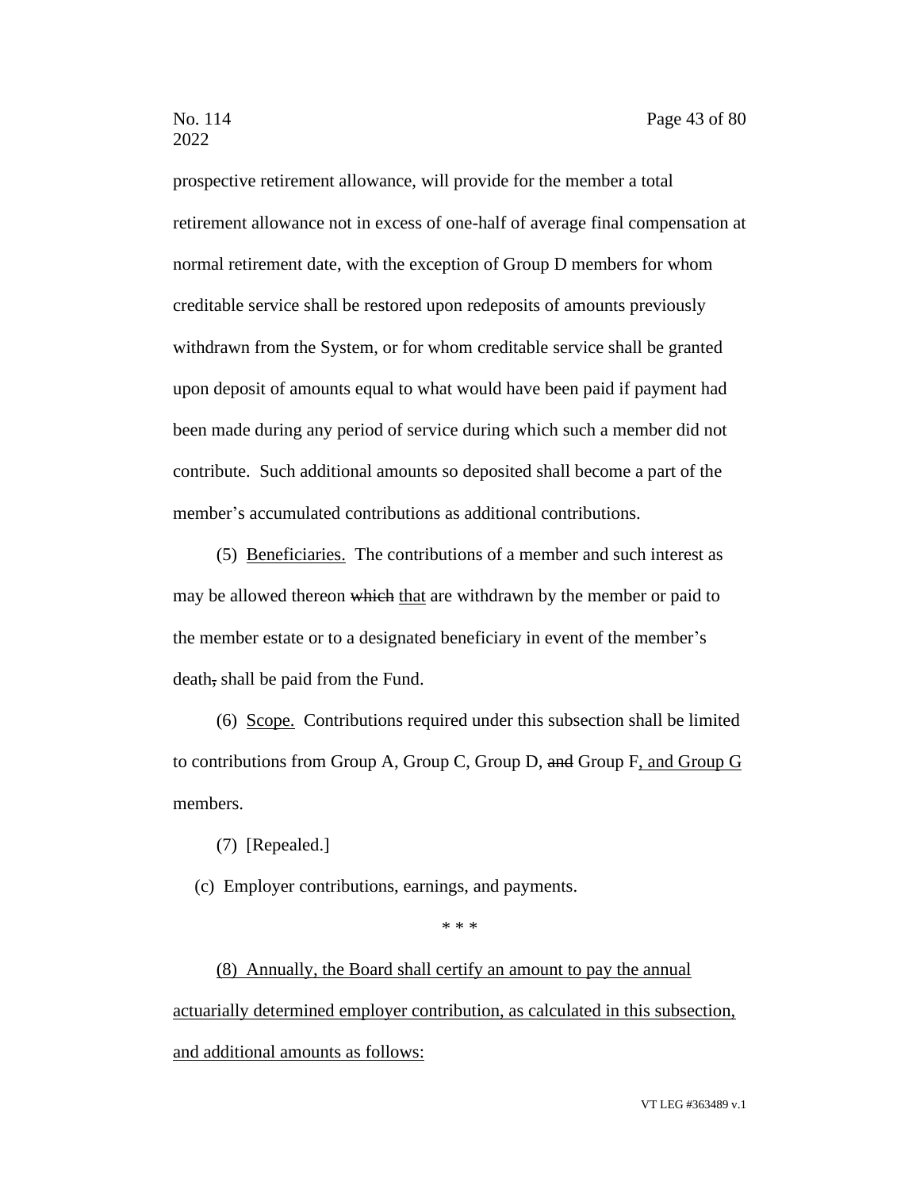prospective retirement allowance, will provide for the member a total retirement allowance not in excess of one-half of average final compensation at normal retirement date, with the exception of Group D members for whom creditable service shall be restored upon redeposits of amounts previously withdrawn from the System, or for whom creditable service shall be granted upon deposit of amounts equal to what would have been paid if payment had been made during any period of service during which such a member did not contribute. Such additional amounts so deposited shall become a part of the member's accumulated contributions as additional contributions.

(5) <u>Beneficiaries.</u> The contributions of a member and such interest as may be allowed thereon ~~which~~ <u>that</u> are withdrawn by the member or paid to the member estate or to a designated beneficiary in event of the member's death~~,~~ shall be paid from the Fund.

(6) <u>Scope.</u> Contributions required under this subsection shall be limited to contributions from Group A, Group C, Group D, ~~and~~ Group F<u>, and Group G</u> members.

(7) [Repealed.]

(c) Employer contributions, earnings, and payments.

* * *

<u>(8) Annually, the Board shall certify an amount to pay the annual actuarially determined employer contribution, as calculated in this subsection, and additional amounts as follows:</u>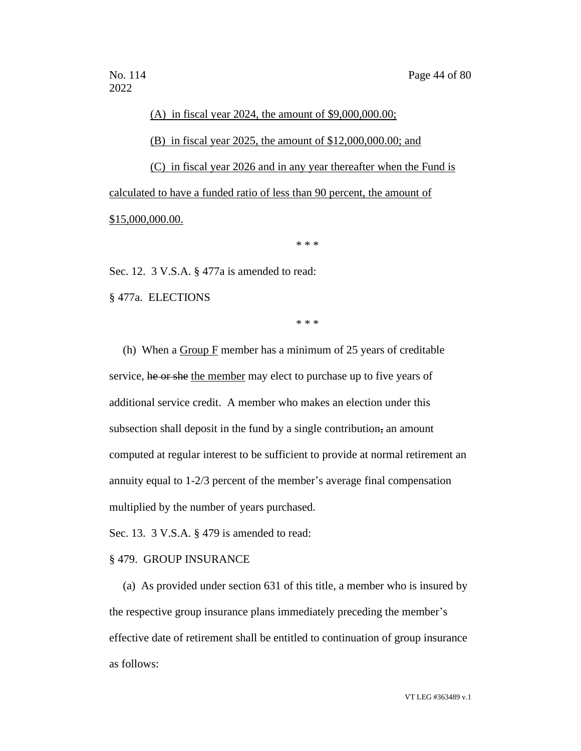(A) in fiscal year 2024, the amount of $9,000,000.00;

(B) in fiscal year 2025, the amount of $12,000,000.00; and

(C) in fiscal year 2026 and in any year thereafter when the Fund is calculated to have a funded ratio of less than 90 percent, the amount of $15,000,000.00.

\* \* \*

Sec. 12. 3 V.S.A. § 477a is amended to read:

§ 477a. ELECTIONS

\* \* \*

(h) When a Group F member has a minimum of 25 years of creditable service, ~~he or she~~ the member may elect to purchase up to five years of additional service credit. A member who makes an election under this subsection shall deposit in the fund by a single contribution~~,~~ an amount computed at regular interest to be sufficient to provide at normal retirement an annuity equal to 1-2/3 percent of the member's average final compensation multiplied by the number of years purchased.

Sec. 13. 3 V.S.A. § 479 is amended to read:

§ 479. GROUP INSURANCE

(a) As provided under section 631 of this title, a member who is insured by the respective group insurance plans immediately preceding the member's effective date of retirement shall be entitled to continuation of group insurance as follows: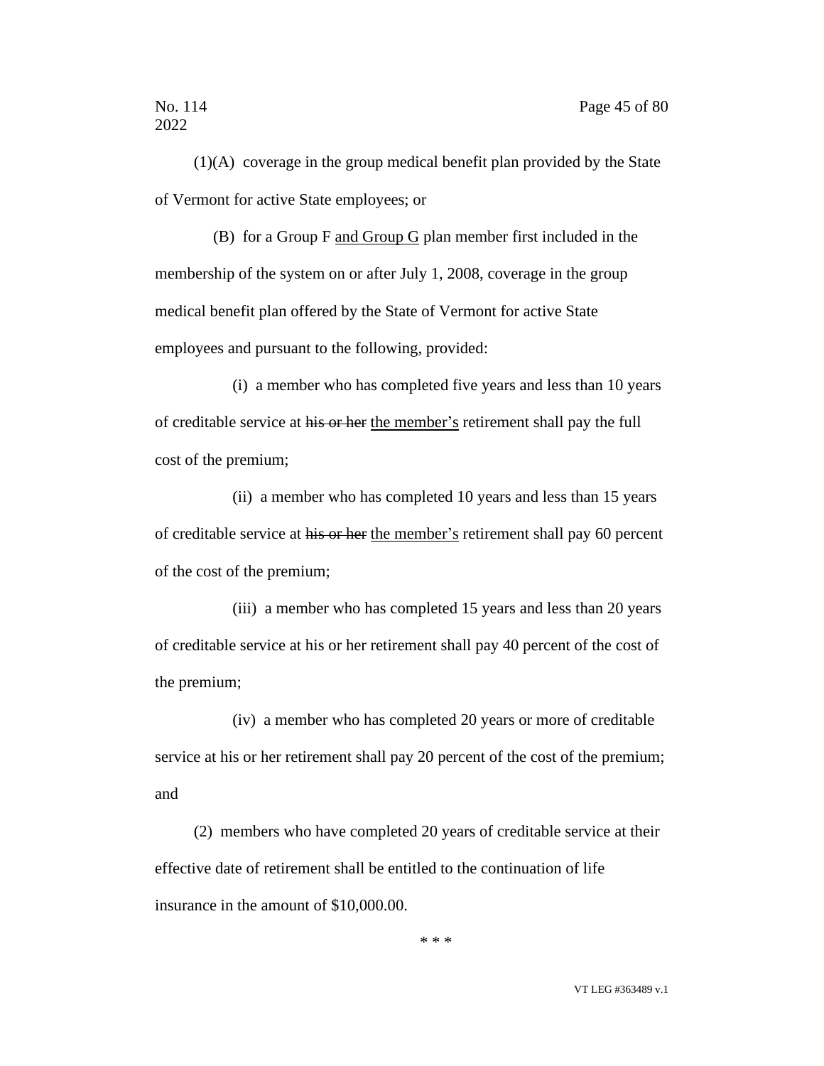(1)(A) coverage in the group medical benefit plan provided by the State of Vermont for active State employees; or

(B) for a Group F <u>and Group G</u> plan member first included in the membership of the system on or after July 1, 2008, coverage in the group medical benefit plan offered by the State of Vermont for active State employees and pursuant to the following, provided:

(i) a member who has completed five years and less than 10 years of creditable service at ~~his or her~~ <u>the member's</u> retirement shall pay the full cost of the premium;

(ii) a member who has completed 10 years and less than 15 years of creditable service at ~~his or her~~ <u>the member's</u> retirement shall pay 60 percent of the cost of the premium;

(iii) a member who has completed 15 years and less than 20 years of creditable service at his or her retirement shall pay 40 percent of the cost of the premium;

(iv) a member who has completed 20 years or more of creditable service at his or her retirement shall pay 20 percent of the cost of the premium; and

(2) members who have completed 20 years of creditable service at their effective date of retirement shall be entitled to the continuation of life insurance in the amount of $10,000.00.

\* \* \*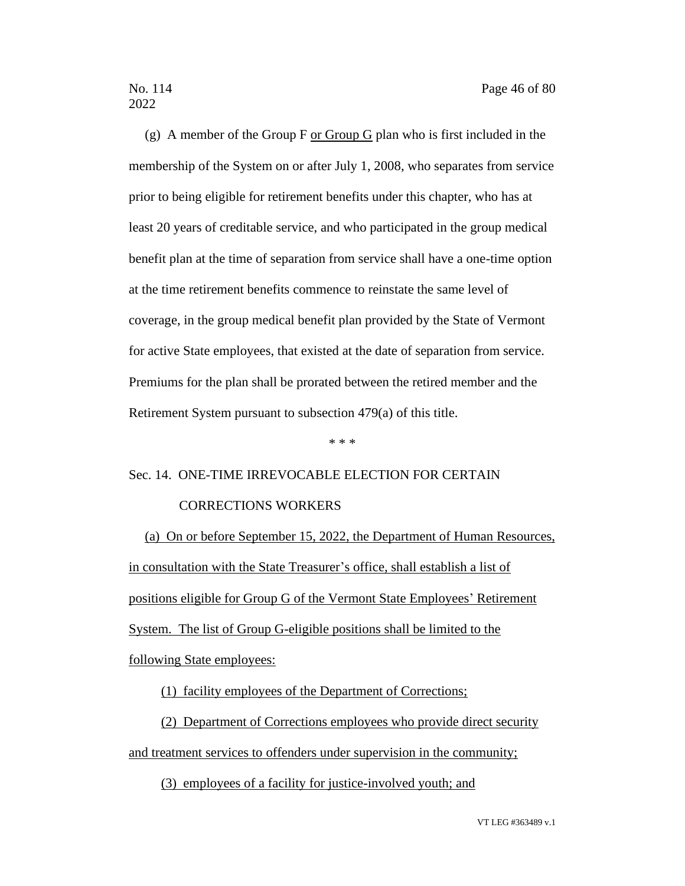(g) A member of the Group F <u>or Group G</u> plan who is first included in the membership of the System on or after July 1, 2008, who separates from service prior to being eligible for retirement benefits under this chapter, who has at least 20 years of creditable service, and who participated in the group medical benefit plan at the time of separation from service shall have a one-time option at the time retirement benefits commence to reinstate the same level of coverage, in the group medical benefit plan provided by the State of Vermont for active State employees, that existed at the date of separation from service. Premiums for the plan shall be prorated between the retired member and the Retirement System pursuant to subsection 479(a) of this title.

\* \* \*

Sec. 14. ONE-TIME IRREVOCABLE ELECTION FOR CERTAIN CORRECTIONS WORKERS

<u>(a) On or before September 15, 2022, the Department of Human Resources, in consultation with the State Treasurer's office, shall establish a list of positions eligible for Group G of the Vermont State Employees' Retirement System. The list of Group G-eligible positions shall be limited to the following State employees:</u>

<u>(1) facility employees of the Department of Corrections;</u>

<u>(2) Department of Corrections employees who provide direct security and treatment services to offenders under supervision in the community;</u>

<u>(3) employees of a facility for justice-involved youth; and</u>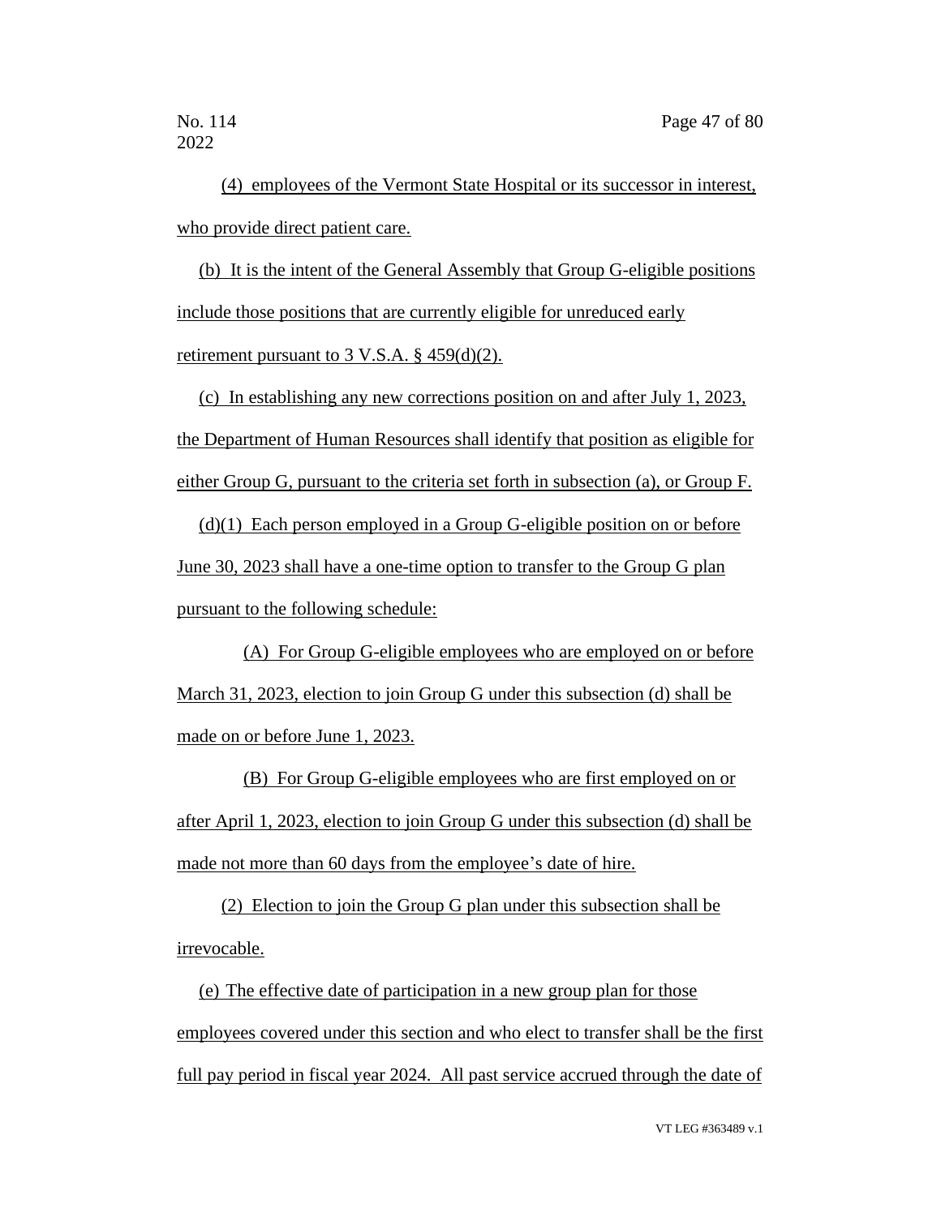(4) employees of the Vermont State Hospital or its successor in interest, who provide direct patient care.

(b) It is the intent of the General Assembly that Group G-eligible positions include those positions that are currently eligible for unreduced early retirement pursuant to 3 V.S.A. § 459(d)(2).

(c) In establishing any new corrections position on and after July 1, 2023, the Department of Human Resources shall identify that position as eligible for either Group G, pursuant to the criteria set forth in subsection (a), or Group F.

(d)(1) Each person employed in a Group G-eligible position on or before June 30, 2023 shall have a one-time option to transfer to the Group G plan pursuant to the following schedule:

(A) For Group G-eligible employees who are employed on or before March 31, 2023, election to join Group G under this subsection (d) shall be made on or before June 1, 2023.

(B) For Group G-eligible employees who are first employed on or after April 1, 2023, election to join Group G under this subsection (d) shall be made not more than 60 days from the employee's date of hire.

(2) Election to join the Group G plan under this subsection shall be irrevocable.

(e) The effective date of participation in a new group plan for those employees covered under this section and who elect to transfer shall be the first full pay period in fiscal year 2024. All past service accrued through the date of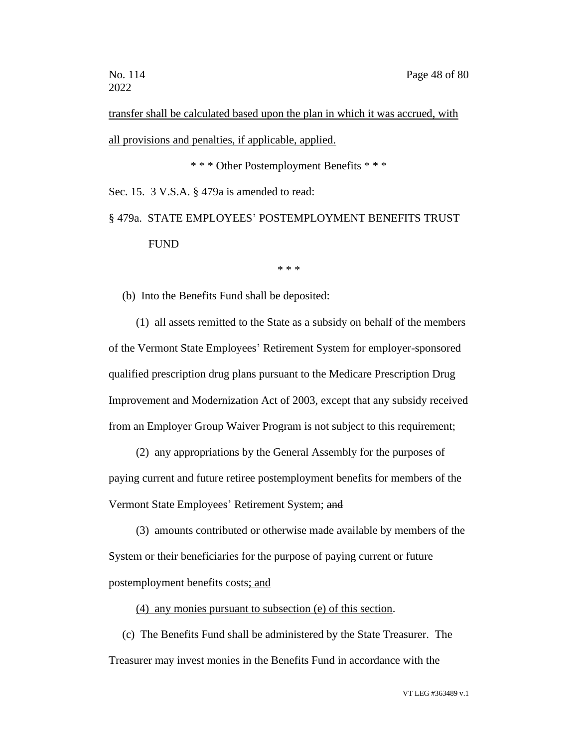transfer shall be calculated based upon the plan in which it was accrued, with all provisions and penalties, if applicable, applied.

\* \* \* Other Postemployment Benefits \* \* \*

Sec. 15. 3 V.S.A. § 479a is amended to read:

§ 479a. STATE EMPLOYEES' POSTEMPLOYMENT BENEFITS TRUST FUND

\* \* \*

(b) Into the Benefits Fund shall be deposited:

(1) all assets remitted to the State as a subsidy on behalf of the members of the Vermont State Employees' Retirement System for employer-sponsored qualified prescription drug plans pursuant to the Medicare Prescription Drug Improvement and Modernization Act of 2003, except that any subsidy received from an Employer Group Waiver Program is not subject to this requirement;

(2) any appropriations by the General Assembly for the purposes of paying current and future retiree postemployment benefits for members of the Vermont State Employees' Retirement System; ~~and~~

(3) amounts contributed or otherwise made available by members of the System or their beneficiaries for the purpose of paying current or future postemployment benefits costs<u>; and</u>

<u>(4) any monies pursuant to subsection (e) of this section</u>.

(c) The Benefits Fund shall be administered by the State Treasurer. The Treasurer may invest monies in the Benefits Fund in accordance with the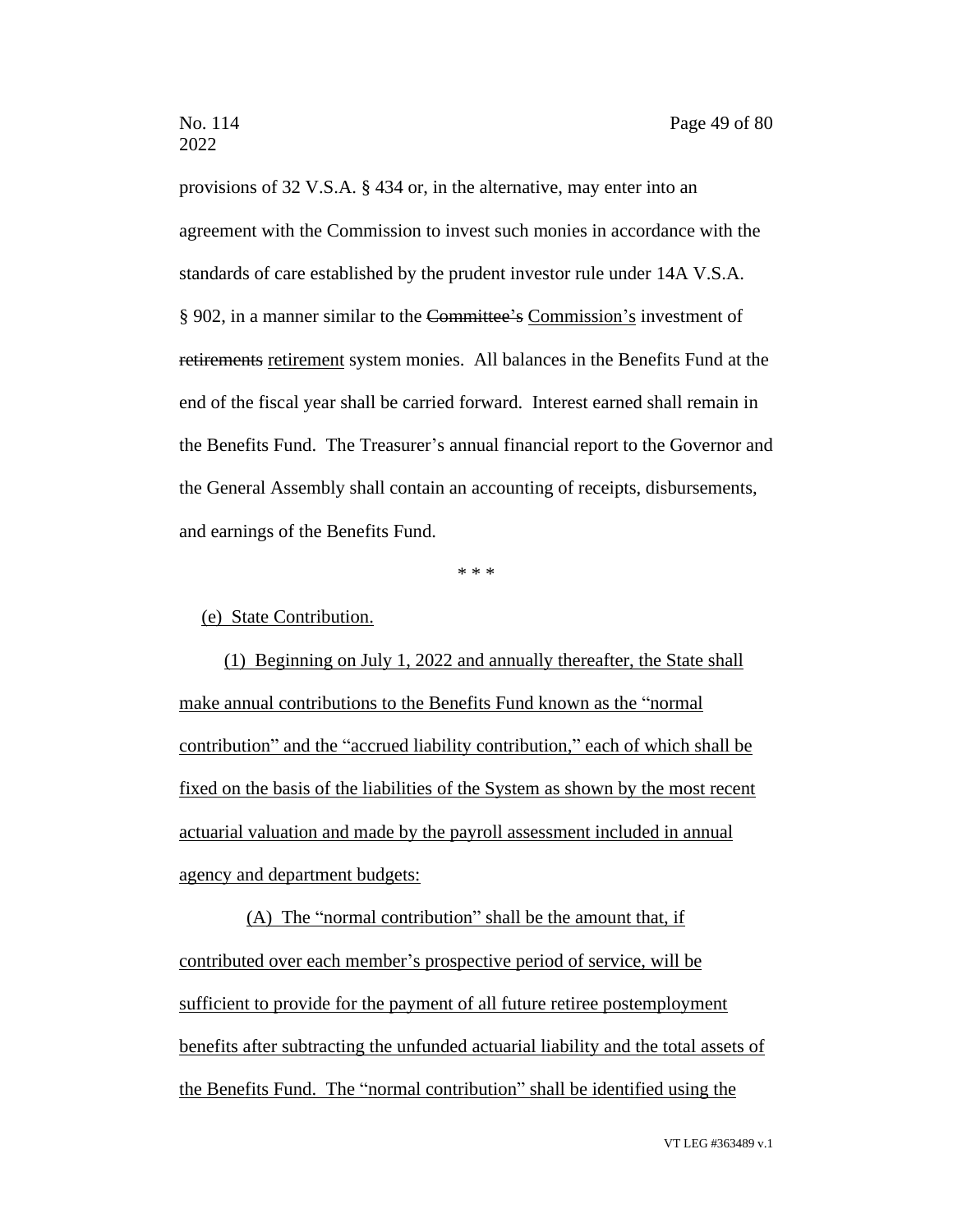provisions of 32 V.S.A. § 434 or, in the alternative, may enter into an agreement with the Commission to invest such monies in accordance with the standards of care established by the prudent investor rule under 14A V.S.A. § 902, in a manner similar to the ~~Committee's~~ Commission's investment of ~~retirements~~ retirement system monies. All balances in the Benefits Fund at the end of the fiscal year shall be carried forward. Interest earned shall remain in the Benefits Fund. The Treasurer's annual financial report to the Governor and the General Assembly shall contain an accounting of receipts, disbursements, and earnings of the Benefits Fund.

\* \* \*

(e) State Contribution.

(1) Beginning on July 1, 2022 and annually thereafter, the State shall make annual contributions to the Benefits Fund known as the "normal contribution" and the "accrued liability contribution," each of which shall be fixed on the basis of the liabilities of the System as shown by the most recent actuarial valuation and made by the payroll assessment included in annual agency and department budgets:

(A) The "normal contribution" shall be the amount that, if contributed over each member's prospective period of service, will be sufficient to provide for the payment of all future retiree postemployment benefits after subtracting the unfunded actuarial liability and the total assets of the Benefits Fund. The "normal contribution" shall be identified using the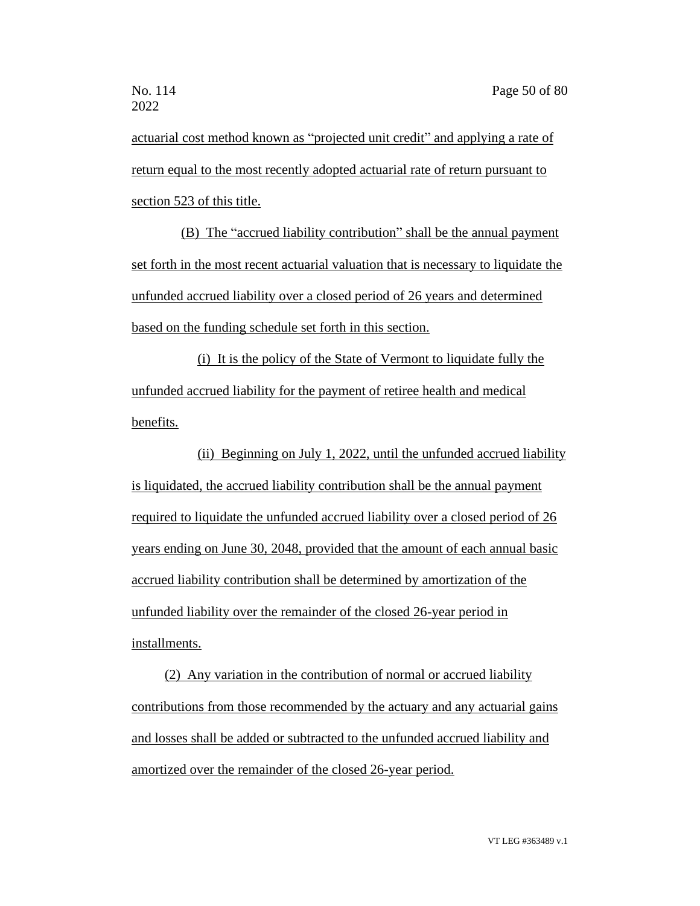actuarial cost method known as "projected unit credit" and applying a rate of return equal to the most recently adopted actuarial rate of return pursuant to section 523 of this title.

(B) The "accrued liability contribution" shall be the annual payment set forth in the most recent actuarial valuation that is necessary to liquidate the unfunded accrued liability over a closed period of 26 years and determined based on the funding schedule set forth in this section.

(i) It is the policy of the State of Vermont to liquidate fully the unfunded accrued liability for the payment of retiree health and medical benefits.

(ii) Beginning on July 1, 2022, until the unfunded accrued liability is liquidated, the accrued liability contribution shall be the annual payment required to liquidate the unfunded accrued liability over a closed period of 26 years ending on June 30, 2048, provided that the amount of each annual basic accrued liability contribution shall be determined by amortization of the unfunded liability over the remainder of the closed 26-year period in installments.

(2) Any variation in the contribution of normal or accrued liability contributions from those recommended by the actuary and any actuarial gains and losses shall be added or subtracted to the unfunded accrued liability and amortized over the remainder of the closed 26-year period.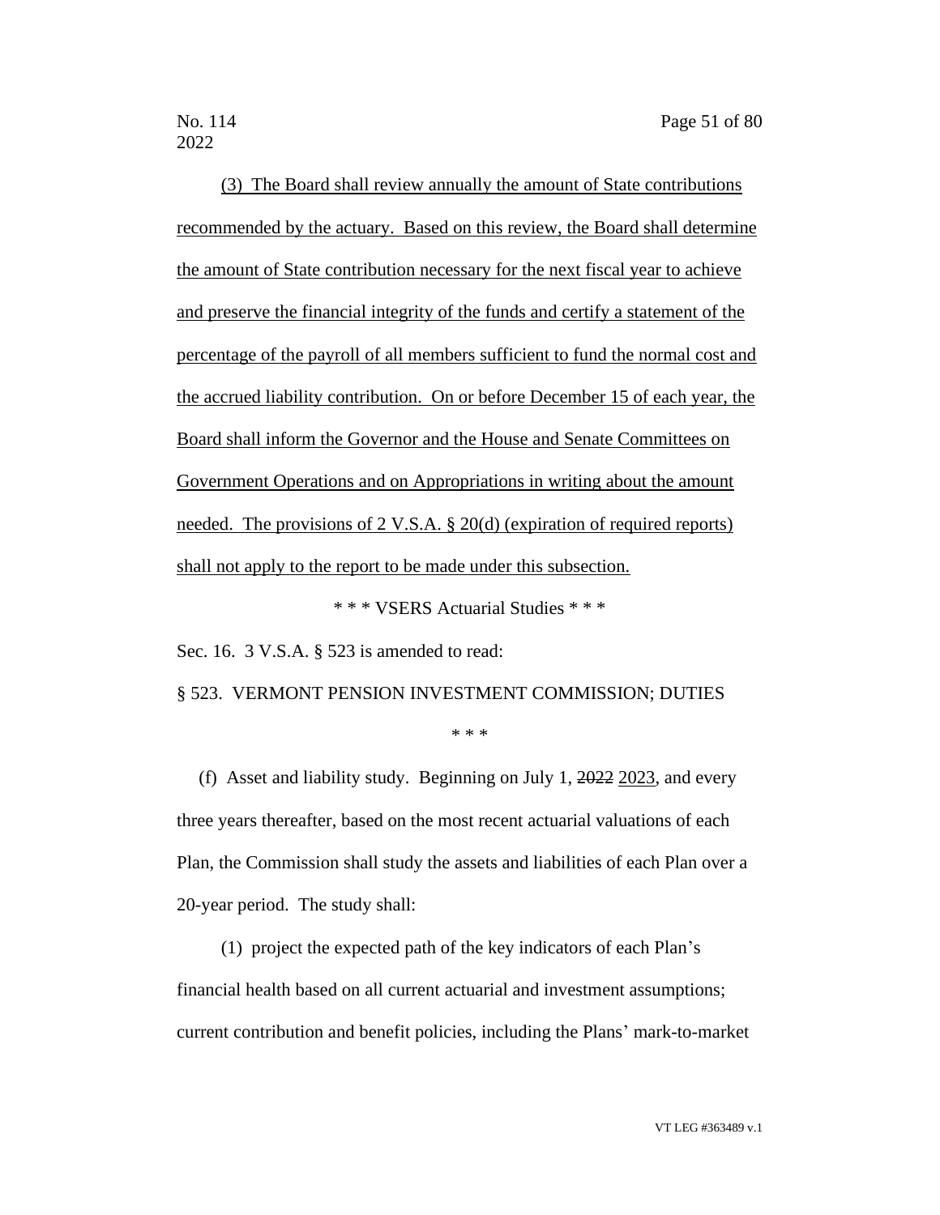(3) The Board shall review annually the amount of State contributions recommended by the actuary. Based on this review, the Board shall determine the amount of State contribution necessary for the next fiscal year to achieve and preserve the financial integrity of the funds and certify a statement of the percentage of the payroll of all members sufficient to fund the normal cost and the accrued liability contribution. On or before December 15 of each year, the Board shall inform the Governor and the House and Senate Committees on Government Operations and on Appropriations in writing about the amount needed. The provisions of 2 V.S.A. § 20(d) (expiration of required reports) shall not apply to the report to be made under this subsection.

\* \* \* VSERS Actuarial Studies \* \* \*

Sec. 16. 3 V.S.A. § 523 is amended to read:

§ 523. VERMONT PENSION INVESTMENT COMMISSION; DUTIES

\* \* \*

(f) Asset and liability study. Beginning on July 1, ~~2022~~ 2023, and every three years thereafter, based on the most recent actuarial valuations of each Plan, the Commission shall study the assets and liabilities of each Plan over a 20-year period. The study shall:

(1) project the expected path of the key indicators of each Plan's financial health based on all current actuarial and investment assumptions; current contribution and benefit policies, including the Plans' mark-to-market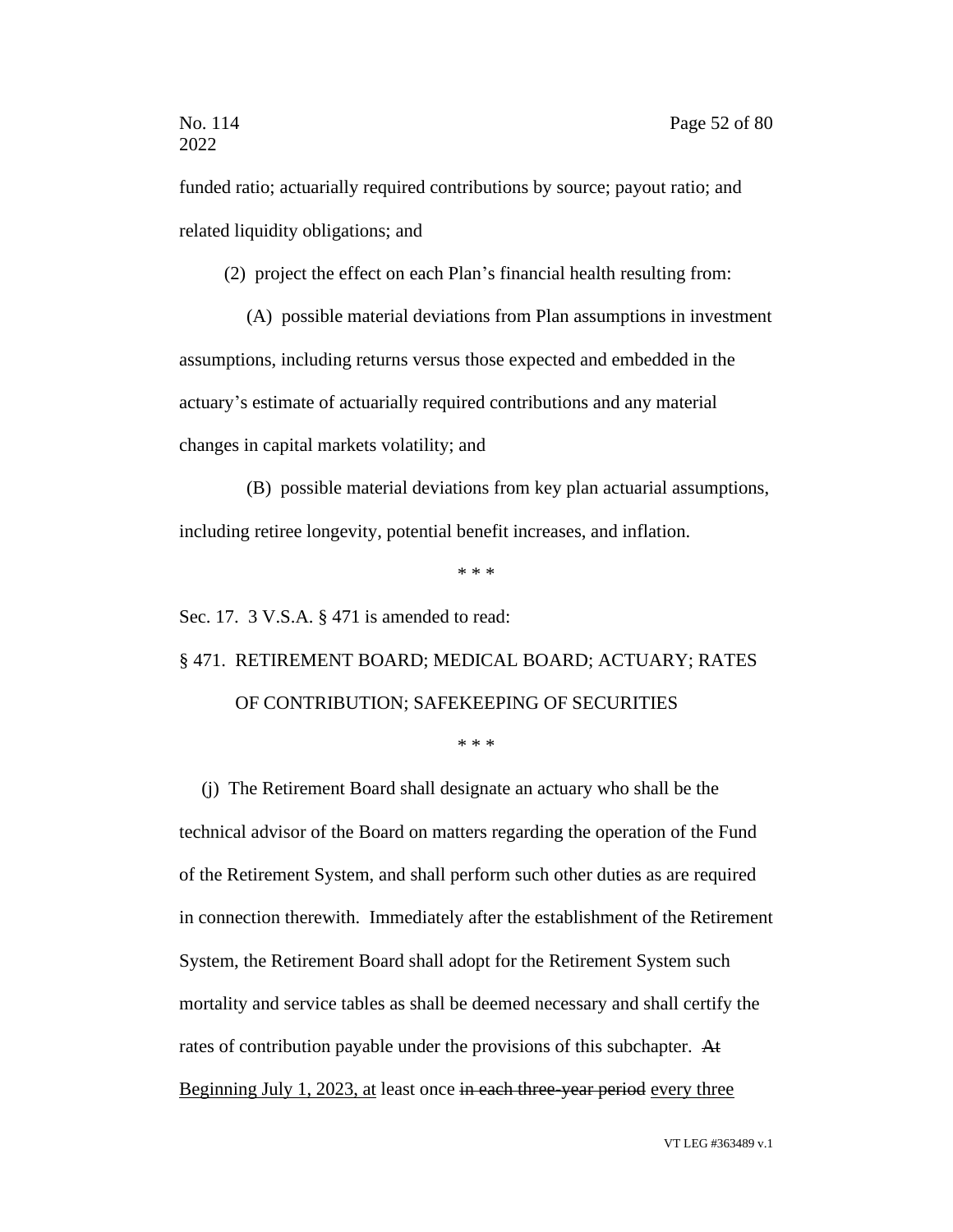funded ratio; actuarially required contributions by source; payout ratio; and related liquidity obligations; and

(2) project the effect on each Plan's financial health resulting from:

(A) possible material deviations from Plan assumptions in investment assumptions, including returns versus those expected and embedded in the actuary's estimate of actuarially required contributions and any material changes in capital markets volatility; and

(B) possible material deviations from key plan actuarial assumptions, including retiree longevity, potential benefit increases, and inflation.

\* \* \*

Sec. 17. 3 V.S.A. § 471 is amended to read:

§ 471. RETIREMENT BOARD; MEDICAL BOARD; ACTUARY; RATES OF CONTRIBUTION; SAFEKEEPING OF SECURITIES

\* \* \*

(j) The Retirement Board shall designate an actuary who shall be the technical advisor of the Board on matters regarding the operation of the Fund of the Retirement System, and shall perform such other duties as are required in connection therewith. Immediately after the establishment of the Retirement System, the Retirement Board shall adopt for the Retirement System such mortality and service tables as shall be deemed necessary and shall certify the rates of contribution payable under the provisions of this subchapter. ~~At~~ <u>Beginning July 1, 2023, at</u> least once ~~in each three-year period~~ <u>every three</u>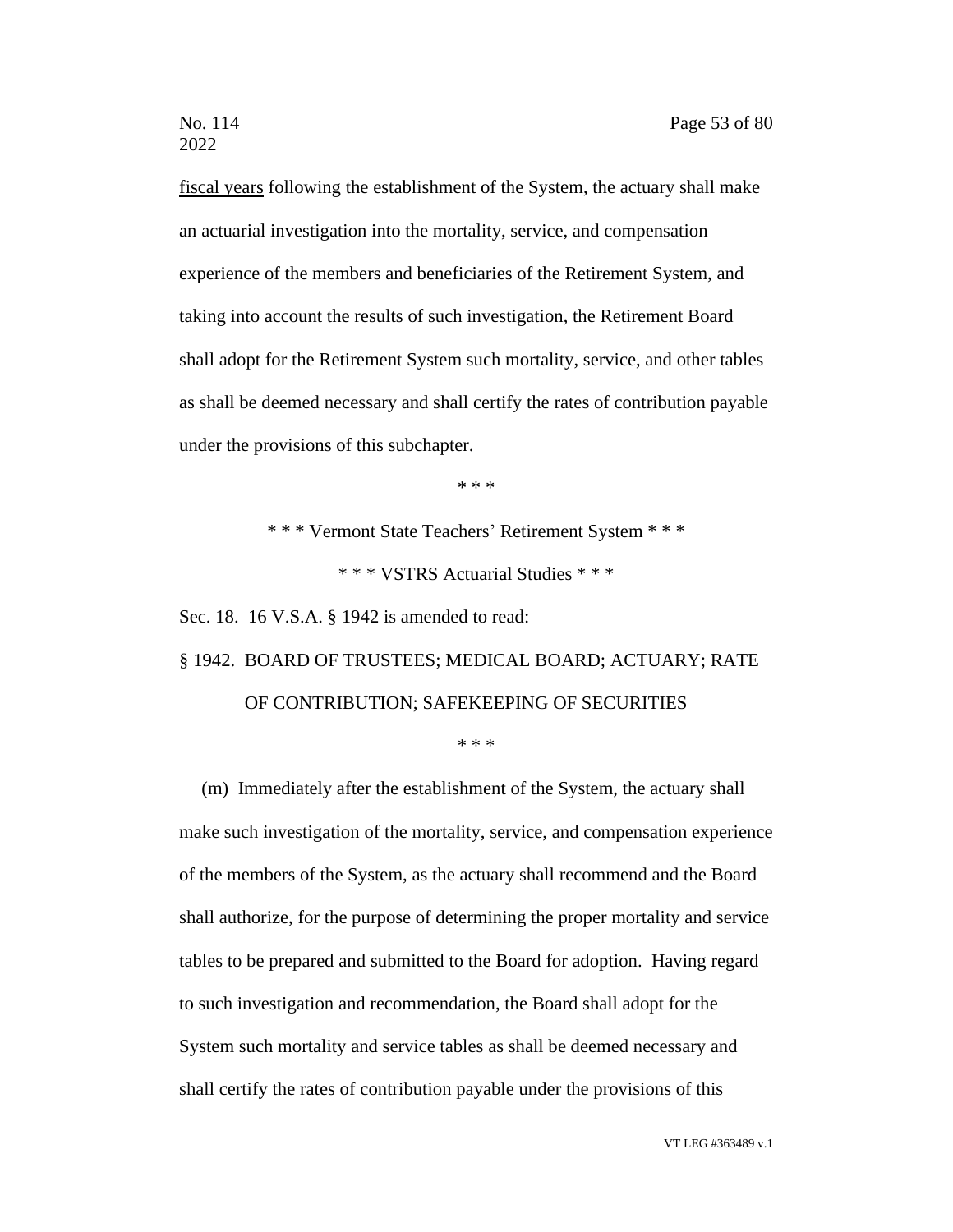fiscal years following the establishment of the System, the actuary shall make an actuarial investigation into the mortality, service, and compensation experience of the members and beneficiaries of the Retirement System, and taking into account the results of such investigation, the Retirement Board shall adopt for the Retirement System such mortality, service, and other tables as shall be deemed necessary and shall certify the rates of contribution payable under the provisions of this subchapter.

\* \* \*

\* \* \* Vermont State Teachers' Retirement System \* \* \*

\* \* \* VSTRS Actuarial Studies \* \* \*

Sec. 18. 16 V.S.A. § 1942 is amended to read:

§ 1942. BOARD OF TRUSTEES; MEDICAL BOARD; ACTUARY; RATE OF CONTRIBUTION; SAFEKEEPING OF SECURITIES

\* \* \*

(m) Immediately after the establishment of the System, the actuary shall make such investigation of the mortality, service, and compensation experience of the members of the System, as the actuary shall recommend and the Board shall authorize, for the purpose of determining the proper mortality and service tables to be prepared and submitted to the Board for adoption. Having regard to such investigation and recommendation, the Board shall adopt for the System such mortality and service tables as shall be deemed necessary and shall certify the rates of contribution payable under the provisions of this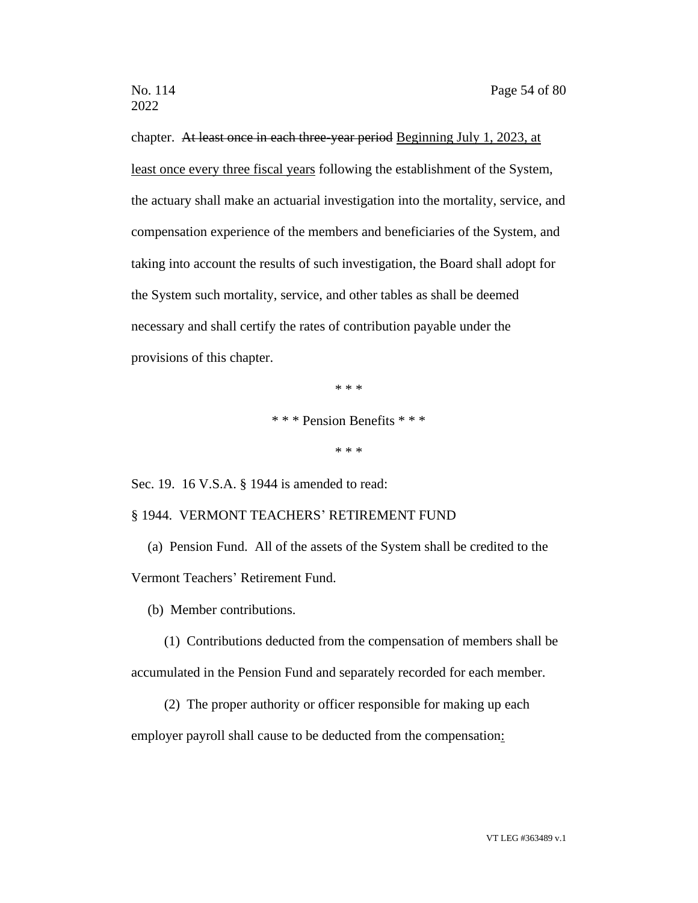chapter. ~~At least once in each three-year period~~ <u>Beginning July 1, 2023, at least once every three fiscal years</u> following the establishment of the System, the actuary shall make an actuarial investigation into the mortality, service, and compensation experience of the members and beneficiaries of the System, and taking into account the results of such investigation, the Board shall adopt for the System such mortality, service, and other tables as shall be deemed necessary and shall certify the rates of contribution payable under the provisions of this chapter.

\* \* \*

\* \* \* Pension Benefits \* \* \*

\* \* \*

Sec. 19. 16 V.S.A. § 1944 is amended to read:

§ 1944. VERMONT TEACHERS' RETIREMENT FUND

(a) Pension Fund. All of the assets of the System shall be credited to the Vermont Teachers' Retirement Fund.

(b) Member contributions.

(1) Contributions deducted from the compensation of members shall be accumulated in the Pension Fund and separately recorded for each member.

(2) The proper authority or officer responsible for making up each employer payroll shall cause to be deducted from the compensation<u>:</u>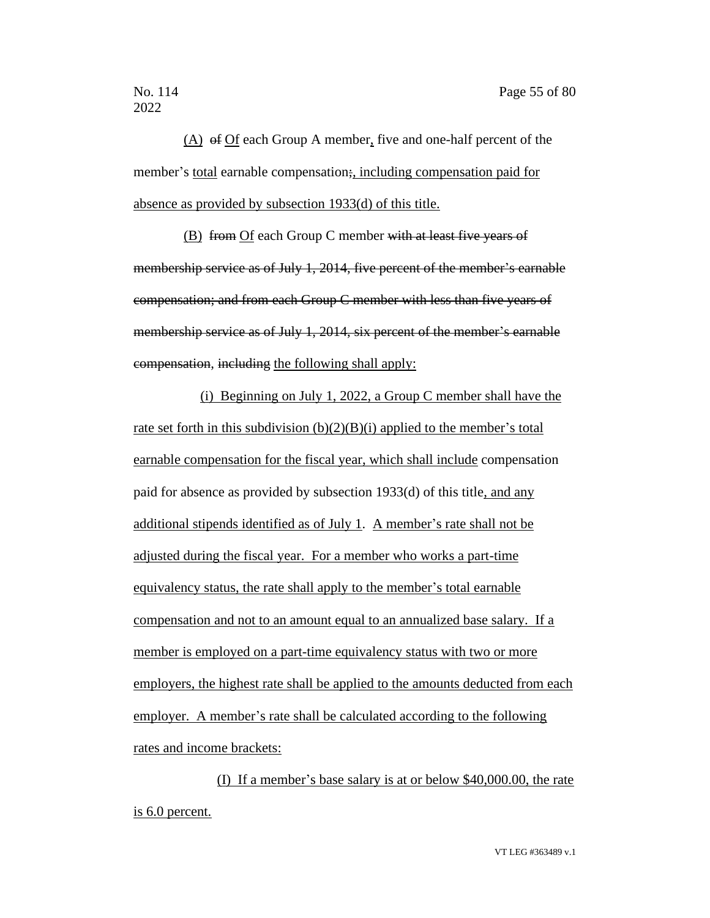<u>(A)</u> ~~of~~ <u>Of</u> each Group A member<u>,</u> five and one-half percent of the member's <u>total</u> earnable compensation~~;~~<u>, including compensation paid for absence as provided by subsection 1933(d) of this title.</u>

<u>(B)</u> ~~from~~ <u>Of</u> each Group C member ~~with at least five years of membership service as of July 1, 2014, five percent of the member's earnable compensation; and from each Group C member with less than five years of membership service as of July 1, 2014, six percent of the member's earnable compensation~~, ~~including~~ <u>the following shall apply:</u>

<u>(i) Beginning on July 1, 2022, a Group C member shall have the rate set forth in this subdivision (b)(2)(B)(i) applied to the member's total earnable compensation for the fiscal year, which shall include</u> compensation paid for absence as provided by subsection 1933(d) of this title<u>, and any additional stipends identified as of July 1</u>. <u>A member's rate shall not be adjusted during the fiscal year. For a member who works a part-time equivalency status, the rate shall apply to the member's total earnable compensation and not to an amount equal to an annualized base salary. If a member is employed on a part-time equivalency status with two or more employers, the highest rate shall be applied to the amounts deducted from each employer. A member's rate shall be calculated according to the following rates and income brackets:</u>

<u>(I) If a member's base salary is at or below $40,000.00, the rate is 6.0 percent.</u>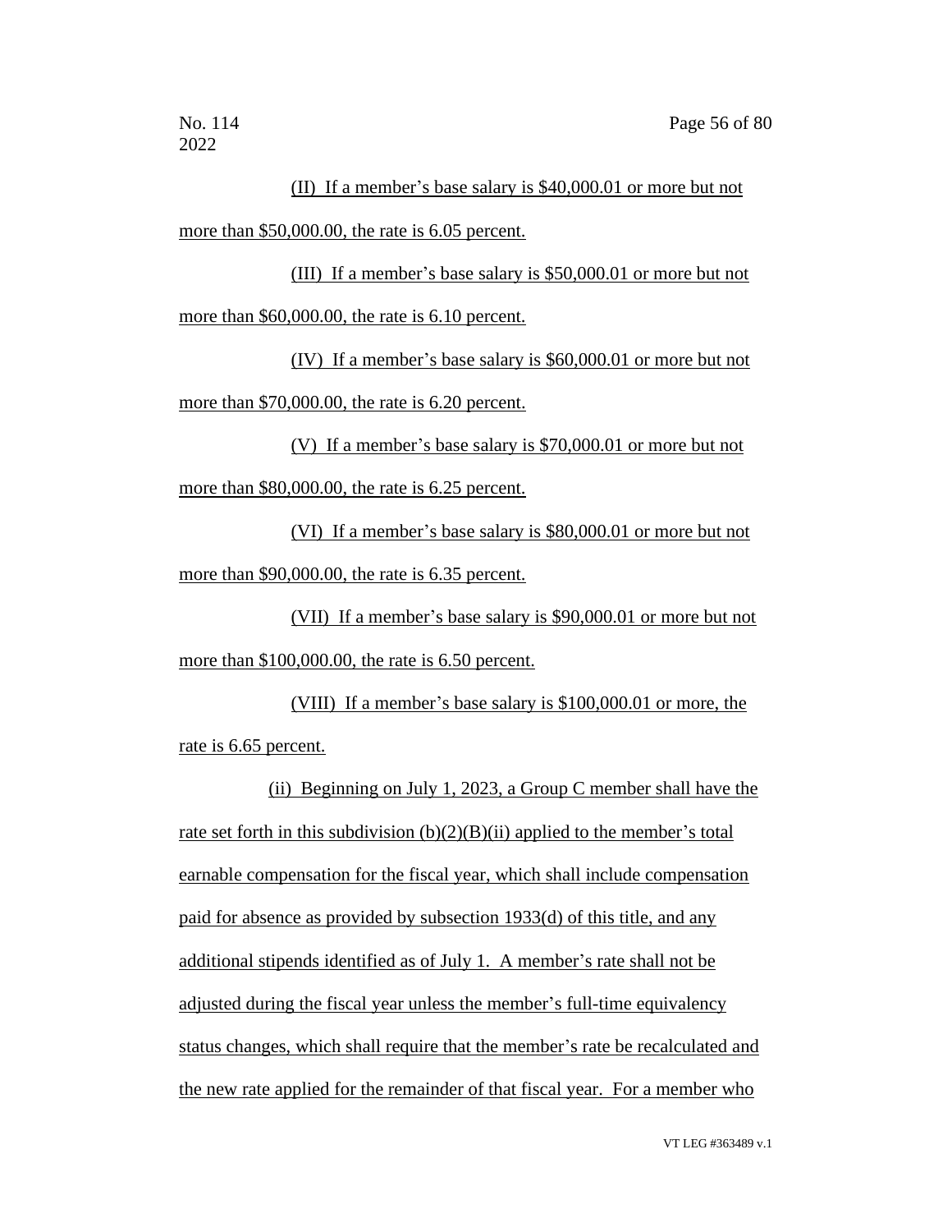(II) If a member's base salary is $40,000.01 or more but not more than $50,000.00, the rate is 6.05 percent.

(III) If a member's base salary is $50,000.01 or more but not more than $60,000.00, the rate is 6.10 percent.

(IV) If a member's base salary is $60,000.01 or more but not more than $70,000.00, the rate is 6.20 percent.

(V) If a member's base salary is $70,000.01 or more but not more than $80,000.00, the rate is 6.25 percent.

(VI) If a member's base salary is $80,000.01 or more but not more than $90,000.00, the rate is 6.35 percent.

(VII) If a member's base salary is $90,000.01 or more but not more than $100,000.00, the rate is 6.50 percent.

(VIII) If a member's base salary is $100,000.01 or more, the rate is 6.65 percent.

(ii) Beginning on July 1, 2023, a Group C member shall have the rate set forth in this subdivision (b)(2)(B)(ii) applied to the member's total earnable compensation for the fiscal year, which shall include compensation paid for absence as provided by subsection 1933(d) of this title, and any additional stipends identified as of July 1. A member's rate shall not be adjusted during the fiscal year unless the member's full-time equivalency status changes, which shall require that the member's rate be recalculated and the new rate applied for the remainder of that fiscal year. For a member who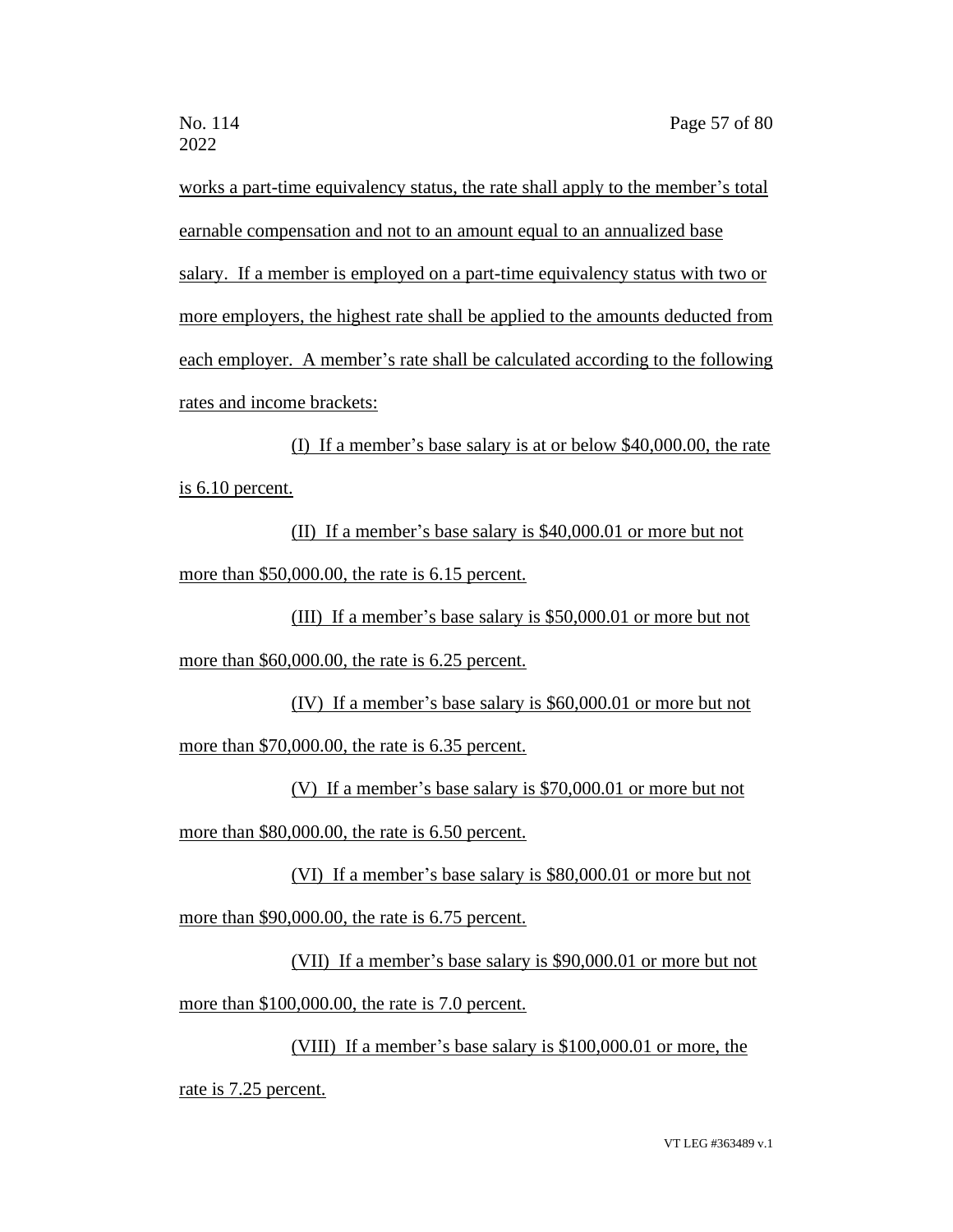works a part-time equivalency status, the rate shall apply to the member's total earnable compensation and not to an amount equal to an annualized base salary. If a member is employed on a part-time equivalency status with two or more employers, the highest rate shall be applied to the amounts deducted from each employer. A member's rate shall be calculated according to the following rates and income brackets:

(I) If a member's base salary is at or below $40,000.00, the rate is 6.10 percent.

(II) If a member's base salary is $40,000.01 or more but not more than $50,000.00, the rate is 6.15 percent.

(III) If a member's base salary is $50,000.01 or more but not more than $60,000.00, the rate is 6.25 percent.

(IV) If a member's base salary is $60,000.01 or more but not more than $70,000.00, the rate is 6.35 percent.

(V) If a member's base salary is $70,000.01 or more but not more than $80,000.00, the rate is 6.50 percent.

(VI) If a member's base salary is $80,000.01 or more but not more than $90,000.00, the rate is 6.75 percent.

(VII) If a member's base salary is $90,000.01 or more but not more than $100,000.00, the rate is 7.0 percent.

(VIII) If a member's base salary is $100,000.01 or more, the rate is 7.25 percent.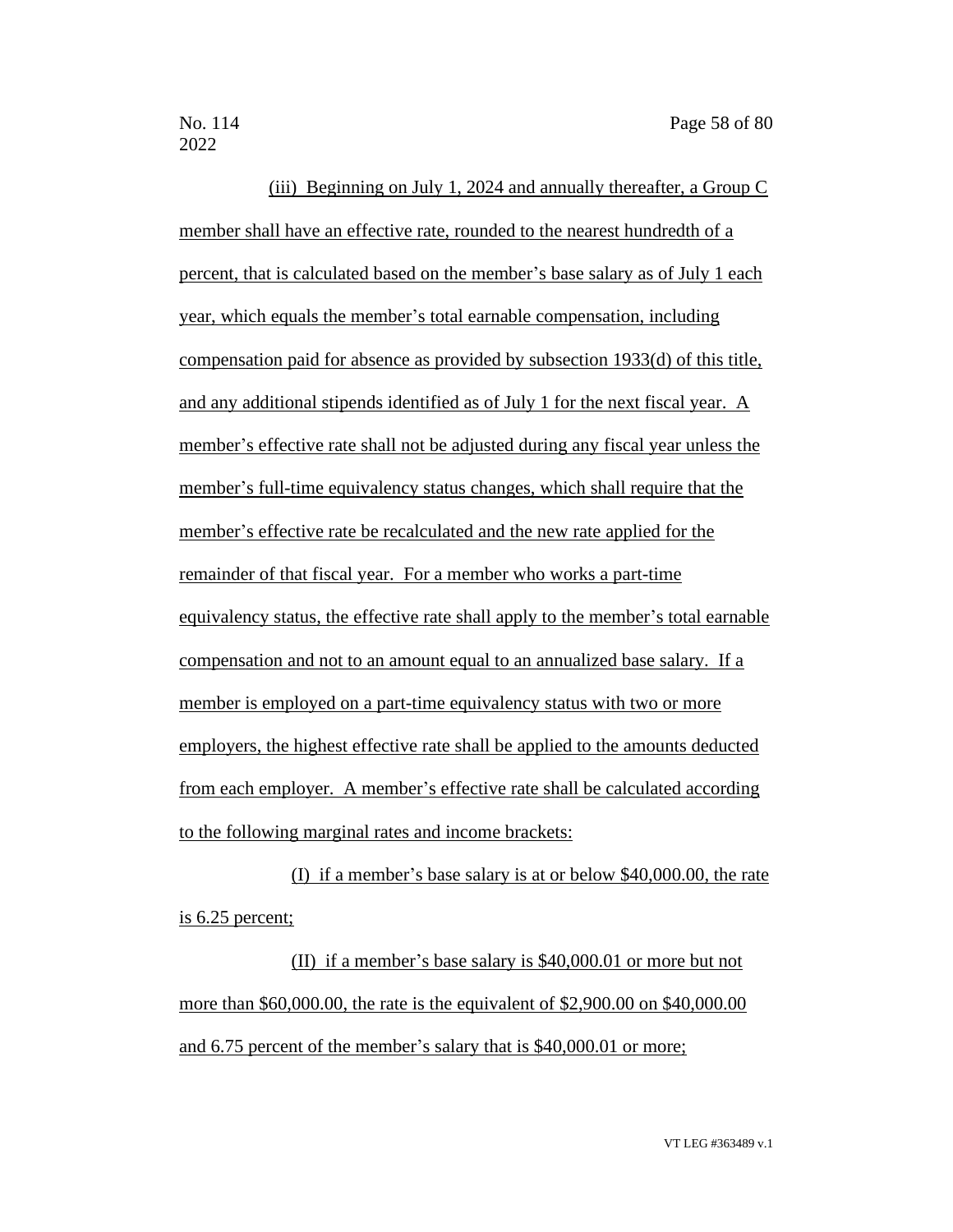(iii) Beginning on July 1, 2024 and annually thereafter, a Group C member shall have an effective rate, rounded to the nearest hundredth of a percent, that is calculated based on the member's base salary as of July 1 each year, which equals the member's total earnable compensation, including compensation paid for absence as provided by subsection 1933(d) of this title, and any additional stipends identified as of July 1 for the next fiscal year. A member's effective rate shall not be adjusted during any fiscal year unless the member's full-time equivalency status changes, which shall require that the member's effective rate be recalculated and the new rate applied for the remainder of that fiscal year. For a member who works a part-time equivalency status, the effective rate shall apply to the member's total earnable compensation and not to an amount equal to an annualized base salary. If a member is employed on a part-time equivalency status with two or more employers, the highest effective rate shall be applied to the amounts deducted from each employer. A member's effective rate shall be calculated according to the following marginal rates and income brackets:

(I) if a member's base salary is at or below $40,000.00, the rate is 6.25 percent;

(II) if a member's base salary is $40,000.01 or more but not more than $60,000.00, the rate is the equivalent of $2,900.00 on $40,000.00 and 6.75 percent of the member's salary that is $40,000.01 or more;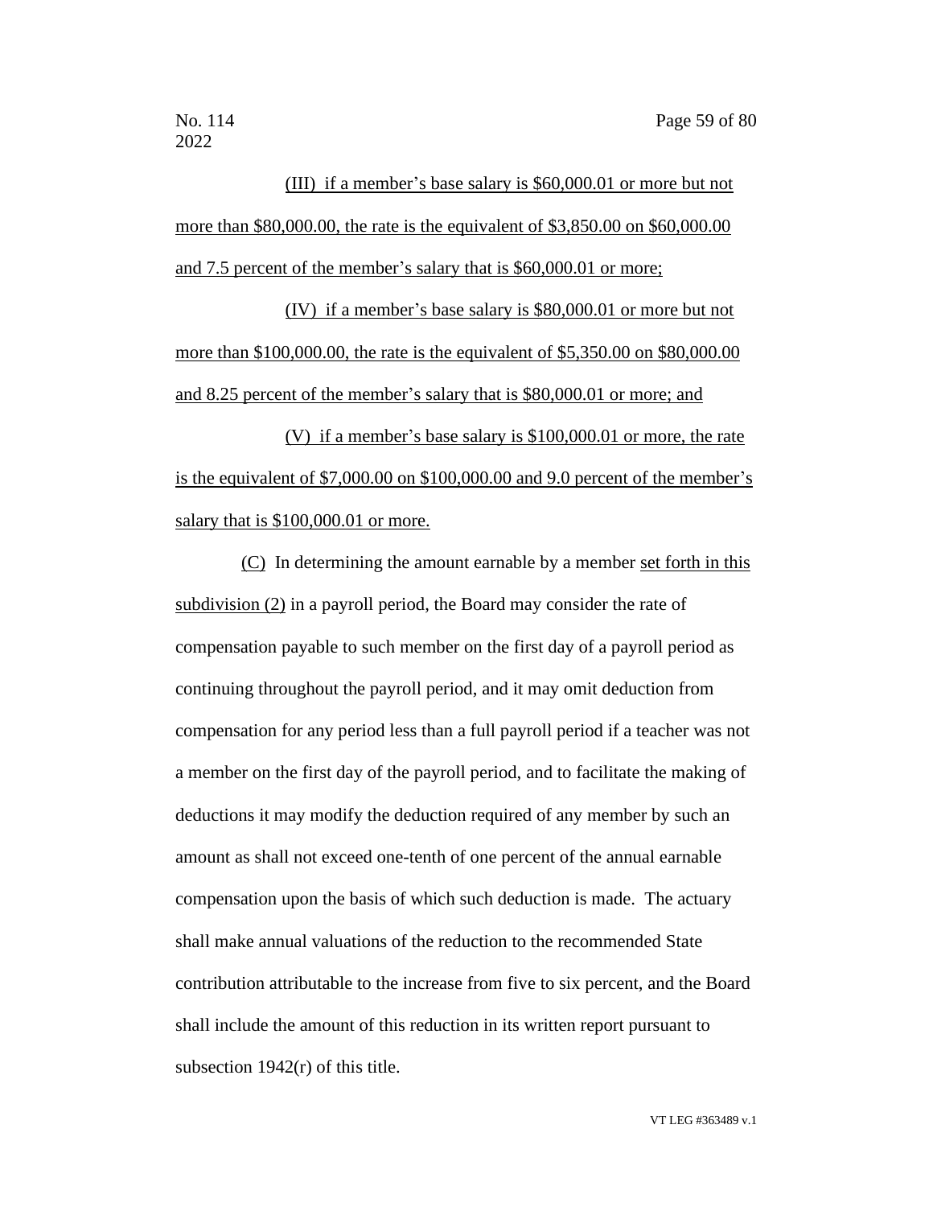(III) if a member's base salary is $60,000.01 or more but not more than $80,000.00, the rate is the equivalent of $3,850.00 on $60,000.00 and 7.5 percent of the member's salary that is $60,000.01 or more;

(IV) if a member's base salary is $80,000.01 or more but not more than $100,000.00, the rate is the equivalent of $5,350.00 on $80,000.00 and 8.25 percent of the member's salary that is $80,000.01 or more; and

(V) if a member's base salary is $100,000.01 or more, the rate is the equivalent of $7,000.00 on $100,000.00 and 9.0 percent of the member's salary that is $100,000.01 or more.

(C) In determining the amount earnable by a member set forth in this subdivision (2) in a payroll period, the Board may consider the rate of compensation payable to such member on the first day of a payroll period as continuing throughout the payroll period, and it may omit deduction from compensation for any period less than a full payroll period if a teacher was not a member on the first day of the payroll period, and to facilitate the making of deductions it may modify the deduction required of any member by such an amount as shall not exceed one-tenth of one percent of the annual earnable compensation upon the basis of which such deduction is made. The actuary shall make annual valuations of the reduction to the recommended State contribution attributable to the increase from five to six percent, and the Board shall include the amount of this reduction in its written report pursuant to subsection 1942(r) of this title.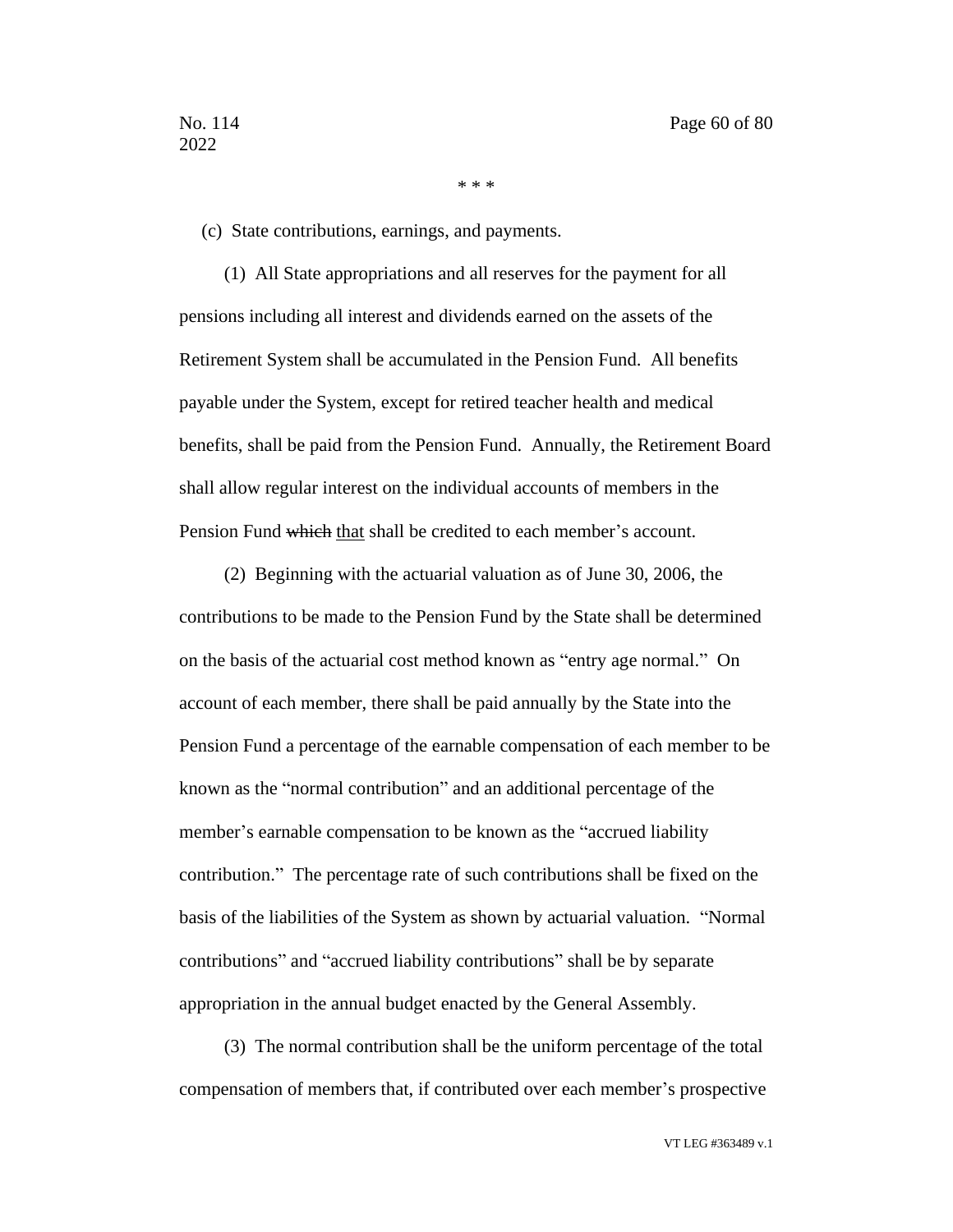\* \* \*

(c) State contributions, earnings, and payments.

(1) All State appropriations and all reserves for the payment for all pensions including all interest and dividends earned on the assets of the Retirement System shall be accumulated in the Pension Fund. All benefits payable under the System, except for retired teacher health and medical benefits, shall be paid from the Pension Fund. Annually, the Retirement Board shall allow regular interest on the individual accounts of members in the Pension Fund ~~which~~ <u>that</u> shall be credited to each member's account.

(2) Beginning with the actuarial valuation as of June 30, 2006, the contributions to be made to the Pension Fund by the State shall be determined on the basis of the actuarial cost method known as "entry age normal." On account of each member, there shall be paid annually by the State into the Pension Fund a percentage of the earnable compensation of each member to be known as the "normal contribution" and an additional percentage of the member's earnable compensation to be known as the "accrued liability contribution." The percentage rate of such contributions shall be fixed on the basis of the liabilities of the System as shown by actuarial valuation. "Normal contributions" and "accrued liability contributions" shall be by separate appropriation in the annual budget enacted by the General Assembly.

(3) The normal contribution shall be the uniform percentage of the total compensation of members that, if contributed over each member's prospective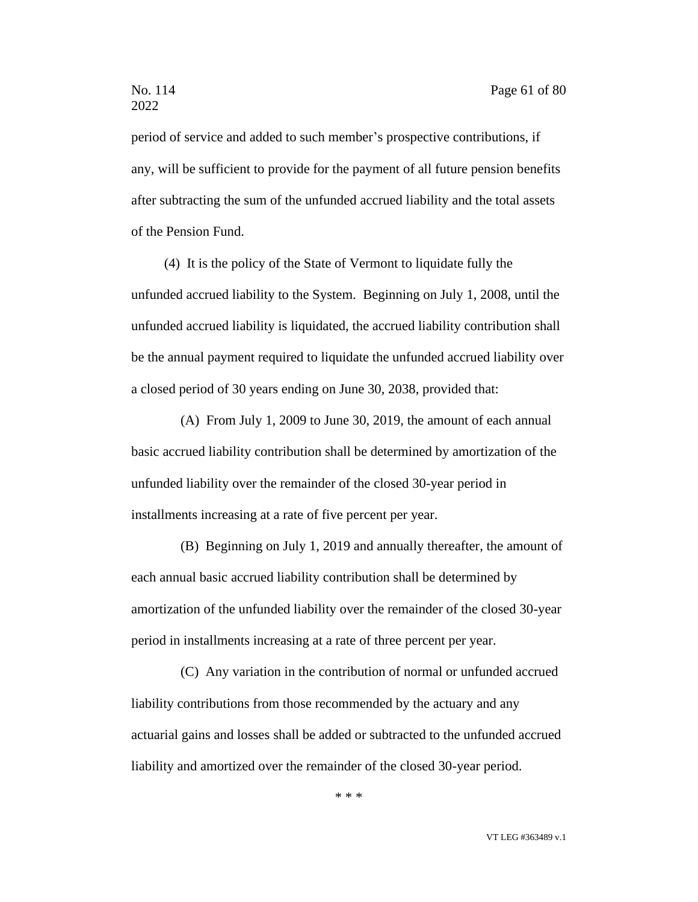period of service and added to such member's prospective contributions, if any, will be sufficient to provide for the payment of all future pension benefits after subtracting the sum of the unfunded accrued liability and the total assets of the Pension Fund.

(4) It is the policy of the State of Vermont to liquidate fully the unfunded accrued liability to the System. Beginning on July 1, 2008, until the unfunded accrued liability is liquidated, the accrued liability contribution shall be the annual payment required to liquidate the unfunded accrued liability over a closed period of 30 years ending on June 30, 2038, provided that:

(A) From July 1, 2009 to June 30, 2019, the amount of each annual basic accrued liability contribution shall be determined by amortization of the unfunded liability over the remainder of the closed 30-year period in installments increasing at a rate of five percent per year.

(B) Beginning on July 1, 2019 and annually thereafter, the amount of each annual basic accrued liability contribution shall be determined by amortization of the unfunded liability over the remainder of the closed 30-year period in installments increasing at a rate of three percent per year.

(C) Any variation in the contribution of normal or unfunded accrued liability contributions from those recommended by the actuary and any actuarial gains and losses shall be added or subtracted to the unfunded accrued liability and amortized over the remainder of the closed 30-year period.

\* \* \*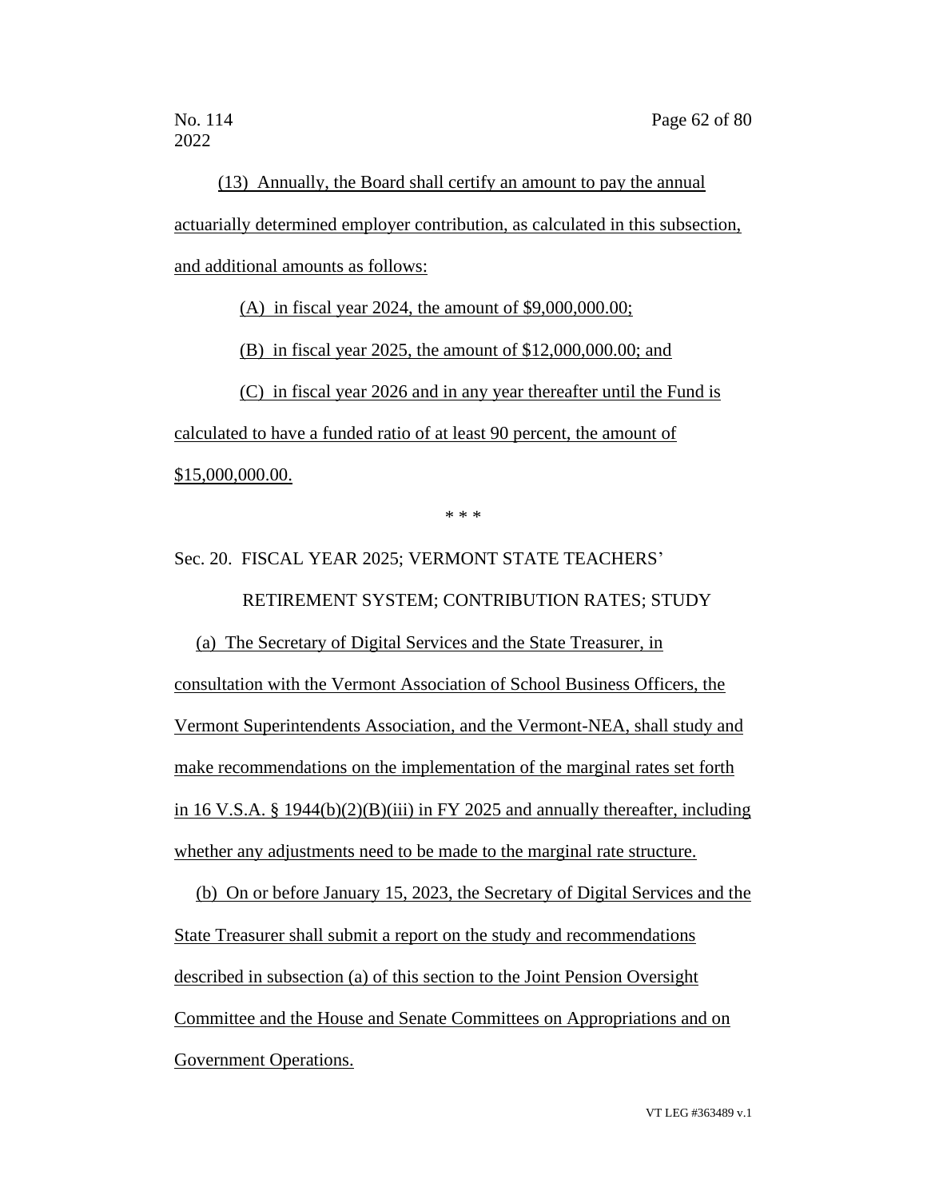(13) Annually, the Board shall certify an amount to pay the annual actuarially determined employer contribution, as calculated in this subsection, and additional amounts as follows:

(A) in fiscal year 2024, the amount of $9,000,000.00;

(B) in fiscal year 2025, the amount of $12,000,000.00; and

(C) in fiscal year 2026 and in any year thereafter until the Fund is calculated to have a funded ratio of at least 90 percent, the amount of $15,000,000.00.

\* \* \*

Sec. 20. FISCAL YEAR 2025; VERMONT STATE TEACHERS' RETIREMENT SYSTEM; CONTRIBUTION RATES; STUDY

(a) The Secretary of Digital Services and the State Treasurer, in consultation with the Vermont Association of School Business Officers, the Vermont Superintendents Association, and the Vermont-NEA, shall study and make recommendations on the implementation of the marginal rates set forth in 16 V.S.A. § 1944(b)(2)(B)(iii) in FY 2025 and annually thereafter, including whether any adjustments need to be made to the marginal rate structure.

(b) On or before January 15, 2023, the Secretary of Digital Services and the State Treasurer shall submit a report on the study and recommendations described in subsection (a) of this section to the Joint Pension Oversight Committee and the House and Senate Committees on Appropriations and on Government Operations.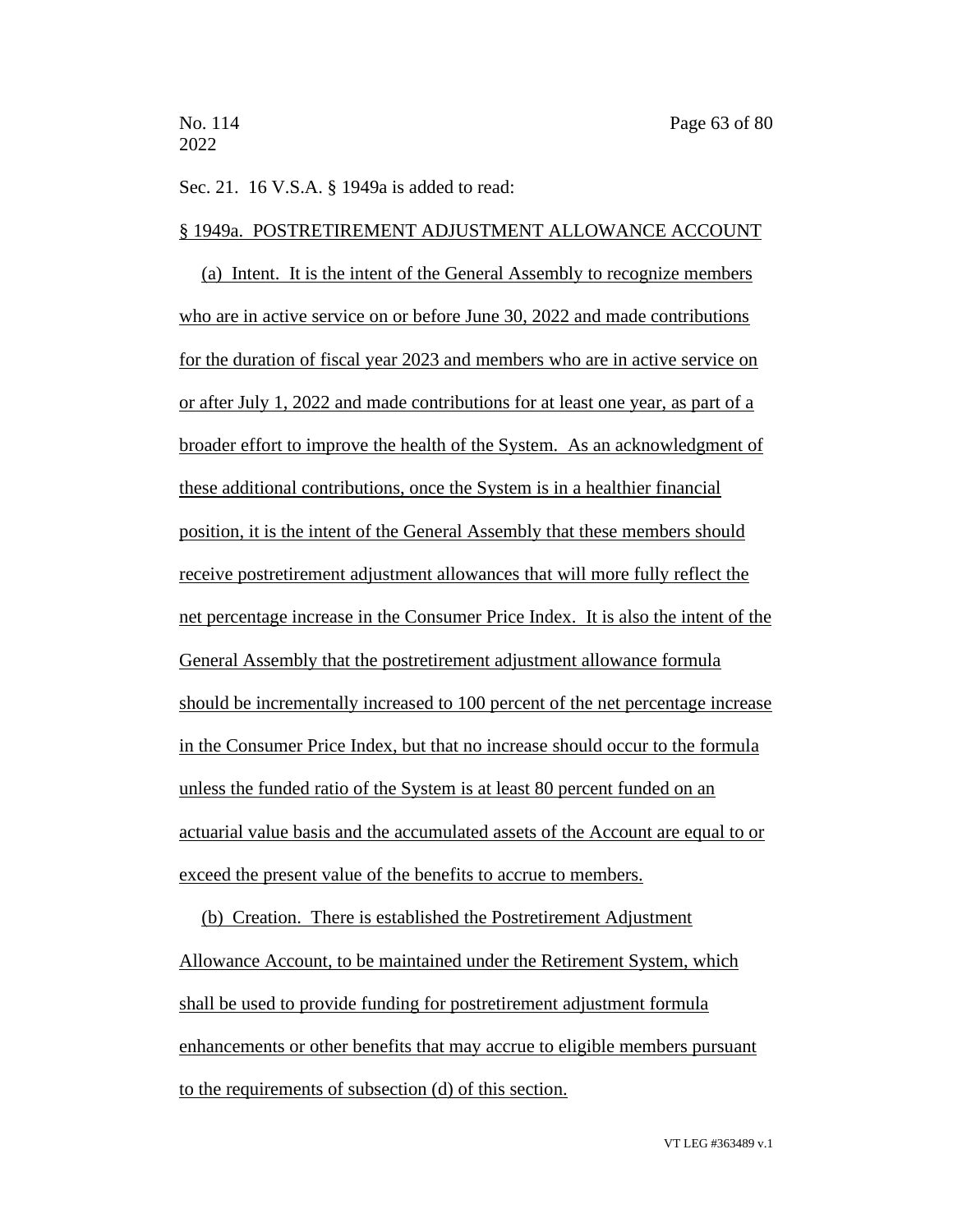Sec. 21. 16 V.S.A. § 1949a is added to read:

§ 1949a. POSTRETIREMENT ADJUSTMENT ALLOWANCE ACCOUNT

(a) Intent. It is the intent of the General Assembly to recognize members who are in active service on or before June 30, 2022 and made contributions for the duration of fiscal year 2023 and members who are in active service on or after July 1, 2022 and made contributions for at least one year, as part of a broader effort to improve the health of the System. As an acknowledgment of these additional contributions, once the System is in a healthier financial position, it is the intent of the General Assembly that these members should receive postretirement adjustment allowances that will more fully reflect the net percentage increase in the Consumer Price Index. It is also the intent of the General Assembly that the postretirement adjustment allowance formula should be incrementally increased to 100 percent of the net percentage increase in the Consumer Price Index, but that no increase should occur to the formula unless the funded ratio of the System is at least 80 percent funded on an actuarial value basis and the accumulated assets of the Account are equal to or exceed the present value of the benefits to accrue to members.

(b) Creation. There is established the Postretirement Adjustment Allowance Account, to be maintained under the Retirement System, which shall be used to provide funding for postretirement adjustment formula enhancements or other benefits that may accrue to eligible members pursuant to the requirements of subsection (d) of this section.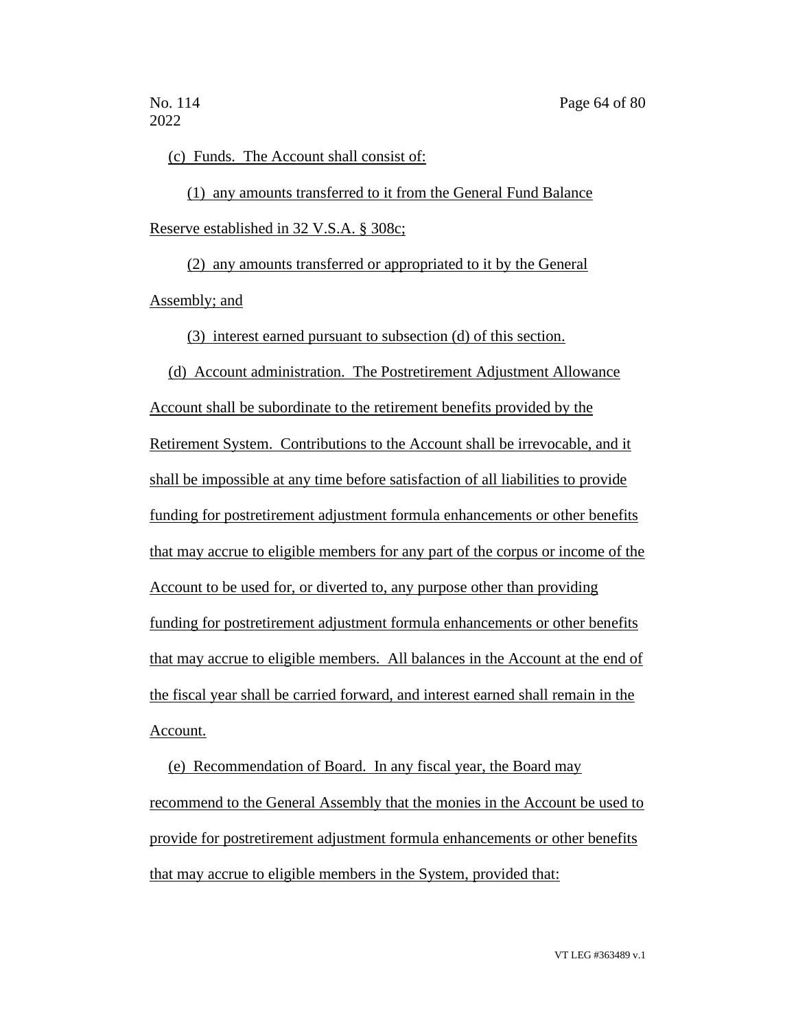(c) Funds. The Account shall consist of:

(1) any amounts transferred to it from the General Fund Balance Reserve established in 32 V.S.A. § 308c;

(2) any amounts transferred or appropriated to it by the General Assembly; and

(3) interest earned pursuant to subsection (d) of this section.

(d) Account administration. The Postretirement Adjustment Allowance Account shall be subordinate to the retirement benefits provided by the Retirement System. Contributions to the Account shall be irrevocable, and it shall be impossible at any time before satisfaction of all liabilities to provide funding for postretirement adjustment formula enhancements or other benefits that may accrue to eligible members for any part of the corpus or income of the Account to be used for, or diverted to, any purpose other than providing funding for postretirement adjustment formula enhancements or other benefits that may accrue to eligible members. All balances in the Account at the end of the fiscal year shall be carried forward, and interest earned shall remain in the Account.

(e) Recommendation of Board. In any fiscal year, the Board may recommend to the General Assembly that the monies in the Account be used to provide for postretirement adjustment formula enhancements or other benefits that may accrue to eligible members in the System, provided that: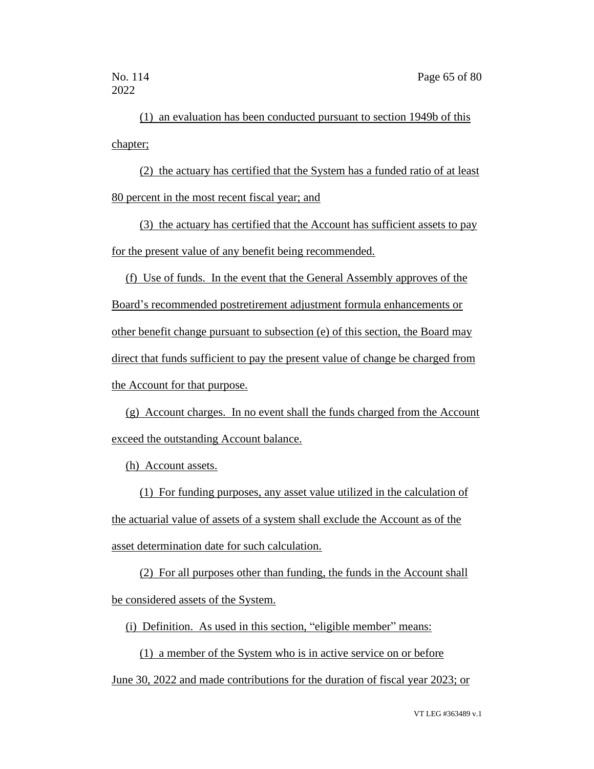(1) an evaluation has been conducted pursuant to section 1949b of this chapter;

(2) the actuary has certified that the System has a funded ratio of at least 80 percent in the most recent fiscal year; and

(3) the actuary has certified that the Account has sufficient assets to pay for the present value of any benefit being recommended.

(f) Use of funds. In the event that the General Assembly approves of the Board's recommended postretirement adjustment formula enhancements or other benefit change pursuant to subsection (e) of this section, the Board may direct that funds sufficient to pay the present value of change be charged from the Account for that purpose.

(g) Account charges. In no event shall the funds charged from the Account exceed the outstanding Account balance.

(h) Account assets.

(1) For funding purposes, any asset value utilized in the calculation of the actuarial value of assets of a system shall exclude the Account as of the asset determination date for such calculation.

(2) For all purposes other than funding, the funds in the Account shall be considered assets of the System.

(i) Definition. As used in this section, "eligible member" means:

(1) a member of the System who is in active service on or before June 30, 2022 and made contributions for the duration of fiscal year 2023; or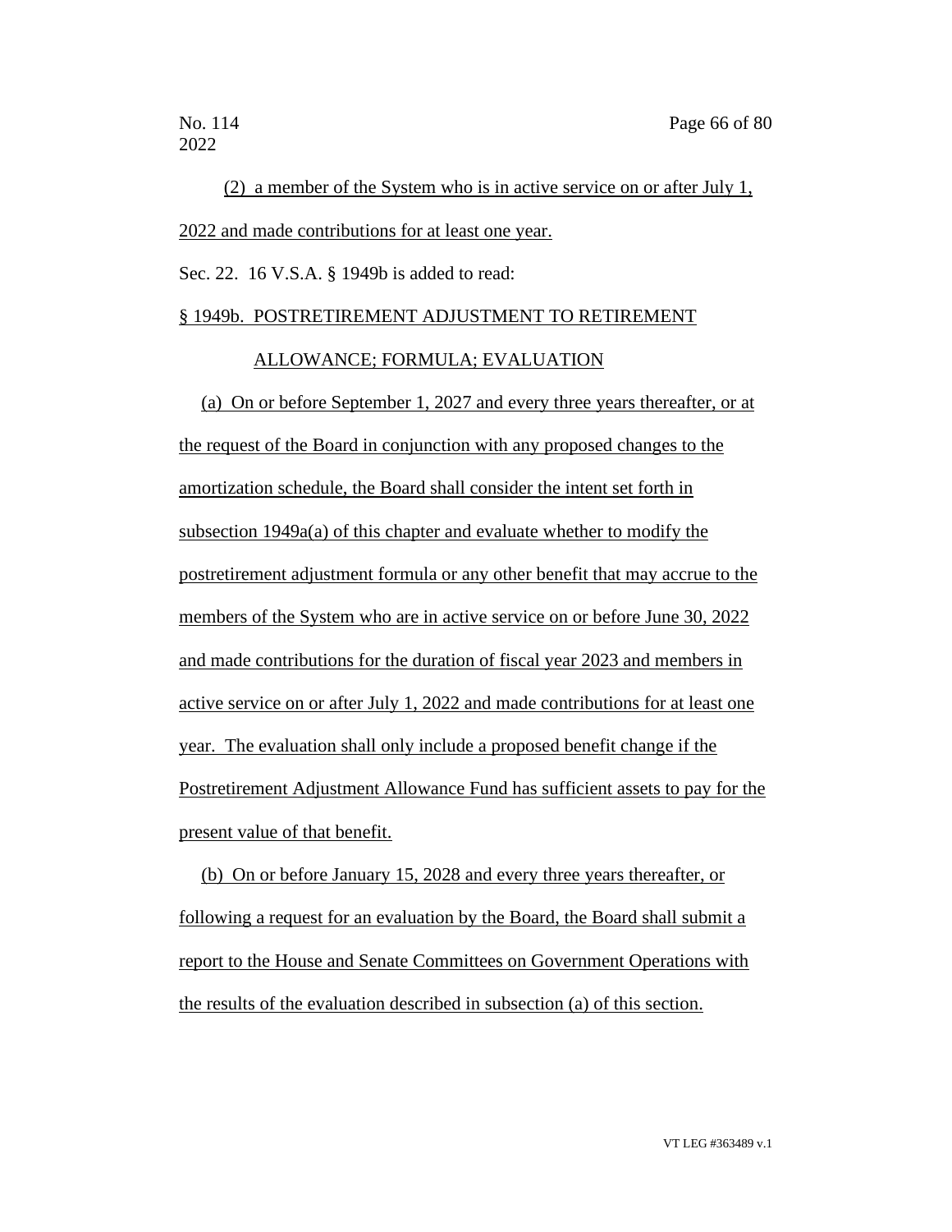(2) a member of the System who is in active service on or after July 1, 2022 and made contributions for at least one year.

Sec. 22. 16 V.S.A. § 1949b is added to read:

§ 1949b. POSTRETIREMENT ADJUSTMENT TO RETIREMENT ALLOWANCE; FORMULA; EVALUATION

(a) On or before September 1, 2027 and every three years thereafter, or at the request of the Board in conjunction with any proposed changes to the amortization schedule, the Board shall consider the intent set forth in subsection 1949a(a) of this chapter and evaluate whether to modify the postretirement adjustment formula or any other benefit that may accrue to the members of the System who are in active service on or before June 30, 2022 and made contributions for the duration of fiscal year 2023 and members in active service on or after July 1, 2022 and made contributions for at least one year. The evaluation shall only include a proposed benefit change if the Postretirement Adjustment Allowance Fund has sufficient assets to pay for the present value of that benefit.

(b) On or before January 15, 2028 and every three years thereafter, or following a request for an evaluation by the Board, the Board shall submit a report to the House and Senate Committees on Government Operations with the results of the evaluation described in subsection (a) of this section.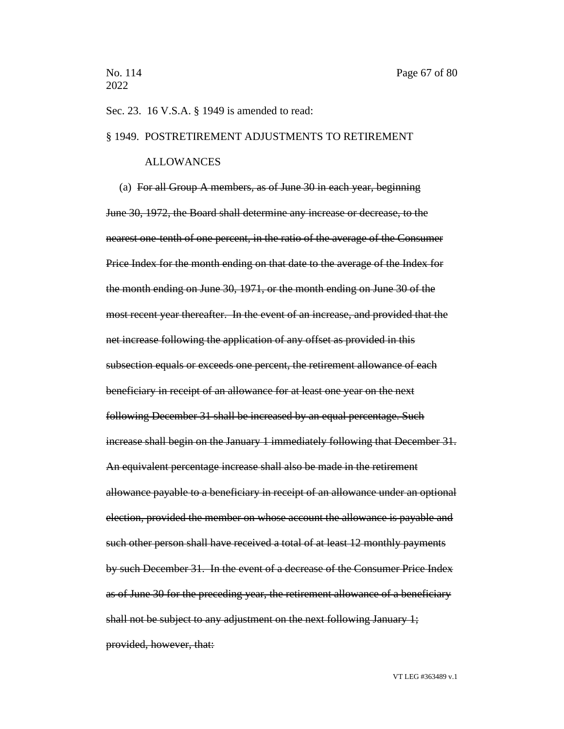Sec. 23. 16 V.S.A. § 1949 is amended to read:

§ 1949. POSTRETIREMENT ADJUSTMENTS TO RETIREMENT ALLOWANCES

(a) ~~For all Group A members, as of June 30 in each year, beginning June 30, 1972, the Board shall determine any increase or decrease, to the nearest one-tenth of one percent, in the ratio of the average of the Consumer Price Index for the month ending on that date to the average of the Index for the month ending on June 30, 1971, or the month ending on June 30 of the most recent year thereafter. In the event of an increase, and provided that the net increase following the application of any offset as provided in this subsection equals or exceeds one percent, the retirement allowance of each beneficiary in receipt of an allowance for at least one year on the next following December 31 shall be increased by an equal percentage. Such increase shall begin on the January 1 immediately following that December 31. An equivalent percentage increase shall also be made in the retirement allowance payable to a beneficiary in receipt of an allowance under an optional election, provided the member on whose account the allowance is payable and such other person shall have received a total of at least 12 monthly payments by such December 31. In the event of a decrease of the Consumer Price Index as of June 30 for the preceding year, the retirement allowance of a beneficiary shall not be subject to any adjustment on the next following January 1; provided, however, that:~~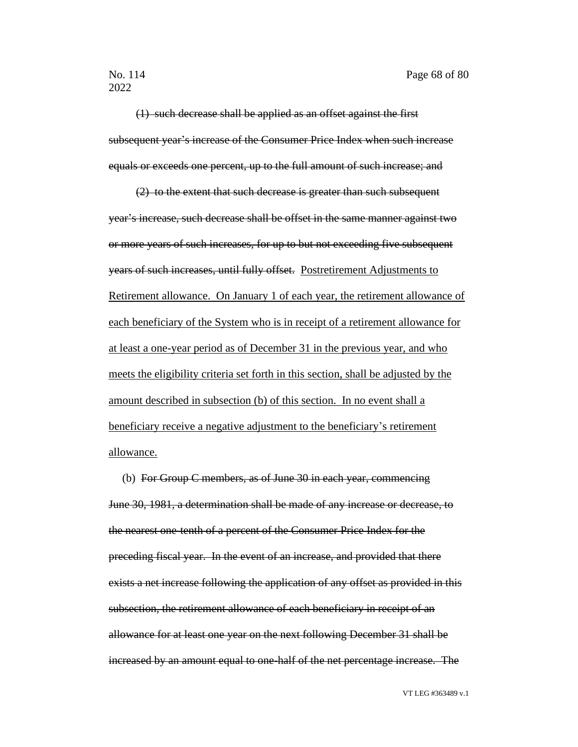~~(1) such decrease shall be applied as an offset against the first subsequent year's increase of the Consumer Price Index when such increase equals or exceeds one percent, up to the full amount of such increase; and~~

~~(2) to the extent that such decrease is greater than such subsequent year's increase, such decrease shall be offset in the same manner against two or more years of such increases, for up to but not exceeding five subsequent years of such increases, until fully offset.~~ <u>Postretirement Adjustments to Retirement allowance. On January 1 of each year, the retirement allowance of each beneficiary of the System who is in receipt of a retirement allowance for at least a one-year period as of December 31 in the previous year, and who meets the eligibility criteria set forth in this section, shall be adjusted by the amount described in subsection (b) of this section. In no event shall a beneficiary receive a negative adjustment to the beneficiary's retirement allowance.</u>

(b) ~~For Group C members, as of June 30 in each year, commencing June 30, 1981, a determination shall be made of any increase or decrease, to the nearest one-tenth of a percent of the Consumer Price Index for the preceding fiscal year. In the event of an increase, and provided that there exists a net increase following the application of any offset as provided in this subsection, the retirement allowance of each beneficiary in receipt of an allowance for at least one year on the next following December 31 shall be increased by an amount equal to one-half of the net percentage increase. The~~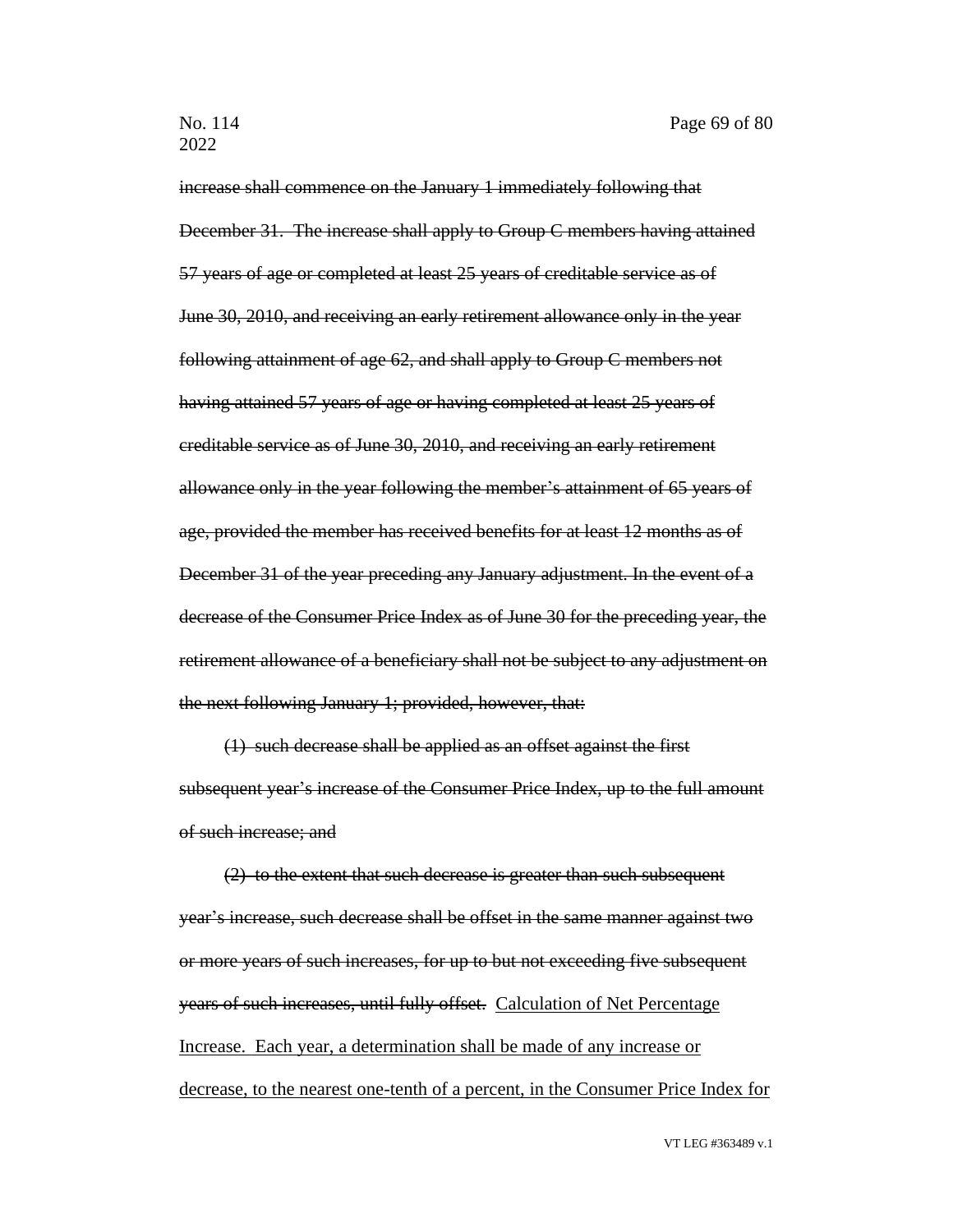~~increase shall commence on the January 1 immediately following that December 31. The increase shall apply to Group C members having attained 57 years of age or completed at least 25 years of creditable service as of June 30, 2010, and receiving an early retirement allowance only in the year following attainment of age 62, and shall apply to Group C members not having attained 57 years of age or having completed at least 25 years of creditable service as of June 30, 2010, and receiving an early retirement allowance only in the year following the member's attainment of 65 years of age, provided the member has received benefits for at least 12 months as of December 31 of the year preceding any January adjustment. In the event of a decrease of the Consumer Price Index as of June 30 for the preceding year, the retirement allowance of a beneficiary shall not be subject to any adjustment on the next following January 1; provided, however, that:~~

~~(1) such decrease shall be applied as an offset against the first subsequent year's increase of the Consumer Price Index, up to the full amount of such increase; and~~

~~(2) to the extent that such decrease is greater than such subsequent year's increase, such decrease shall be offset in the same manner against two or more years of such increases, for up to but not exceeding five subsequent years of such increases, until fully offset.~~ <u>Calculation of Net Percentage Increase. Each year, a determination shall be made of any increase or decrease, to the nearest one-tenth of a percent, in the Consumer Price Index for</u>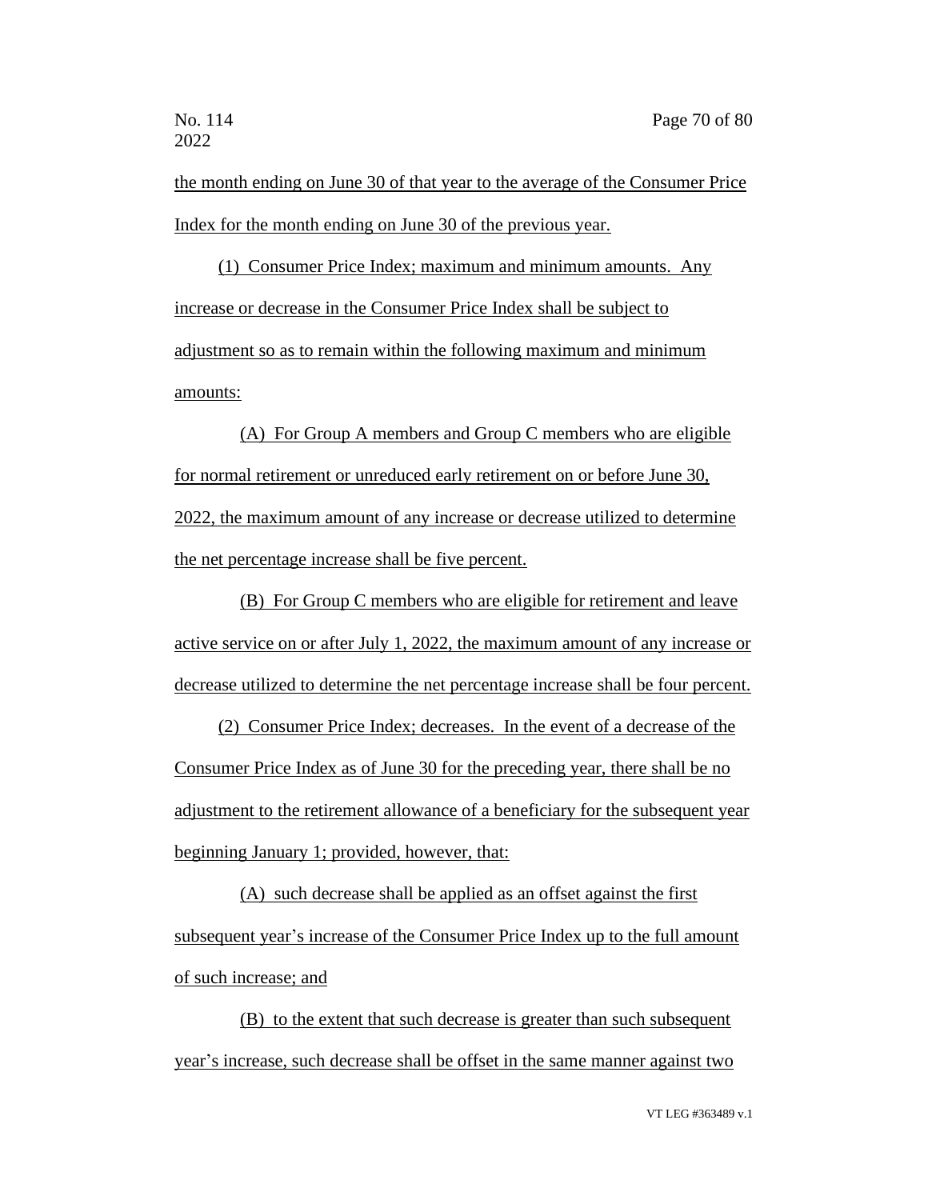the month ending on June 30 of that year to the average of the Consumer Price Index for the month ending on June 30 of the previous year.

(1) Consumer Price Index; maximum and minimum amounts. Any increase or decrease in the Consumer Price Index shall be subject to adjustment so as to remain within the following maximum and minimum amounts:

(A) For Group A members and Group C members who are eligible for normal retirement or unreduced early retirement on or before June 30, 2022, the maximum amount of any increase or decrease utilized to determine the net percentage increase shall be five percent.

(B) For Group C members who are eligible for retirement and leave active service on or after July 1, 2022, the maximum amount of any increase or decrease utilized to determine the net percentage increase shall be four percent.

(2) Consumer Price Index; decreases. In the event of a decrease of the Consumer Price Index as of June 30 for the preceding year, there shall be no adjustment to the retirement allowance of a beneficiary for the subsequent year beginning January 1; provided, however, that:

(A) such decrease shall be applied as an offset against the first subsequent year's increase of the Consumer Price Index up to the full amount of such increase; and

(B) to the extent that such decrease is greater than such subsequent year's increase, such decrease shall be offset in the same manner against two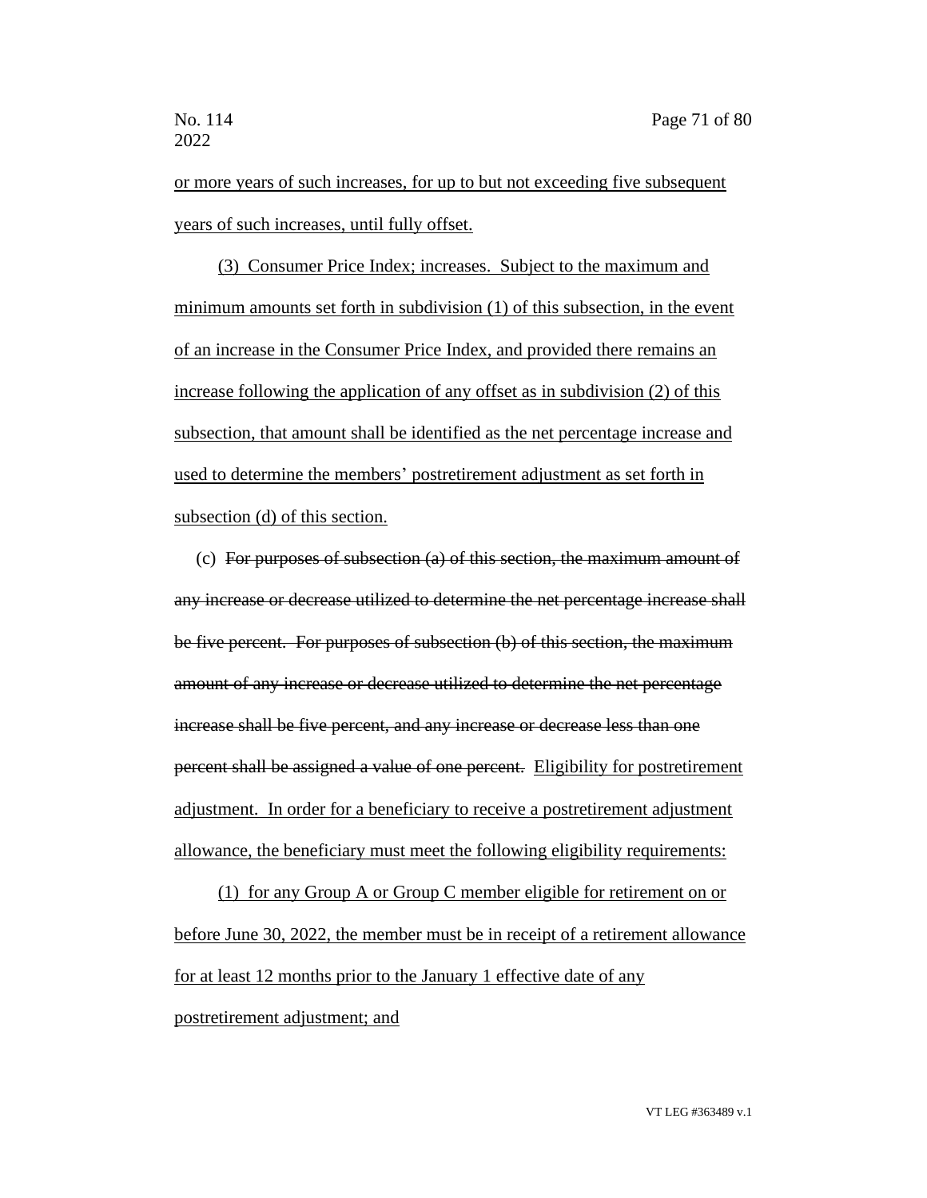or more years of such increases, for up to but not exceeding five subsequent years of such increases, until fully offset.

(3) Consumer Price Index; increases. Subject to the maximum and minimum amounts set forth in subdivision (1) of this subsection, in the event of an increase in the Consumer Price Index, and provided there remains an increase following the application of any offset as in subdivision (2) of this subsection, that amount shall be identified as the net percentage increase and used to determine the members' postretirement adjustment as set forth in subsection (d) of this section.

(c) ~~For purposes of subsection (a) of this section, the maximum amount of any increase or decrease utilized to determine the net percentage increase shall be five percent. For purposes of subsection (b) of this section, the maximum amount of any increase or decrease utilized to determine the net percentage increase shall be five percent, and any increase or decrease less than one percent shall be assigned a value of one percent.~~ Eligibility for postretirement adjustment. In order for a beneficiary to receive a postretirement adjustment allowance, the beneficiary must meet the following eligibility requirements:

(1) for any Group A or Group C member eligible for retirement on or before June 30, 2022, the member must be in receipt of a retirement allowance for at least 12 months prior to the January 1 effective date of any postretirement adjustment; and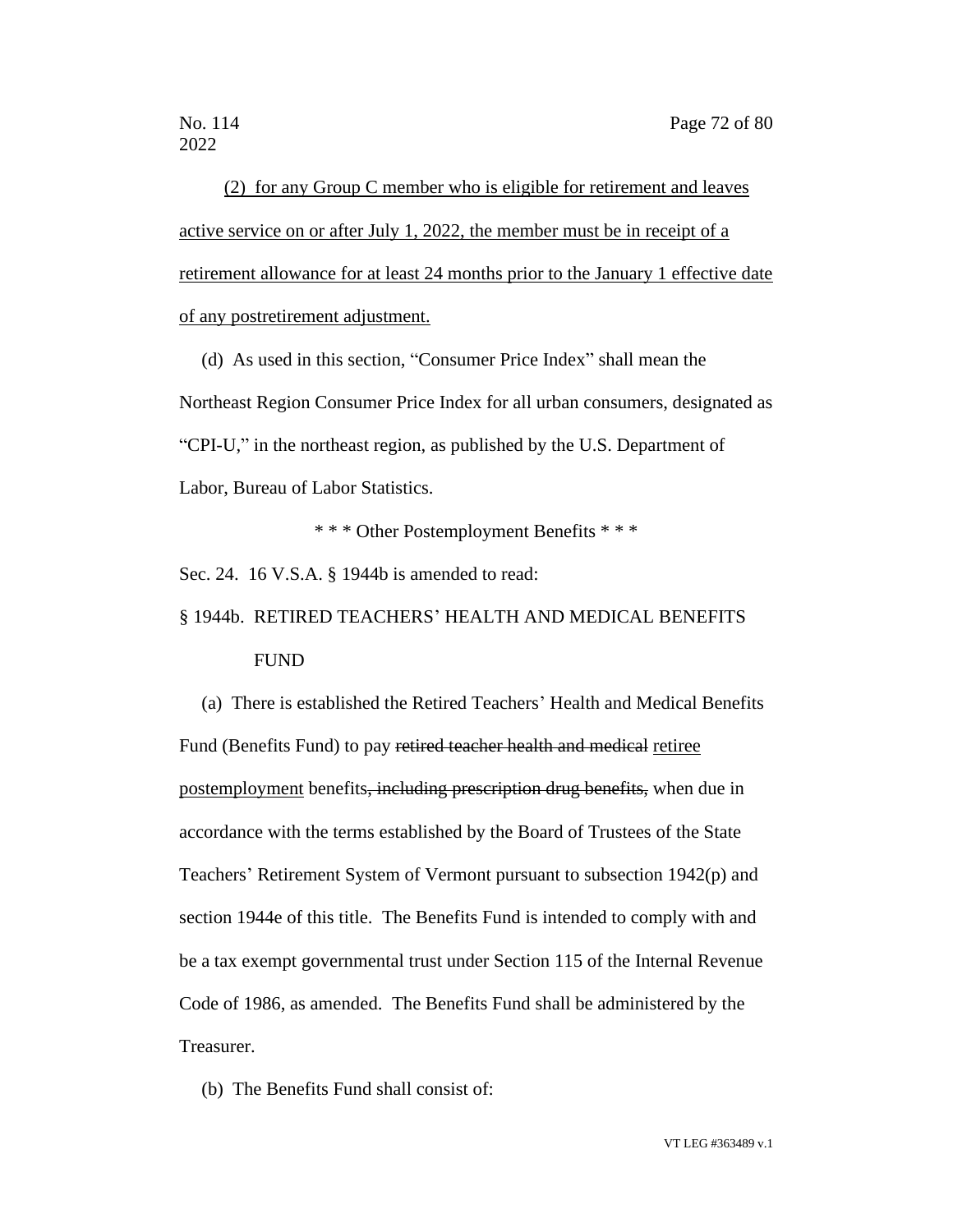(2) for any Group C member who is eligible for retirement and leaves active service on or after July 1, 2022, the member must be in receipt of a retirement allowance for at least 24 months prior to the January 1 effective date of any postretirement adjustment.

(d) As used in this section, "Consumer Price Index" shall mean the Northeast Region Consumer Price Index for all urban consumers, designated as "CPI-U," in the northeast region, as published by the U.S. Department of Labor, Bureau of Labor Statistics.

\* \* \* Other Postemployment Benefits \* \* \*

Sec. 24. 16 V.S.A. § 1944b is amended to read:

§ 1944b. RETIRED TEACHERS' HEALTH AND MEDICAL BENEFITS FUND

(a) There is established the Retired Teachers' Health and Medical Benefits Fund (Benefits Fund) to pay ~~retired teacher health and medical~~ retiree postemployment benefits~~, including prescription drug benefits,~~ when due in accordance with the terms established by the Board of Trustees of the State Teachers' Retirement System of Vermont pursuant to subsection 1942(p) and section 1944e of this title. The Benefits Fund is intended to comply with and be a tax exempt governmental trust under Section 115 of the Internal Revenue Code of 1986, as amended. The Benefits Fund shall be administered by the Treasurer.

(b) The Benefits Fund shall consist of: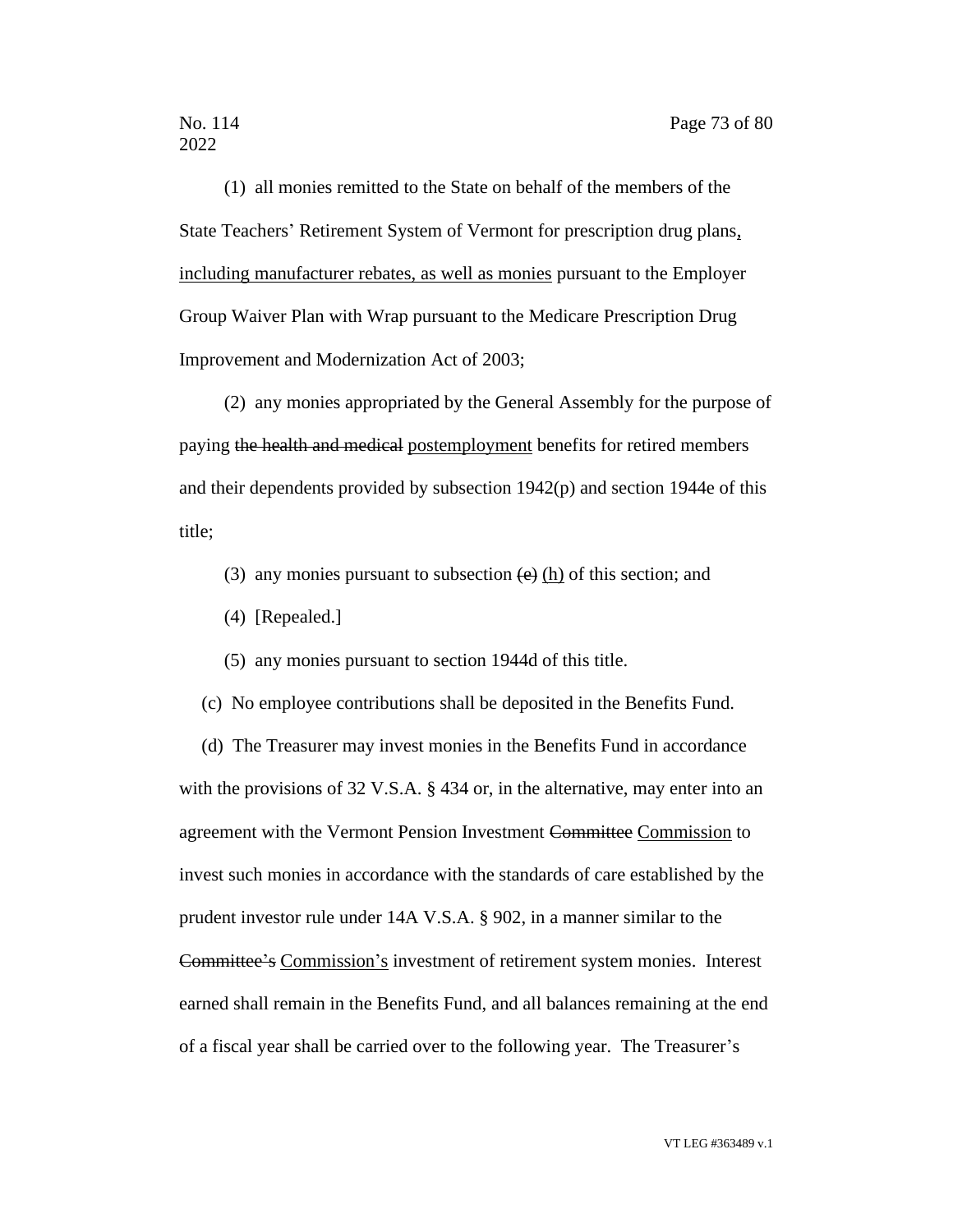(1) all monies remitted to the State on behalf of the members of the State Teachers' Retirement System of Vermont for prescription drug plans<u>, including manufacturer rebates, as well as monies</u> pursuant to the Employer Group Waiver Plan with Wrap pursuant to the Medicare Prescription Drug Improvement and Modernization Act of 2003;

(2) any monies appropriated by the General Assembly for the purpose of paying ~~the health and medical~~ <u>postemployment</u> benefits for retired members and their dependents provided by subsection 1942(p) and section 1944e of this title;

(3) any monies pursuant to subsection ~~(e)~~ <u>(h)</u> of this section; and

(4) [Repealed.]

(5) any monies pursuant to section 1944d of this title.

(c) No employee contributions shall be deposited in the Benefits Fund.

(d) The Treasurer may invest monies in the Benefits Fund in accordance with the provisions of 32 V.S.A. § 434 or, in the alternative, may enter into an agreement with the Vermont Pension Investment ~~Committee~~ <u>Commission</u> to invest such monies in accordance with the standards of care established by the prudent investor rule under 14A V.S.A. § 902, in a manner similar to the ~~Committee's~~ <u>Commission's</u> investment of retirement system monies. Interest earned shall remain in the Benefits Fund, and all balances remaining at the end of a fiscal year shall be carried over to the following year. The Treasurer's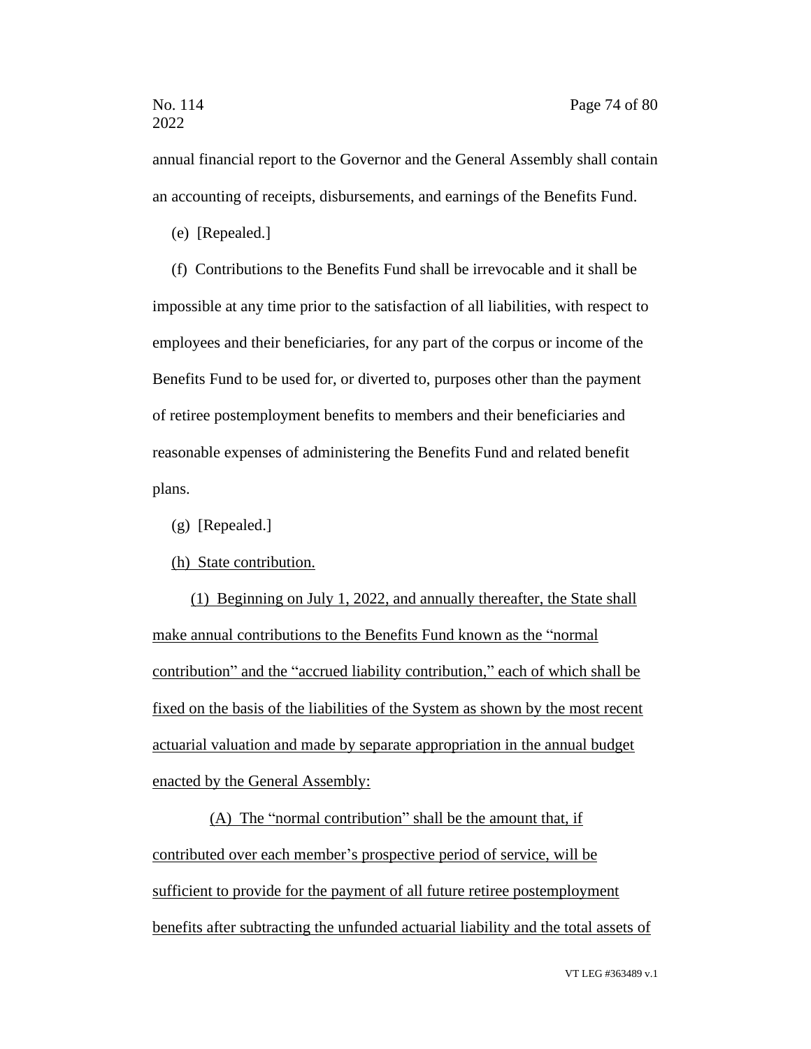annual financial report to the Governor and the General Assembly shall contain an accounting of receipts, disbursements, and earnings of the Benefits Fund.

(e) [Repealed.]

(f) Contributions to the Benefits Fund shall be irrevocable and it shall be impossible at any time prior to the satisfaction of all liabilities, with respect to employees and their beneficiaries, for any part of the corpus or income of the Benefits Fund to be used for, or diverted to, purposes other than the payment of retiree postemployment benefits to members and their beneficiaries and reasonable expenses of administering the Benefits Fund and related benefit plans.

(g) [Repealed.]

<u>(h) State contribution.</u>

<u>(1) Beginning on July 1, 2022, and annually thereafter, the State shall make annual contributions to the Benefits Fund known as the "normal contribution" and the "accrued liability contribution," each of which shall be fixed on the basis of the liabilities of the System as shown by the most recent actuarial valuation and made by separate appropriation in the annual budget enacted by the General Assembly:</u>

<u>(A) The "normal contribution" shall be the amount that, if contributed over each member's prospective period of service, will be sufficient to provide for the payment of all future retiree postemployment benefits after subtracting the unfunded actuarial liability and the total assets of</u>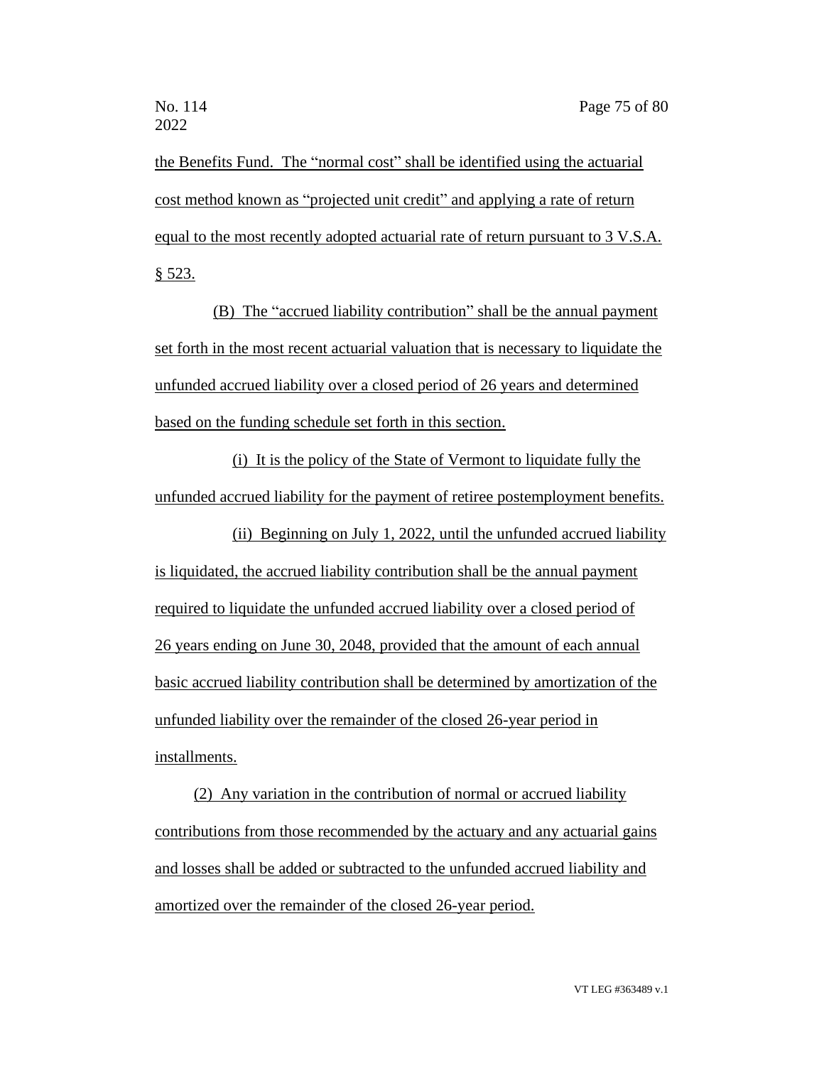the Benefits Fund. The "normal cost" shall be identified using the actuarial cost method known as "projected unit credit" and applying a rate of return equal to the most recently adopted actuarial rate of return pursuant to 3 V.S.A. § 523.

(B) The "accrued liability contribution" shall be the annual payment set forth in the most recent actuarial valuation that is necessary to liquidate the unfunded accrued liability over a closed period of 26 years and determined based on the funding schedule set forth in this section.

(i) It is the policy of the State of Vermont to liquidate fully the unfunded accrued liability for the payment of retiree postemployment benefits.

(ii) Beginning on July 1, 2022, until the unfunded accrued liability is liquidated, the accrued liability contribution shall be the annual payment required to liquidate the unfunded accrued liability over a closed period of 26 years ending on June 30, 2048, provided that the amount of each annual basic accrued liability contribution shall be determined by amortization of the unfunded liability over the remainder of the closed 26-year period in installments.

(2) Any variation in the contribution of normal or accrued liability contributions from those recommended by the actuary and any actuarial gains and losses shall be added or subtracted to the unfunded accrued liability and amortized over the remainder of the closed 26-year period.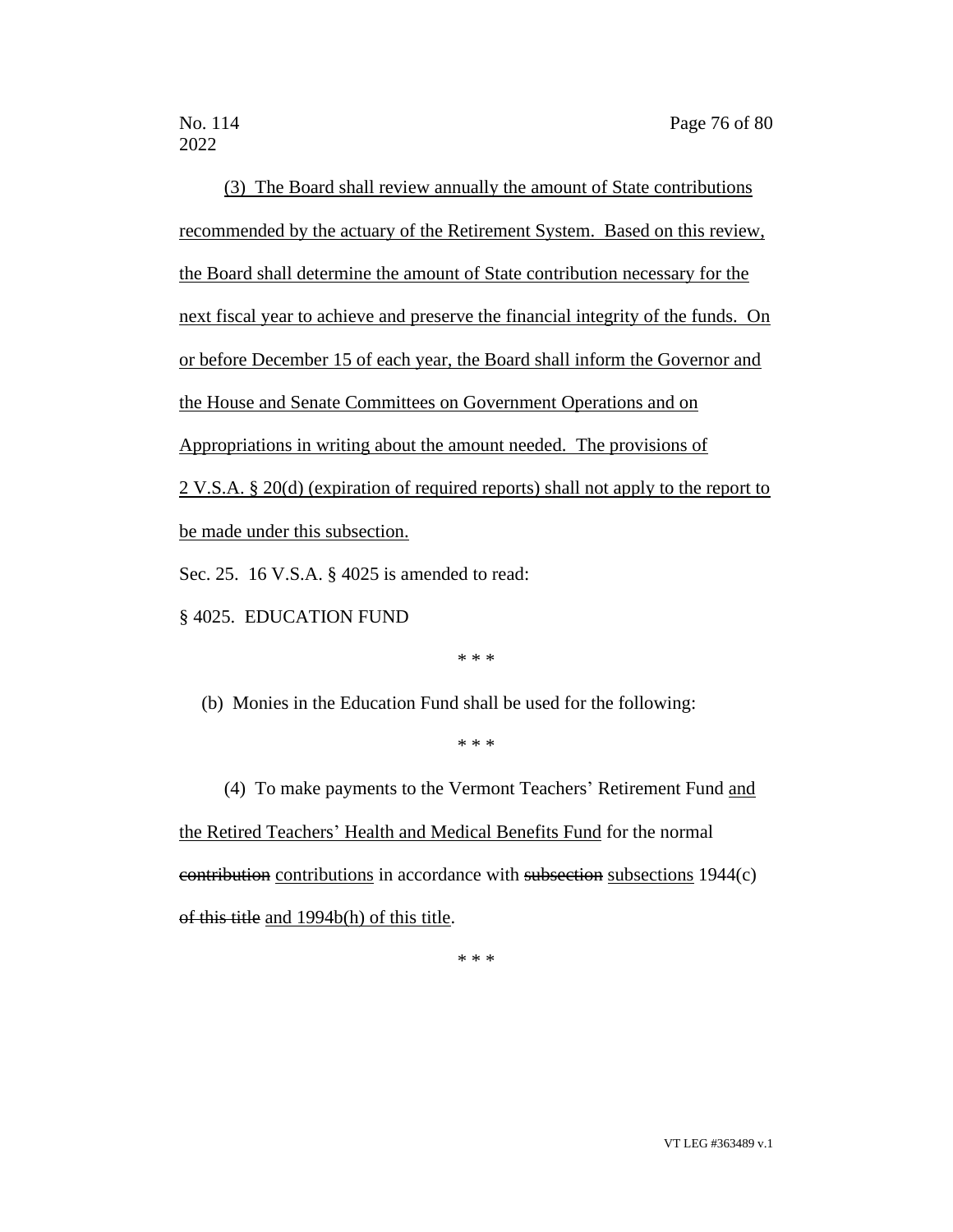(3) The Board shall review annually the amount of State contributions recommended by the actuary of the Retirement System. Based on this review, the Board shall determine the amount of State contribution necessary for the next fiscal year to achieve and preserve the financial integrity of the funds. On or before December 15 of each year, the Board shall inform the Governor and the House and Senate Committees on Government Operations and on Appropriations in writing about the amount needed. The provisions of 2 V.S.A. § 20(d) (expiration of required reports) shall not apply to the report to be made under this subsection.

Sec. 25. 16 V.S.A. § 4025 is amended to read:

§ 4025. EDUCATION FUND

\* \* \*

(b) Monies in the Education Fund shall be used for the following:

\* \* \*

(4) To make payments to the Vermont Teachers' Retirement Fund and the Retired Teachers' Health and Medical Benefits Fund for the normal ~~contribution~~ contributions in accordance with ~~subsection~~ subsections 1944(c) ~~of this title~~ and 1994b(h) of this title.

\* \* \*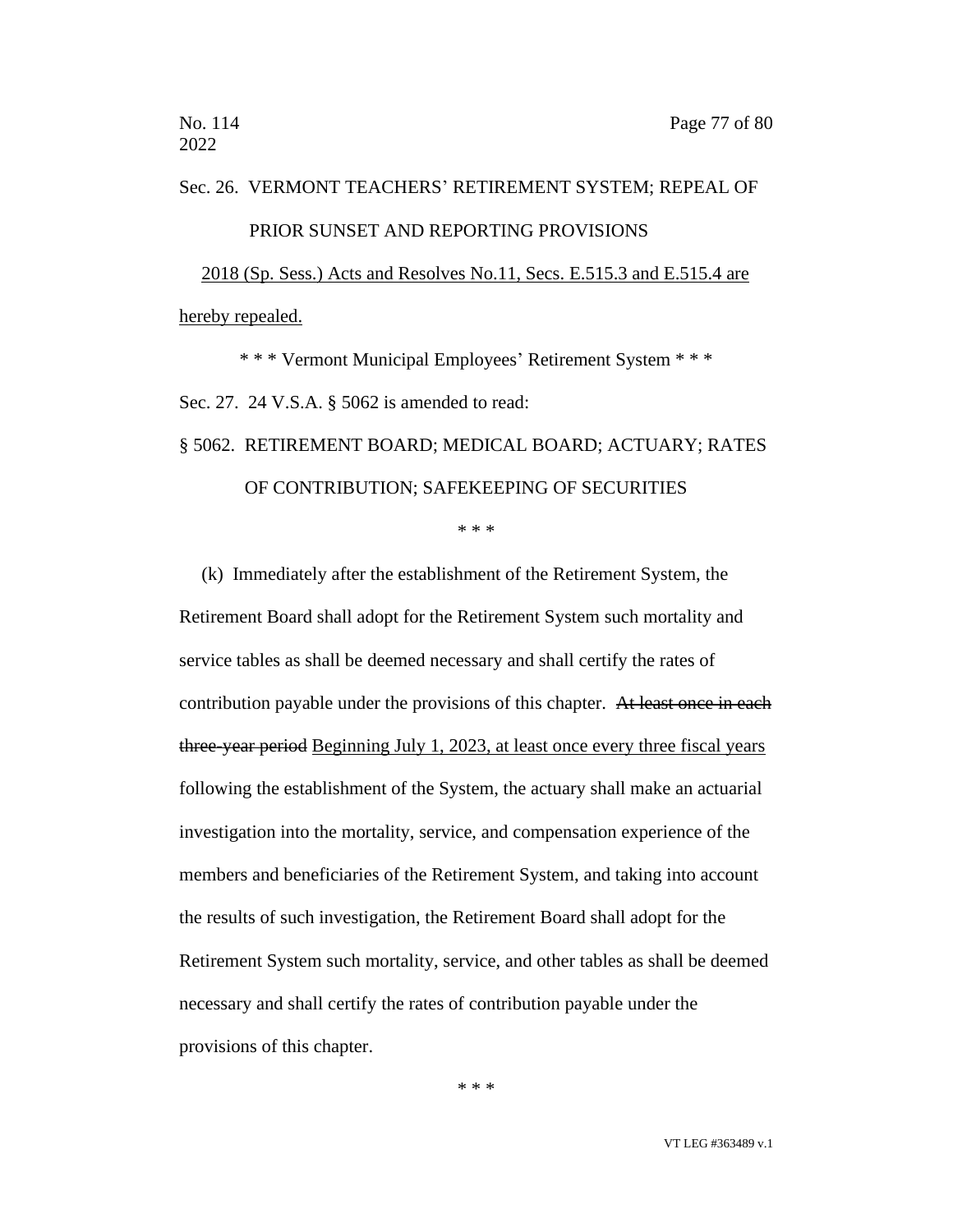Sec. 26. VERMONT TEACHERS' RETIREMENT SYSTEM; REPEAL OF PRIOR SUNSET AND REPORTING PROVISIONS

<u>2018 (Sp. Sess.) Acts and Resolves No.11, Secs. E.515.3 and E.515.4 are hereby repealed.</u>

\* \* \* Vermont Municipal Employees' Retirement System \* \* \*

Sec. 27. 24 V.S.A. § 5062 is amended to read:

§ 5062. RETIREMENT BOARD; MEDICAL BOARD; ACTUARY; RATES OF CONTRIBUTION; SAFEKEEPING OF SECURITIES

\* \* \*

(k) Immediately after the establishment of the Retirement System, the Retirement Board shall adopt for the Retirement System such mortality and service tables as shall be deemed necessary and shall certify the rates of contribution payable under the provisions of this chapter. ~~At least once in each three-year period~~ <u>Beginning July 1, 2023, at least once every three fiscal years</u> following the establishment of the System, the actuary shall make an actuarial investigation into the mortality, service, and compensation experience of the members and beneficiaries of the Retirement System, and taking into account the results of such investigation, the Retirement Board shall adopt for the Retirement System such mortality, service, and other tables as shall be deemed necessary and shall certify the rates of contribution payable under the provisions of this chapter.

\* \* \*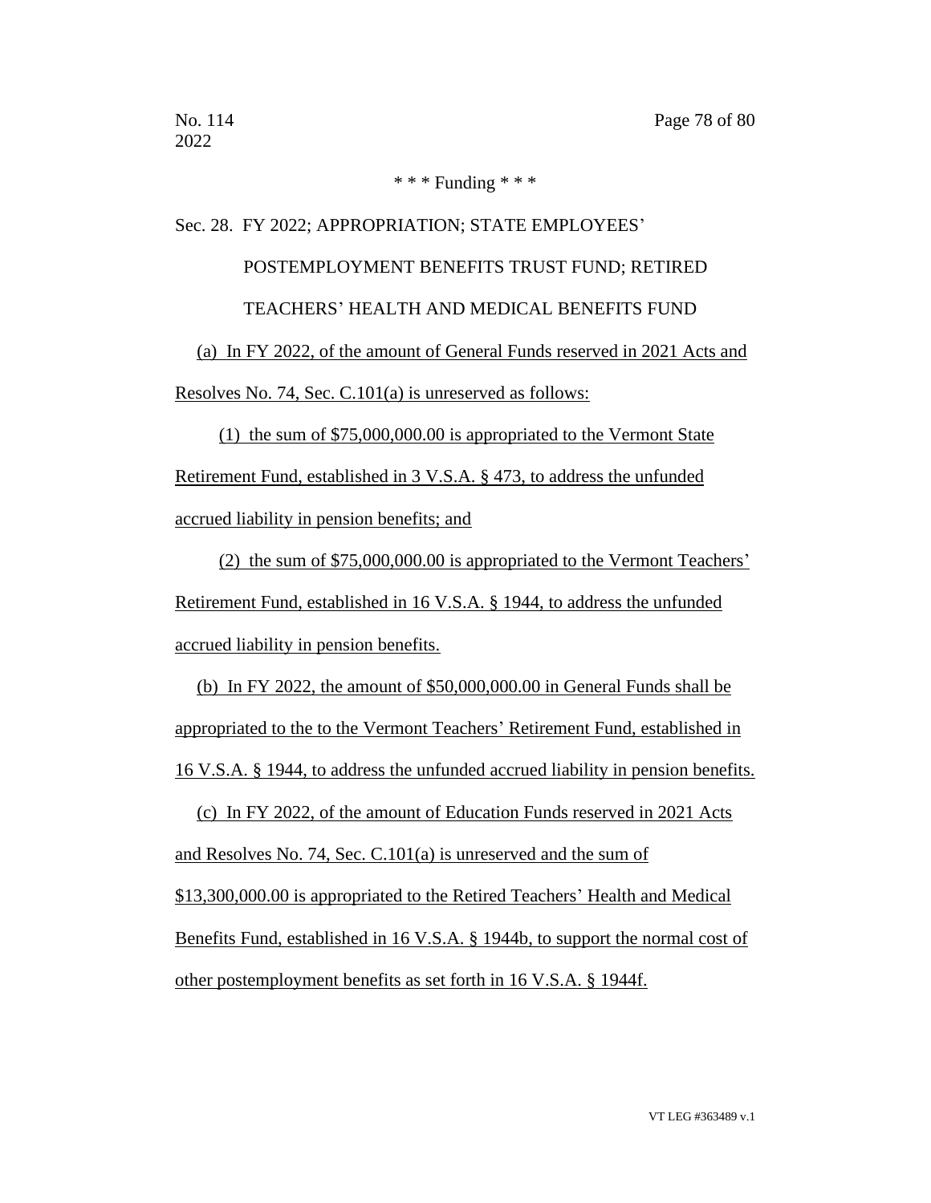\* \* \* Funding \* \* \*

Sec. 28. FY 2022; APPROPRIATION; STATE EMPLOYEES' POSTEMPLOYMENT BENEFITS TRUST FUND; RETIRED TEACHERS' HEALTH AND MEDICAL BENEFITS FUND

(a) In FY 2022, of the amount of General Funds reserved in 2021 Acts and Resolves No. 74, Sec. C.101(a) is unreserved as follows:

(1) the sum of $75,000,000.00 is appropriated to the Vermont State Retirement Fund, established in 3 V.S.A. § 473, to address the unfunded accrued liability in pension benefits; and

(2) the sum of $75,000,000.00 is appropriated to the Vermont Teachers' Retirement Fund, established in 16 V.S.A. § 1944, to address the unfunded accrued liability in pension benefits.

(b) In FY 2022, the amount of $50,000,000.00 in General Funds shall be appropriated to the to the Vermont Teachers' Retirement Fund, established in 16 V.S.A. § 1944, to address the unfunded accrued liability in pension benefits.

(c) In FY 2022, of the amount of Education Funds reserved in 2021 Acts and Resolves No. 74, Sec. C.101(a) is unreserved and the sum of $13,300,000.00 is appropriated to the Retired Teachers' Health and Medical Benefits Fund, established in 16 V.S.A. § 1944b, to support the normal cost of other postemployment benefits as set forth in 16 V.S.A. § 1944f.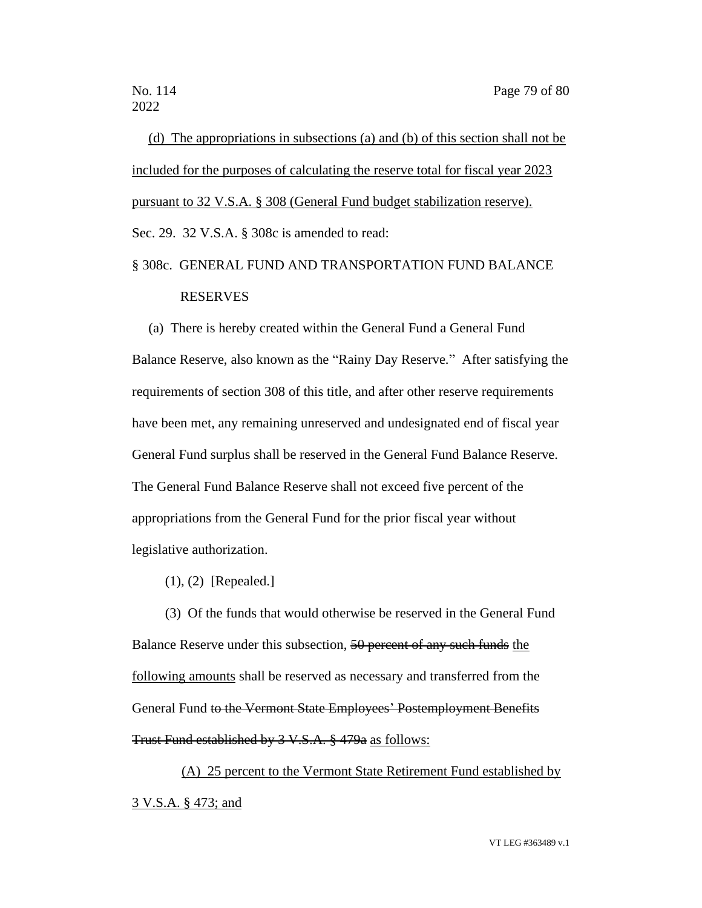(d) The appropriations in subsections (a) and (b) of this section shall not be included for the purposes of calculating the reserve total for fiscal year 2023 pursuant to 32 V.S.A. § 308 (General Fund budget stabilization reserve).

Sec. 29. 32 V.S.A. § 308c is amended to read:

§ 308c. GENERAL FUND AND TRANSPORTATION FUND BALANCE RESERVES

(a) There is hereby created within the General Fund a General Fund Balance Reserve, also known as the "Rainy Day Reserve." After satisfying the requirements of section 308 of this title, and after other reserve requirements have been met, any remaining unreserved and undesignated end of fiscal year General Fund surplus shall be reserved in the General Fund Balance Reserve. The General Fund Balance Reserve shall not exceed five percent of the appropriations from the General Fund for the prior fiscal year without legislative authorization.

(1), (2) [Repealed.]

(3) Of the funds that would otherwise be reserved in the General Fund Balance Reserve under this subsection, ~~50 percent of any such funds~~ the following amounts shall be reserved as necessary and transferred from the General Fund ~~to the Vermont State Employees' Postemployment Benefits Trust Fund established by 3 V.S.A. § 479a~~ as follows:

(A) 25 percent to the Vermont State Retirement Fund established by 3 V.S.A. § 473; and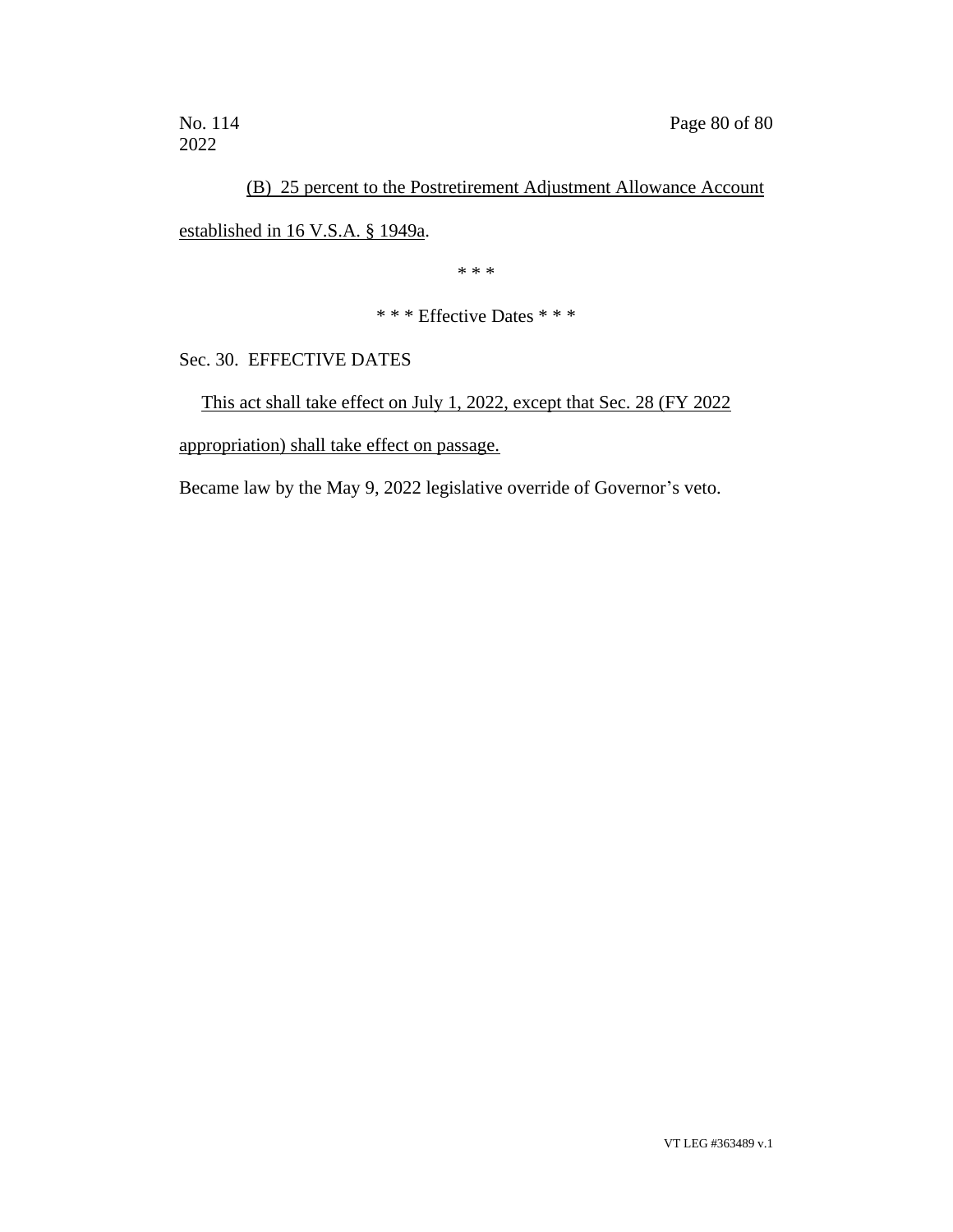(B) 25 percent to the Postretirement Adjustment Allowance Account established in 16 V.S.A. § 1949a.

\* \* \*

\* \* \* Effective Dates \* \* \*

Sec. 30. EFFECTIVE DATES

This act shall take effect on July 1, 2022, except that Sec. 28 (FY 2022 appropriation) shall take effect on passage.

Became law by the May 9, 2022 legislative override of Governor's veto.